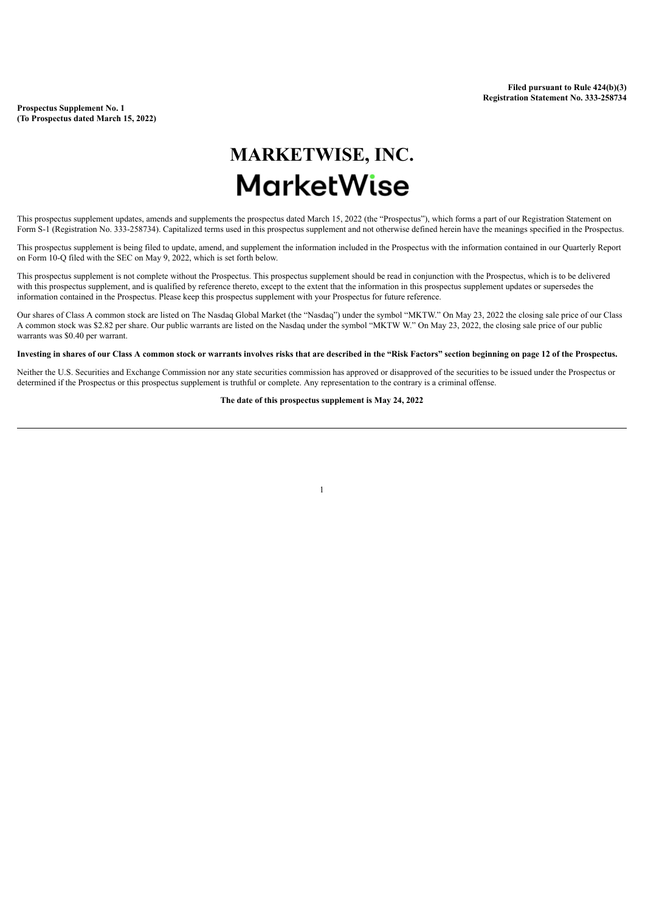**Filed pursuant to Rule 424(b)(3)**
**Registration Statement No. 333-258734**

**Prospectus Supplement No. 1**
**(To Prospectus dated March 15, 2022)**

# MARKETWISE, INC.

MarketWise

This prospectus supplement updates, amends and supplements the prospectus dated March 15, 2022 (the "Prospectus"), which forms a part of our Registration Statement on Form S-1 (Registration No. 333-258734). Capitalized terms used in this prospectus supplement and not otherwise defined herein have the meanings specified in the Prospectus.

This prospectus supplement is being filed to update, amend, and supplement the information included in the Prospectus with the information contained in our Quarterly Report on Form 10-Q filed with the SEC on May 9, 2022, which is set forth below.

This prospectus supplement is not complete without the Prospectus. This prospectus supplement should be read in conjunction with the Prospectus, which is to be delivered with this prospectus supplement, and is qualified by reference thereto, except to the extent that the information in this prospectus supplement updates or supersedes the information contained in the Prospectus. Please keep this prospectus supplement with your Prospectus for future reference.

Our shares of Class A common stock are listed on The Nasdaq Global Market (the "Nasdaq") under the symbol "MKTW." On May 23, 2022 the closing sale price of our Class A common stock was $2.82 per share. Our public warrants are listed on the Nasdaq under the symbol "MKTW W." On May 23, 2022, the closing sale price of our public warrants was $0.40 per warrant.

**Investing in shares of our Class A common stock or warrants involves risks that are described in the "Risk Factors" section beginning on page 12 of the Prospectus.**

Neither the U.S. Securities and Exchange Commission nor any state securities commission has approved or disapproved of the securities to be issued under the Prospectus or determined if the Prospectus or this prospectus supplement is truthful or complete. Any representation to the contrary is a criminal offense.

**The date of this prospectus supplement is May 24, 2022**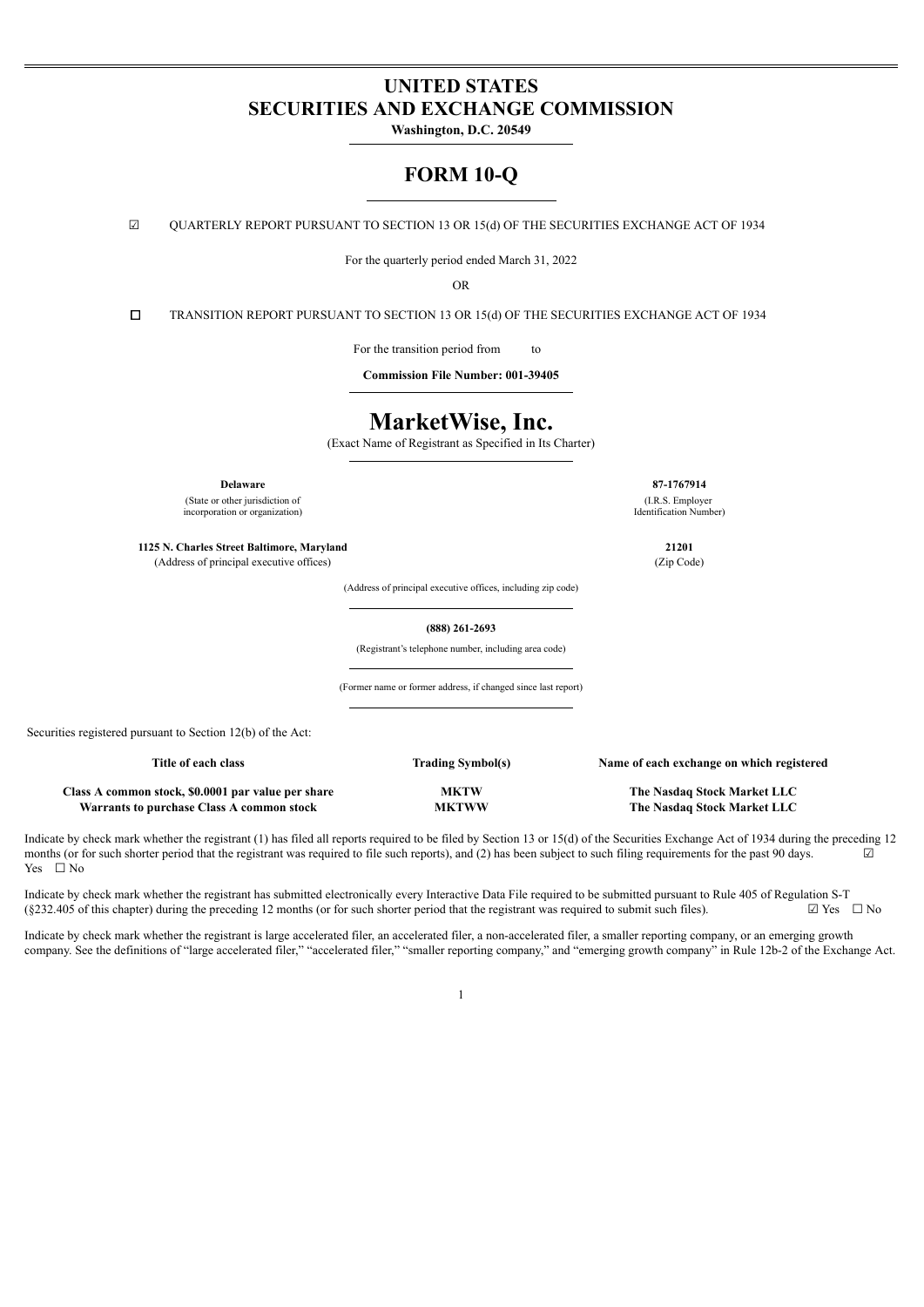# UNITED STATES SECURITIES AND EXCHANGE COMMISSION

**Washington, D.C. 20549**

## FORM 10-Q

☑ QUARTERLY REPORT PURSUANT TO SECTION 13 OR 15(d) OF THE SECURITIES EXCHANGE ACT OF 1934

For the quarterly period ended March 31, 2022

OR

☐ TRANSITION REPORT PURSUANT TO SECTION 13 OR 15(d) OF THE SECURITIES EXCHANGE ACT OF 1934

For the transition period from to

**Commission File Number: 001-39405**

# MarketWise, Inc.

(Exact Name of Registrant as Specified in Its Charter)

| | |
|---|---|
| **Delaware** | **87-1767914** |
| (State or other jurisdiction of incorporation or organization) | (I.R.S. Employer Identification Number) |
| **1125 N. Charles Street Baltimore, Maryland** | **21201** |
| (Address of principal executive offices) | (Zip Code) |

(Address of principal executive offices, including zip code)

**(888) 261-2693**

(Registrant's telephone number, including area code)

(Former name or former address, if changed since last report)

Securities registered pursuant to Section 12(b) of the Act:

| Title of each class | Trading Symbol(s) | Name of each exchange on which registered |
|---|---|---|
| **Class A common stock, $0.0001 par value per share** | **MKTW** | **The Nasdaq Stock Market LLC** |
| **Warrants to purchase Class A common stock** | **MKTWW** | **The Nasdaq Stock Market LLC** |

Indicate by check mark whether the registrant (1) has filed all reports required to be filed by Section 13 or 15(d) of the Securities Exchange Act of 1934 during the preceding 12 months (or for such shorter period that the registrant was required to file such reports), and (2) has been subject to such filing requirements for the past 90 days. ☑ Yes ☐ No

Indicate by check mark whether the registrant has submitted electronically every Interactive Data File required to be submitted pursuant to Rule 405 of Regulation S-T (§232.405 of this chapter) during the preceding 12 months (or for such shorter period that the registrant was required to submit such files). ☑ Yes ☐ No

Indicate by check mark whether the registrant is large accelerated filer, an accelerated filer, a non-accelerated filer, a smaller reporting company, or an emerging growth company. See the definitions of "large accelerated filer," "accelerated filer," "smaller reporting company," and "emerging growth company" in Rule 12b-2 of the Exchange Act.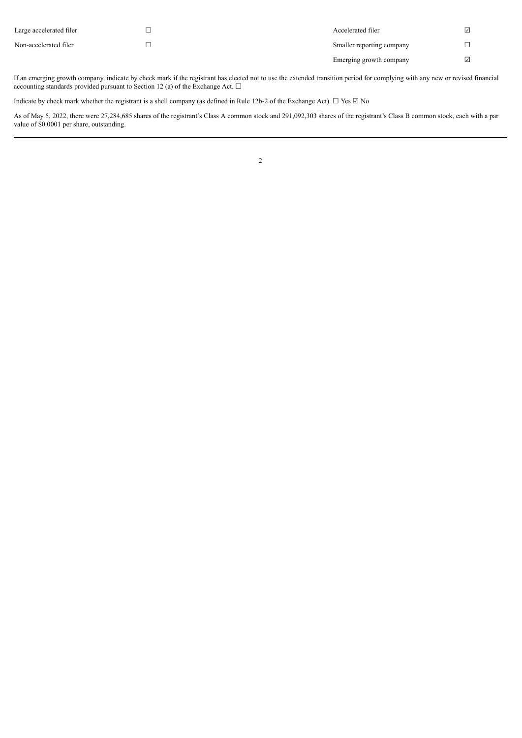| Large accelerated filer | ☐ | Accelerated filer | ☑ |
|---|---|---|---|
| Non-accelerated filer | ☐ | Smaller reporting company | ☐ |
| | | Emerging growth company | ☑ |

If an emerging growth company, indicate by check mark if the registrant has elected not to use the extended transition period for complying with any new or revised financial accounting standards provided pursuant to Section 12 (a) of the Exchange Act. ☐

Indicate by check mark whether the registrant is a shell company (as defined in Rule 12b-2 of the Exchange Act). ☐ Yes ☑ No

As of May 5, 2022, there were 27,284,685 shares of the registrant's Class A common stock and 291,092,303 shares of the registrant's Class B common stock, each with a par value of $0.0001 per share, outstanding.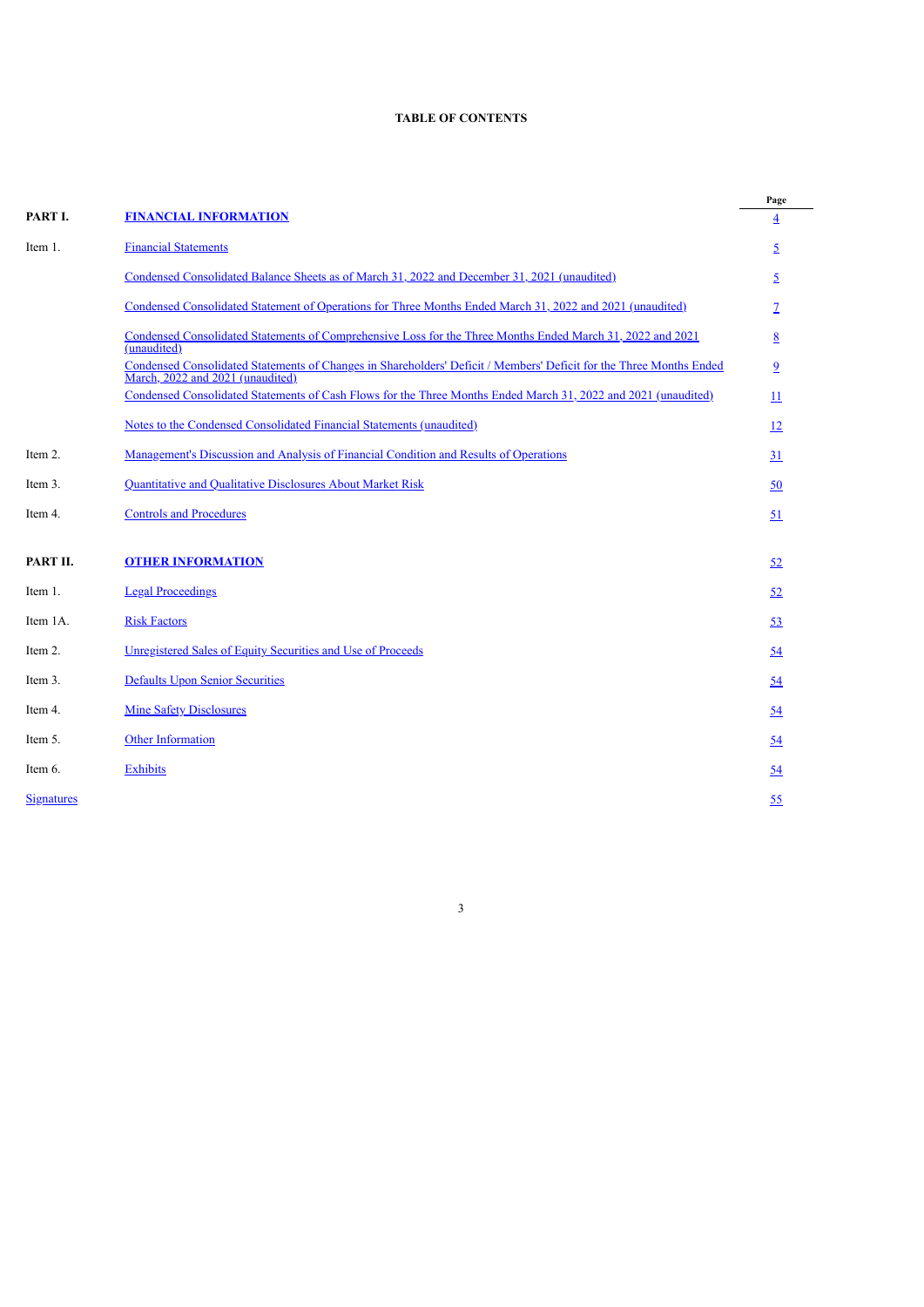**TABLE OF CONTENTS**

| | | Page |
|---|---|---|
| **PART I.** | **FINANCIAL INFORMATION** | 4 |
| Item 1. | Financial Statements | 5 |
| | Condensed Consolidated Balance Sheets as of March 31, 2022 and December 31, 2021 (unaudited) | 5 |
| | Condensed Consolidated Statement of Operations for Three Months Ended March 31, 2022 and 2021 (unaudited) | 7 |
| | Condensed Consolidated Statements of Comprehensive Loss for the Three Months Ended March 31, 2022 and 2021 (unaudited) | 8 |
| | Condensed Consolidated Statements of Changes in Shareholders' Deficit / Members' Deficit for the Three Months Ended March, 2022 and 2021 (unaudited) | 9 |
| | Condensed Consolidated Statements of Cash Flows for the Three Months Ended March 31, 2022 and 2021 (unaudited) | 11 |
| | Notes to the Condensed Consolidated Financial Statements (unaudited) | 12 |
| Item 2. | Management's Discussion and Analysis of Financial Condition and Results of Operations | 31 |
| Item 3. | Quantitative and Qualitative Disclosures About Market Risk | 50 |
| Item 4. | Controls and Procedures | 51 |
| **PART II.** | **OTHER INFORMATION** | 52 |
| Item 1. | Legal Proceedings | 52 |
| Item 1A. | Risk Factors | 53 |
| Item 2. | Unregistered Sales of Equity Securities and Use of Proceeds | 54 |
| Item 3. | Defaults Upon Senior Securities | 54 |
| Item 4. | Mine Safety Disclosures | 54 |
| Item 5. | Other Information | 54 |
| Item 6. | Exhibits | 54 |
| Signatures | | 55 |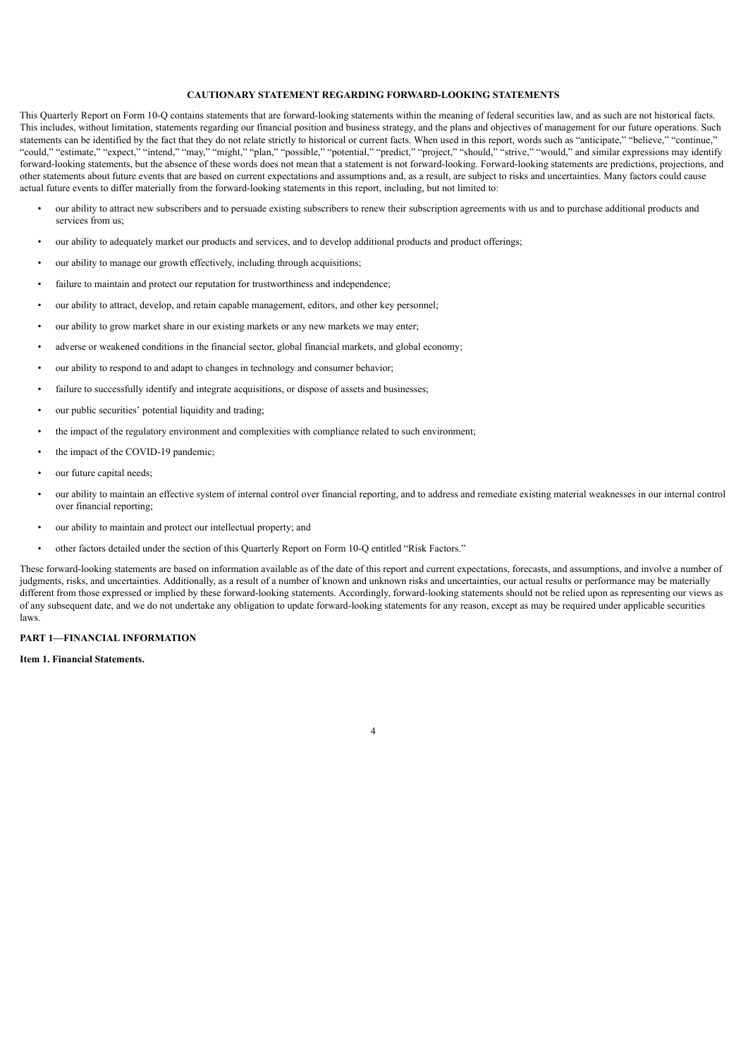**CAUTIONARY STATEMENT REGARDING FORWARD-LOOKING STATEMENTS**

This Quarterly Report on Form 10-Q contains statements that are forward-looking statements within the meaning of federal securities law, and as such are not historical facts. This includes, without limitation, statements regarding our financial position and business strategy, and the plans and objectives of management for our future operations. Such statements can be identified by the fact that they do not relate strictly to historical or current facts. When used in this report, words such as "anticipate," "believe," "continue," "could," "estimate," "expect," "intend," "may," "might," "plan," "possible," "potential," "predict," "project," "should," "strive," "would," and similar expressions may identify forward-looking statements, but the absence of these words does not mean that a statement is not forward-looking. Forward-looking statements are predictions, projections, and other statements about future events that are based on current expectations and assumptions and, as a result, are subject to risks and uncertainties. Many factors could cause actual future events to differ materially from the forward-looking statements in this report, including, but not limited to:

- our ability to attract new subscribers and to persuade existing subscribers to renew their subscription agreements with us and to purchase additional products and services from us;
- our ability to adequately market our products and services, and to develop additional products and product offerings;
- our ability to manage our growth effectively, including through acquisitions;
- failure to maintain and protect our reputation for trustworthiness and independence;
- our ability to attract, develop, and retain capable management, editors, and other key personnel;
- our ability to grow market share in our existing markets or any new markets we may enter;
- adverse or weakened conditions in the financial sector, global financial markets, and global economy;
- our ability to respond to and adapt to changes in technology and consumer behavior;
- failure to successfully identify and integrate acquisitions, or dispose of assets and businesses;
- our public securities' potential liquidity and trading;
- the impact of the regulatory environment and complexities with compliance related to such environment;
- the impact of the COVID-19 pandemic;
- our future capital needs;
- our ability to maintain an effective system of internal control over financial reporting, and to address and remediate existing material weaknesses in our internal control over financial reporting;
- our ability to maintain and protect our intellectual property; and
- other factors detailed under the section of this Quarterly Report on Form 10-Q entitled "Risk Factors."

These forward-looking statements are based on information available as of the date of this report and current expectations, forecasts, and assumptions, and involve a number of judgments, risks, and uncertainties. Additionally, as a result of a number of known and unknown risks and uncertainties, our actual results or performance may be materially different from those expressed or implied by these forward-looking statements. Accordingly, forward-looking statements should not be relied upon as representing our views as of any subsequent date, and we do not undertake any obligation to update forward-looking statements for any reason, except as may be required under applicable securities laws.

## PART 1—FINANCIAL INFORMATION

### Item 1. Financial Statements.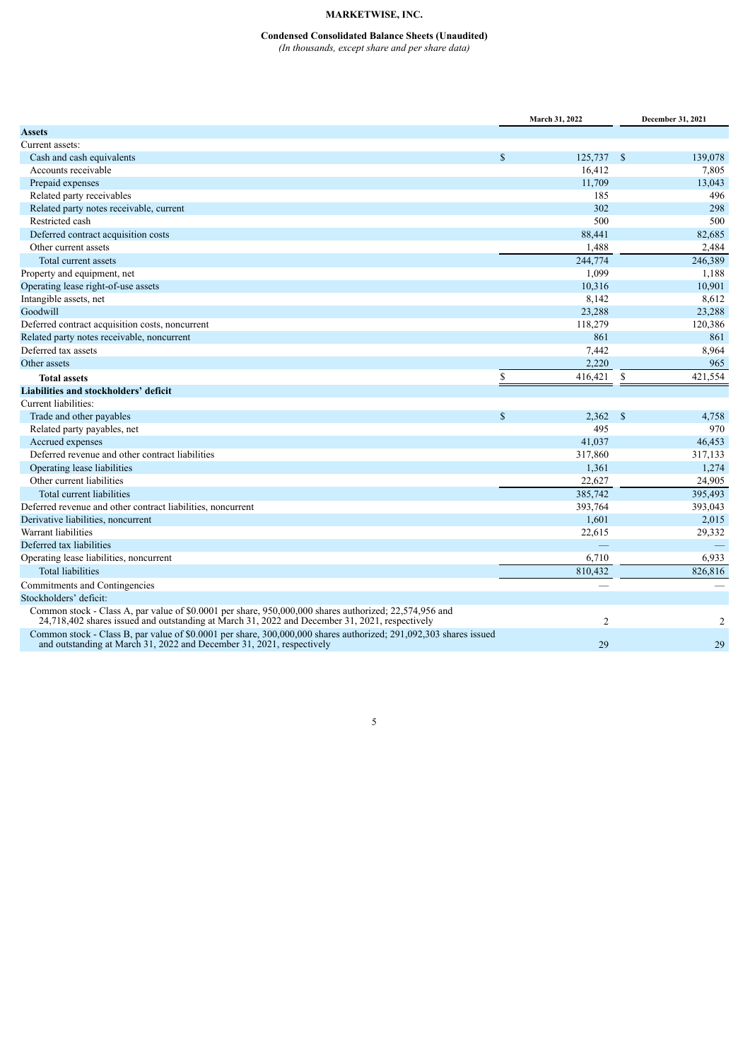# MARKETWISE, INC.

## Condensed Consolidated Balance Sheets (Unaudited)

*(In thousands, except share and per share data)*

| | March 31, 2022 | December 31, 2021 |
|---|---|---|
| **Assets** | | |
| Current assets: | | |
| Cash and cash equivalents | $ 125,737 | $ 139,078 |
| Accounts receivable | 16,412 | 7,805 |
| Prepaid expenses | 11,709 | 13,043 |
| Related party receivables | 185 | 496 |
| Related party notes receivable, current | 302 | 298 |
| Restricted cash | 500 | 500 |
| Deferred contract acquisition costs | 88,441 | 82,685 |
| Other current assets | 1,488 | 2,484 |
| Total current assets | 244,774 | 246,389 |
| Property and equipment, net | 1,099 | 1,188 |
| Operating lease right-of-use assets | 10,316 | 10,901 |
| Intangible assets, net | 8,142 | 8,612 |
| Goodwill | 23,288 | 23,288 |
| Deferred contract acquisition costs, noncurrent | 118,279 | 120,386 |
| Related party notes receivable, noncurrent | 861 | 861 |
| Deferred tax assets | 7,442 | 8,964 |
| Other assets | 2,220 | 965 |
| **Total assets** | $ 416,421 | $ 421,554 |
| **Liabilities and stockholders' deficit** | | |
| Current liabilities: | | |
| Trade and other payables | $ 2,362 | $ 4,758 |
| Related party payables, net | 495 | 970 |
| Accrued expenses | 41,037 | 46,453 |
| Deferred revenue and other contract liabilities | 317,860 | 317,133 |
| Operating lease liabilities | 1,361 | 1,274 |
| Other current liabilities | 22,627 | 24,905 |
| Total current liabilities | 385,742 | 395,493 |
| Deferred revenue and other contract liabilities, noncurrent | 393,764 | 393,043 |
| Derivative liabilities, noncurrent | 1,601 | 2,015 |
| Warrant liabilities | 22,615 | 29,332 |
| Deferred tax liabilities | — | — |
| Operating lease liabilities, noncurrent | 6,710 | 6,933 |
| Total liabilities | 810,432 | 826,816 |
| Commitments and Contingencies | — | — |
| Stockholders' deficit: | | |
| Common stock - Class A, par value of $0.0001 per share, 950,000,000 shares authorized; 22,574,956 and 24,718,402 shares issued and outstanding at March 31, 2022 and December 31, 2021, respectively | 2 | 2 |
| Common stock - Class B, par value of $0.0001 per share, 300,000,000 shares authorized; 291,092,303 shares issued and outstanding at March 31, 2022 and December 31, 2021, respectively | 29 | 29 |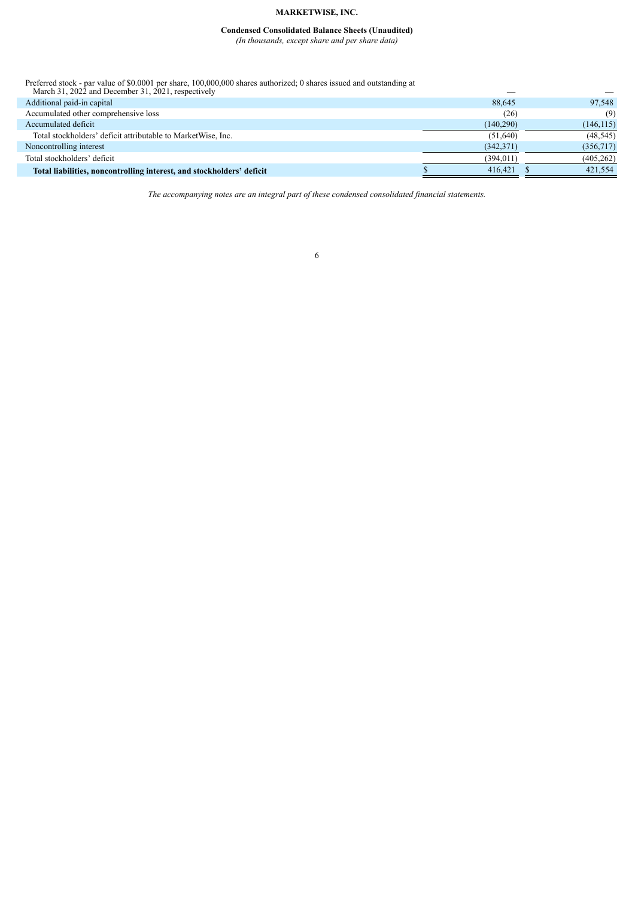**MARKETWISE, INC.**

**Condensed Consolidated Balance Sheets (Unaudited)**

*(In thousands, except share and per share data)*

| | | |
|---|---|---|
| Preferred stock - par value of $0.0001 per share, 100,000,000 shares authorized; 0 shares issued and outstanding at March 31, 2022 and December 31, 2021, respectively | — | — |
| Additional paid-in capital | 88,645 | 97,548 |
| Accumulated other comprehensive loss | (26) | (9) |
| Accumulated deficit | (140,290) | (146,115) |
| Total stockholders' deficit attributable to MarketWise, Inc. | (51,640) | (48,545) |
| Noncontrolling interest | (342,371) | (356,717) |
| Total stockholders' deficit | (394,011) | (405,262) |
| **Total liabilities, noncontrolling interest, and stockholders' deficit** | $ 416,421 | $ 421,554 |

*The accompanying notes are an integral part of these condensed consolidated financial statements.*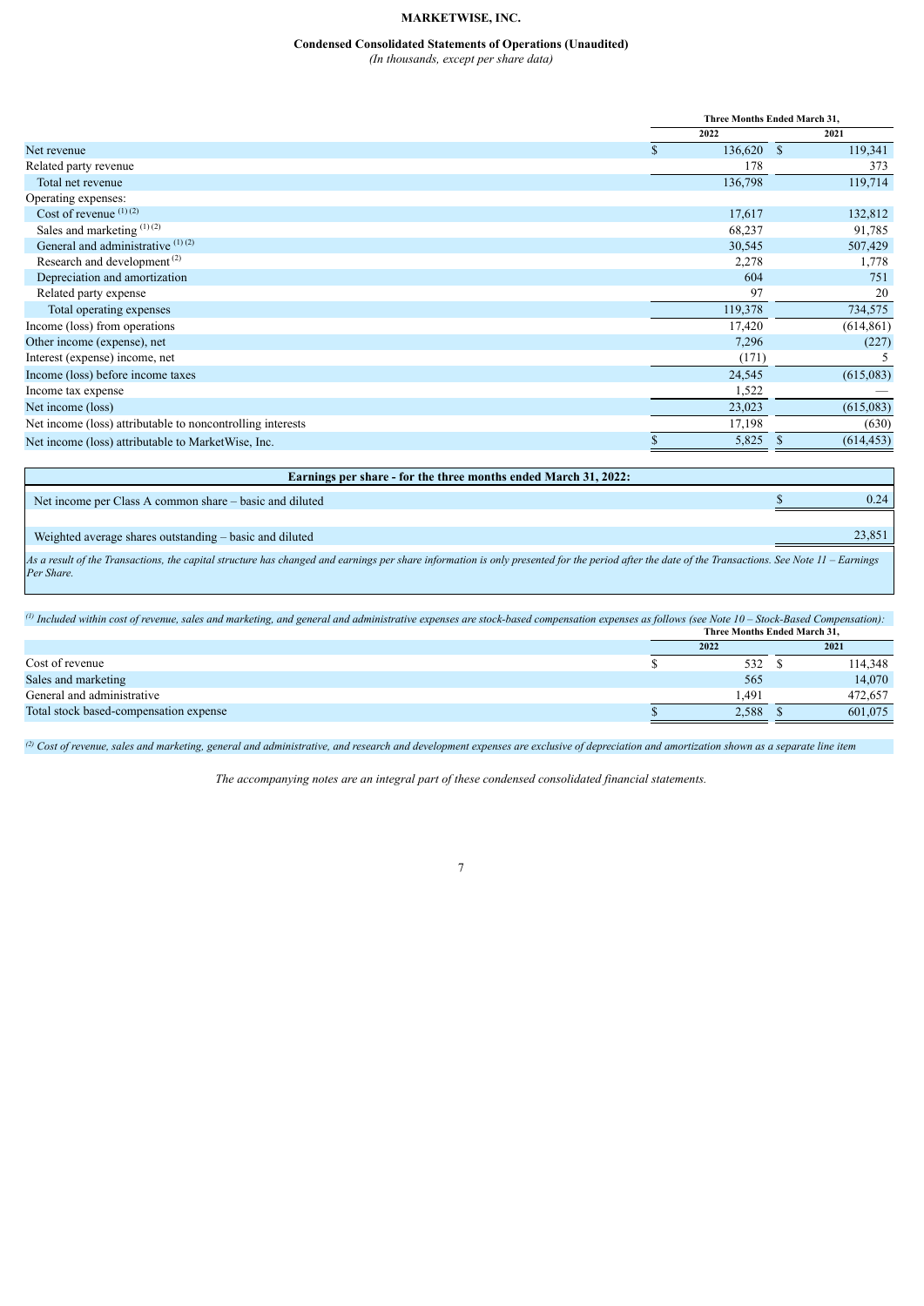**MARKETWISE, INC.**

**Condensed Consolidated Statements of Operations (Unaudited)**

*(In thousands, except per share data)*

| | Three Months Ended March 31, | |
|---|---|---|
| | 2022 | 2021 |
| Net revenue | $ 136,620 | $ 119,341 |
| Related party revenue | 178 | 373 |
| Total net revenue | 136,798 | 119,714 |
| Operating expenses: | | |
| Cost of revenue [(1) (2)] | 17,617 | 132,812 |
| Sales and marketing [(1) (2)] | 68,237 | 91,785 |
| General and administrative [(1) (2)] | 30,545 | 507,429 |
| Research and development [(2)] | 2,278 | 1,778 |
| Depreciation and amortization | 604 | 751 |
| Related party expense | 97 | 20 |
| Total operating expenses | 119,378 | 734,575 |
| Income (loss) from operations | 17,420 | (614,861) |
| Other income (expense), net | 7,296 | (227) |
| Interest (expense) income, net | (171) | 5 |
| Income (loss) before income taxes | 24,545 | (615,083) |
| Income tax expense | 1,522 | — |
| Net income (loss) | 23,023 | (615,083) |
| Net income (loss) attributable to noncontrolling interests | 17,198 | (630) |
| Net income (loss) attributable to MarketWise, Inc. | $ 5,825 | $ (614,453) |

| Earnings per share - for the three months ended March 31, 2022: | |
|---|---|
| Net income per Class A common share – basic and diluted | $ 0.24 |
| Weighted average shares outstanding – basic and diluted | 23,851 |

*As a result of the Transactions, the capital structure has changed and earnings per share information is only presented for the period after the date of the Transactions. See Note 11 – Earnings Per Share.*

*[(1)] Included within cost of revenue, sales and marketing, and general and administrative expenses are stock-based compensation expenses as follows (see Note 10 – Stock-Based Compensation):*

| | Three Months Ended March 31, | |
|---|---|---|
| | 2022 | 2021 |
| Cost of revenue | $ 532 | $ 114,348 |
| Sales and marketing | 565 | 14,070 |
| General and administrative | 1,491 | 472,657 |
| Total stock based-compensation expense | $ 2,588 | $ 601,075 |

*[(2)] Cost of revenue, sales and marketing, general and administrative, and research and development expenses are exclusive of depreciation and amortization shown as a separate line item*

*The accompanying notes are an integral part of these condensed consolidated financial statements.*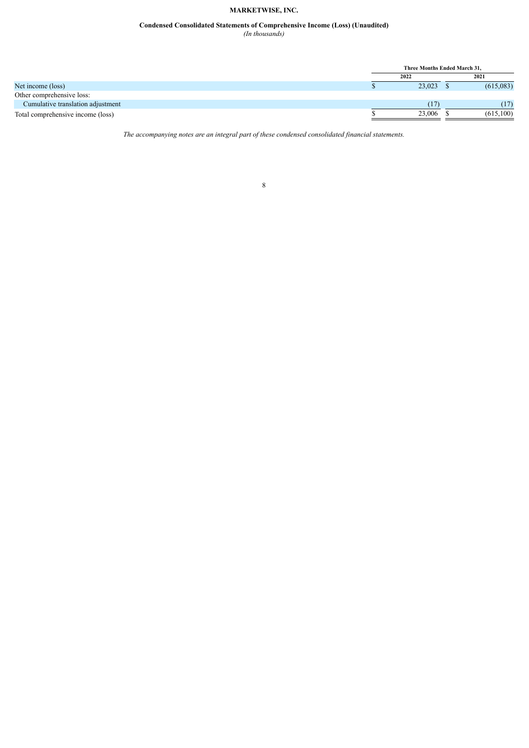**MARKETWISE, INC.**

**Condensed Consolidated Statements of Comprehensive Income (Loss) (Unaudited)**

*(In thousands)*

| | Three Months Ended March 31, | |
|---|---|---|
| | 2022 | 2021 |
| Net income (loss) | $ 23,023 | $ (615,083) |
| Other comprehensive loss: | | |
| Cumulative translation adjustment | (17) | (17) |
| Total comprehensive income (loss) | $ 23,006 | $ (615,100) |

*The accompanying notes are an integral part of these condensed consolidated financial statements.*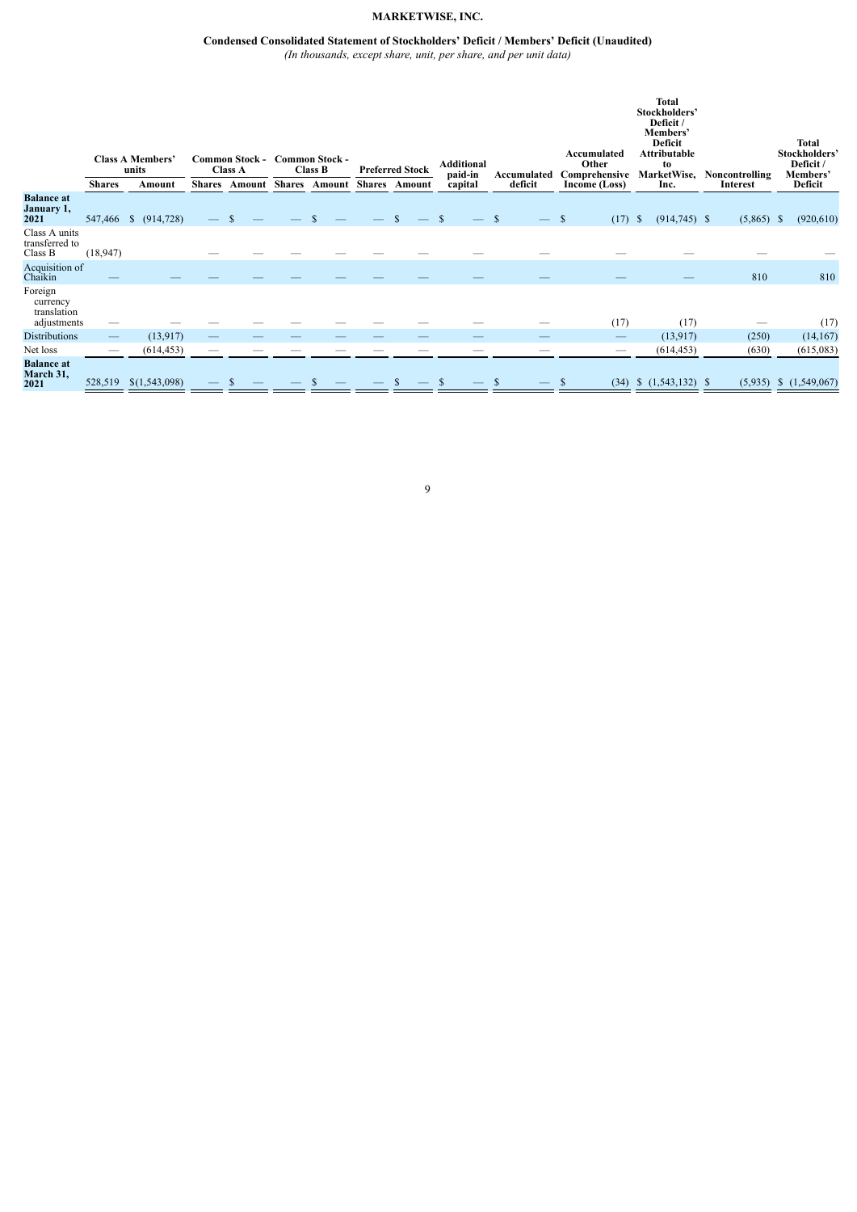**MARKETWISE, INC.**

**Condensed Consolidated Statement of Stockholders' Deficit / Members' Deficit (Unaudited)**

*(In thousands, except share, unit, per share, and per unit data)*

| | Class A Members' units | | Common Stock - Class A | | Common Stock - Class B | | Preferred Stock | | Additional paid-in capital | Accumulated deficit | Accumulated Other Comprehensive Income (Loss) | Total Stockholders' Deficit / Members' Deficit Attributable to MarketWise, Inc. | Noncontrolling Interest | Total Stockholders' Deficit / Members' Deficit |
|---|---|---|---|---|---|---|---|---|---|---|---|---|---|---|
| | Shares | Amount | Shares | Amount | Shares | Amount | Shares | Amount | | | | | | |
| **Balance at January 1, 2021** | 547,466 | $ (914,728) | — | $ — | — | $ — | — | $ — | $ — | $ — | $ (17) | $ (914,745) | $ (5,865) | $ (920,610) |
| Class A units transferred to Class B | (18,947) | | — | — | — | — | — | — | — | — | — | — | — | — |
| Acquisition of Chaikin | — | — | — | — | — | — | — | — | — | — | — | — | 810 | 810 |
| Foreign currency translation adjustments | — | — | — | — | — | — | — | — | — | — | (17) | (17) | — | (17) |
| Distributions | — | (13,917) | — | — | — | — | — | — | — | — | — | (13,917) | (250) | (14,167) |
| Net loss | — | (614,453) | — | — | — | — | — | — | — | — | — | (614,453) | (630) | (615,083) |
| **Balance at March 31, 2021** | 528,519 | $(1,543,098) | — | $ — | — | $ — | — | $ — | $ — | $ — | $ (34) | $ (1,543,132) | $ (5,935) | $ (1,549,067) |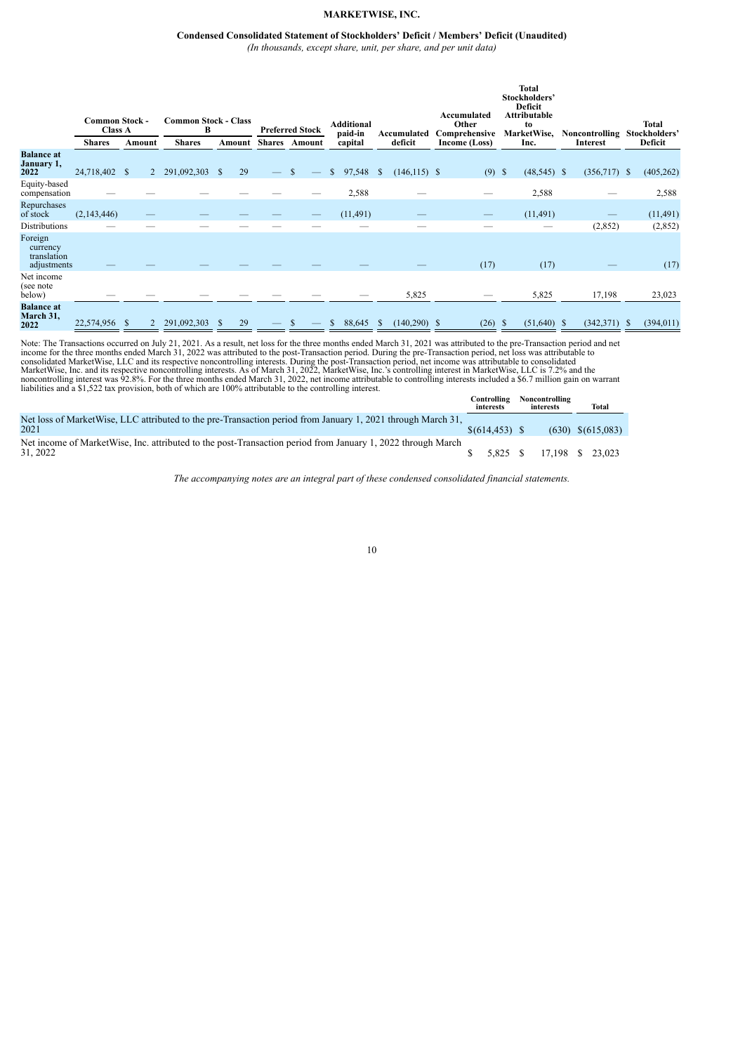# MARKETWISE, INC.

## Condensed Consolidated Statement of Stockholders' Deficit / Members' Deficit (Unaudited)

*(In thousands, except share, unit, per share, and per unit data)*

| | Common Stock - Class A | | Common Stock - Class B | | Preferred Stock | | Additional paid-in capital | Accumulated deficit | Accumulated Other Comprehensive Income (Loss) | Total Stockholders' Deficit Attributable to MarketWise, Inc. | Noncontrolling Interest | Total Stockholders' Deficit |
|---|---|---|---|---|---|---|---|---|---|---|---|---|
| | Shares | Amount | Shares | Amount | Shares | Amount | | | | | | |
| **Balance at January 1, 2022** | 24,718,402 | $ 2 | 291,092,303 | $ 29 | — | $ — | $ 97,548 | $ (146,115) | $ (9) | $ (48,545) | $ (356,717) | $ (405,262) |
| Equity-based compensation | — | — | — | — | — | — | 2,588 | — | — | 2,588 | — | 2,588 |
| Repurchases of stock | (2,143,446) | — | — | — | — | — | (11,491) | — | — | (11,491) | — | (11,491) |
| Distributions | — | — | — | — | — | — | — | — | — | — | (2,852) | (2,852) |
| Foreign currency translation adjustments | — | — | — | — | — | — | — | — | (17) | (17) | — | (17) |
| Net income (see note below) | — | — | — | — | — | — | — | 5,825 | — | 5,825 | 17,198 | 23,023 |
| **Balance at March 31, 2022** | 22,574,956 | $ 2 | 291,092,303 | $ 29 | — | $ — | $ 88,645 | $ (140,290) | $ (26) | $ (51,640) | $ (342,371) | $ (394,011) |

Note: The Transactions occurred on July 21, 2021. As a result, net loss for the three months ended March 31, 2021 was attributed to the pre-Transaction period and net income for the three months ended March 31, 2022 was attributed to the post-Transaction period. During the pre-Transaction period, net loss was attributable to consolidated MarketWise, LLC and its respective noncontrolling interests. During the post-Transaction period, net income was attributable to consolidated MarketWise, Inc. and its respective noncontrolling interests. As of March 31, 2022, MarketWise, Inc.'s controlling interest in MarketWise, LLC is 7.2% and the noncontrolling interest was 92.8%. For the three months ended March 31, 2022, net income attributable to controlling interests included a $6.7 million gain on warrant liabilities and a $1,522 tax provision, both of which are 100% attributable to the controlling interest.

| | Controlling interests | Noncontrolling interests | Total |
|---|---|---|---|
| Net loss of MarketWise, LLC attributed to the pre-Transaction period from January 1, 2021 through March 31, 2021 | $(614,453) | $ (630) | $(615,083) |
| Net income of MarketWise, Inc. attributed to the post-Transaction period from January 1, 2022 through March 31, 2022 | $ 5,825 | $ 17,198 | $ 23,023 |

*The accompanying notes are an integral part of these condensed consolidated financial statements.*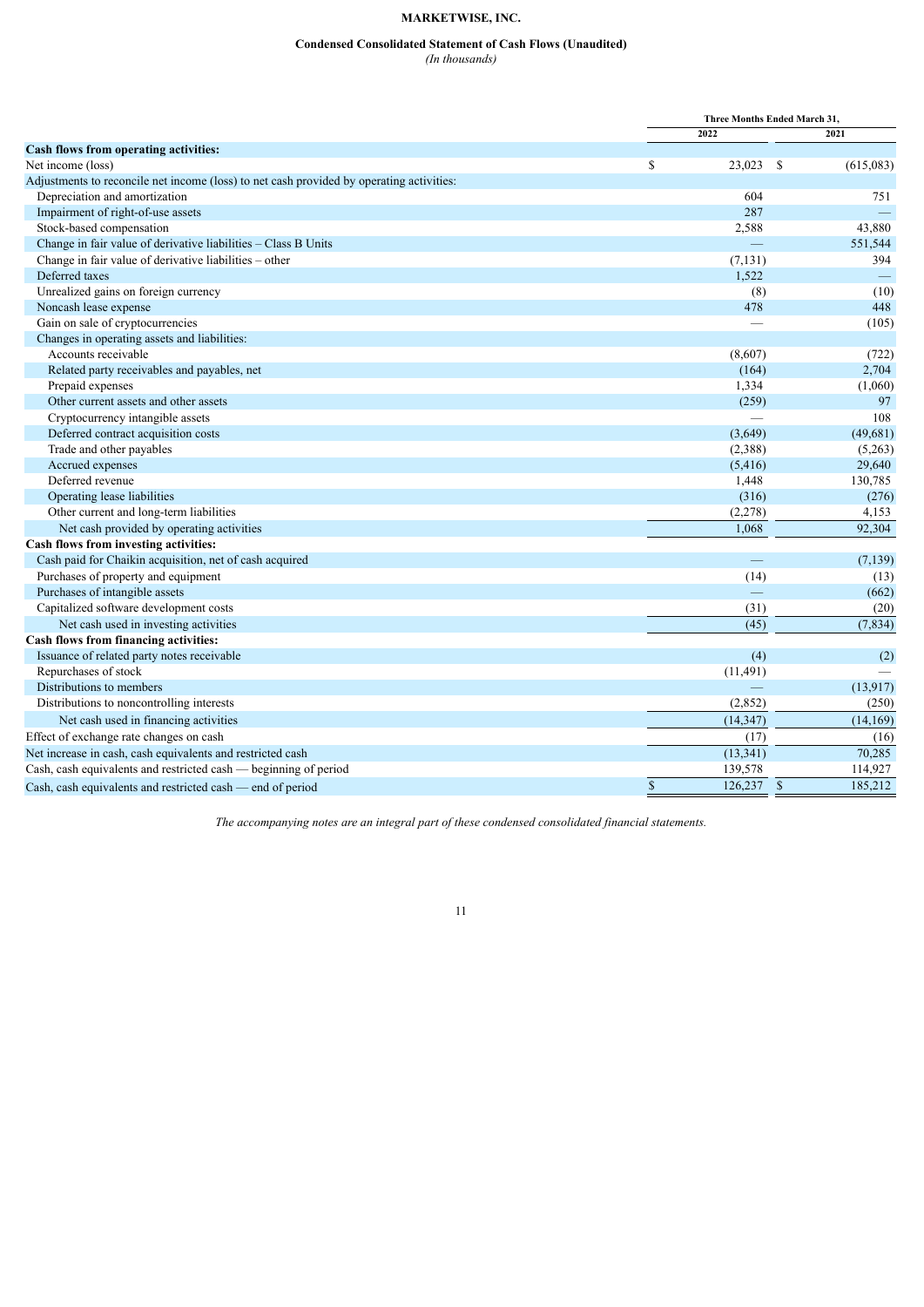# MARKETWISE, INC.

## Condensed Consolidated Statement of Cash Flows (Unaudited)

*(In thousands)*

| | Three Months Ended March 31, | |
|---|---|---|
| | 2022 | 2021 |
| **Cash flows from operating activities:** | | |
| Net income (loss) | $ 23,023 | $ (615,083) |
| Adjustments to reconcile net income (loss) to net cash provided by operating activities: | | |
| Depreciation and amortization | 604 | 751 |
| Impairment of right-of-use assets | 287 | — |
| Stock-based compensation | 2,588 | 43,880 |
| Change in fair value of derivative liabilities – Class B Units | — | 551,544 |
| Change in fair value of derivative liabilities – other | (7,131) | 394 |
| Deferred taxes | 1,522 | — |
| Unrealized gains on foreign currency | (8) | (10) |
| Noncash lease expense | 478 | 448 |
| Gain on sale of cryptocurrencies | — | (105) |
| Changes in operating assets and liabilities: | | |
| Accounts receivable | (8,607) | (722) |
| Related party receivables and payables, net | (164) | 2,704 |
| Prepaid expenses | 1,334 | (1,060) |
| Other current assets and other assets | (259) | 97 |
| Cryptocurrency intangible assets | — | 108 |
| Deferred contract acquisition costs | (3,649) | (49,681) |
| Trade and other payables | (2,388) | (5,263) |
| Accrued expenses | (5,416) | 29,640 |
| Deferred revenue | 1,448 | 130,785 |
| Operating lease liabilities | (316) | (276) |
| Other current and long-term liabilities | (2,278) | 4,153 |
| Net cash provided by operating activities | 1,068 | 92,304 |
| **Cash flows from investing activities:** | | |
| Cash paid for Chaikin acquisition, net of cash acquired | — | (7,139) |
| Purchases of property and equipment | (14) | (13) |
| Purchases of intangible assets | — | (662) |
| Capitalized software development costs | (31) | (20) |
| Net cash used in investing activities | (45) | (7,834) |
| **Cash flows from financing activities:** | | |
| Issuance of related party notes receivable | (4) | (2) |
| Repurchases of stock | (11,491) | — |
| Distributions to members | — | (13,917) |
| Distributions to noncontrolling interests | (2,852) | (250) |
| Net cash used in financing activities | (14,347) | (14,169) |
| Effect of exchange rate changes on cash | (17) | (16) |
| Net increase in cash, cash equivalents and restricted cash | (13,341) | 70,285 |
| Cash, cash equivalents and restricted cash — beginning of period | 139,578 | 114,927 |
| Cash, cash equivalents and restricted cash — end of period | $ 126,237 | $ 185,212 |

*The accompanying notes are an integral part of these condensed consolidated financial statements.*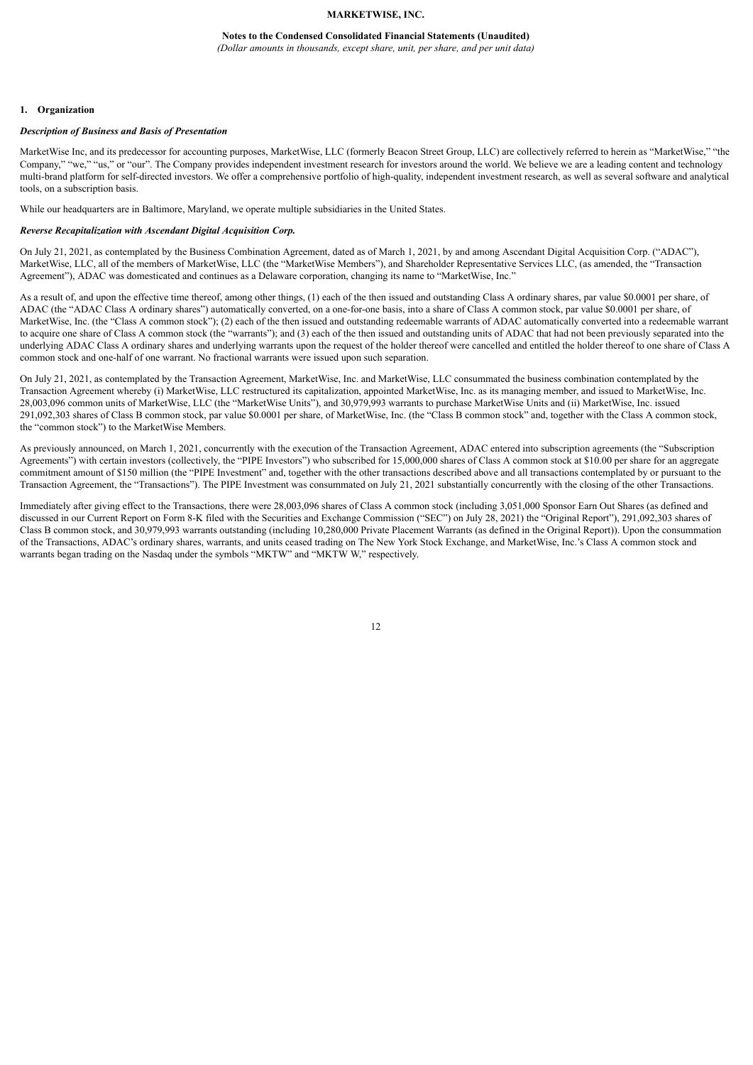**MARKETWISE, INC.**

**Notes to the Condensed Consolidated Financial Statements (Unaudited)**

*(Dollar amounts in thousands, except share, unit, per share, and per unit data)*

## 1. Organization

### *Description of Business and Basis of Presentation*

MarketWise Inc, and its predecessor for accounting purposes, MarketWise, LLC (formerly Beacon Street Group, LLC) are collectively referred to herein as "MarketWise," "the Company," "we," "us," or "our". The Company provides independent investment research for investors around the world. We believe we are a leading content and technology multi-brand platform for self-directed investors. We offer a comprehensive portfolio of high-quality, independent investment research, as well as several software and analytical tools, on a subscription basis.

While our headquarters are in Baltimore, Maryland, we operate multiple subsidiaries in the United States.

### *Reverse Recapitalization with Ascendant Digital Acquisition Corp.*

On July 21, 2021, as contemplated by the Business Combination Agreement, dated as of March 1, 2021, by and among Ascendant Digital Acquisition Corp. ("ADAC"), MarketWise, LLC, all of the members of MarketWise, LLC (the "MarketWise Members"), and Shareholder Representative Services LLC, (as amended, the "Transaction Agreement"), ADAC was domesticated and continues as a Delaware corporation, changing its name to "MarketWise, Inc."

As a result of, and upon the effective time thereof, among other things, (1) each of the then issued and outstanding Class A ordinary shares, par value $0.0001 per share, of ADAC (the "ADAC Class A ordinary shares") automatically converted, on a one-for-one basis, into a share of Class A common stock, par value $0.0001 per share, of MarketWise, Inc. (the "Class A common stock"); (2) each of the then issued and outstanding redeemable warrants of ADAC automatically converted into a redeemable warrant to acquire one share of Class A common stock (the "warrants"); and (3) each of the then issued and outstanding units of ADAC that had not been previously separated into the underlying ADAC Class A ordinary shares and underlying warrants upon the request of the holder thereof were cancelled and entitled the holder thereof to one share of Class A common stock and one-half of one warrant. No fractional warrants were issued upon such separation.

On July 21, 2021, as contemplated by the Transaction Agreement, MarketWise, Inc. and MarketWise, LLC consummated the business combination contemplated by the Transaction Agreement whereby (i) MarketWise, LLC restructured its capitalization, appointed MarketWise, Inc. as its managing member, and issued to MarketWise, Inc. 28,003,096 common units of MarketWise, LLC (the "MarketWise Units"), and 30,979,993 warrants to purchase MarketWise Units and (ii) MarketWise, Inc. issued 291,092,303 shares of Class B common stock, par value $0.0001 per share, of MarketWise, Inc. (the "Class B common stock" and, together with the Class A common stock, the "common stock") to the MarketWise Members.

As previously announced, on March 1, 2021, concurrently with the execution of the Transaction Agreement, ADAC entered into subscription agreements (the "Subscription Agreements") with certain investors (collectively, the "PIPE Investors") who subscribed for 15,000,000 shares of Class A common stock at $10.00 per share for an aggregate commitment amount of $150 million (the "PIPE Investment" and, together with the other transactions described above and all transactions contemplated by or pursuant to the Transaction Agreement, the "Transactions"). The PIPE Investment was consummated on July 21, 2021 substantially concurrently with the closing of the other Transactions.

Immediately after giving effect to the Transactions, there were 28,003,096 shares of Class A common stock (including 3,051,000 Sponsor Earn Out Shares (as defined and discussed in our Current Report on Form 8-K filed with the Securities and Exchange Commission ("SEC") on July 28, 2021) the "Original Report"), 291,092,303 shares of Class B common stock, and 30,979,993 warrants outstanding (including 10,280,000 Private Placement Warrants (as defined in the Original Report)). Upon the consummation of the Transactions, ADAC's ordinary shares, warrants, and units ceased trading on The New York Stock Exchange, and MarketWise, Inc.'s Class A common stock and warrants began trading on the Nasdaq under the symbols "MKTW" and "MKTW W," respectively.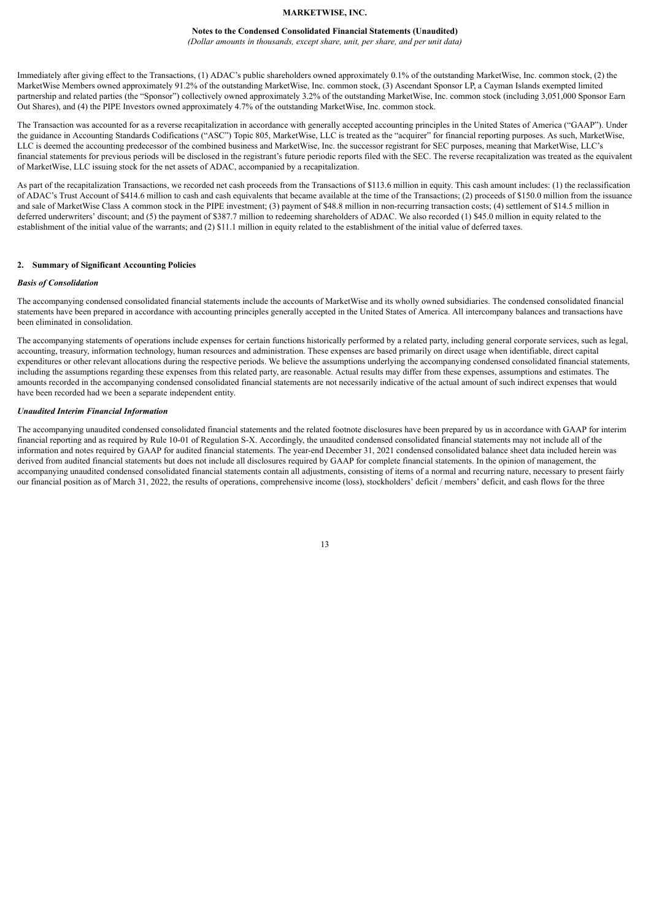Immediately after giving effect to the Transactions, (1) ADAC's public shareholders owned approximately 0.1% of the outstanding MarketWise, Inc. common stock, (2) the MarketWise Members owned approximately 91.2% of the outstanding MarketWise, Inc. common stock, (3) Ascendant Sponsor LP, a Cayman Islands exempted limited partnership and related parties (the "Sponsor") collectively owned approximately 3.2% of the outstanding MarketWise, Inc. common stock (including 3,051,000 Sponsor Earn Out Shares), and (4) the PIPE Investors owned approximately 4.7% of the outstanding MarketWise, Inc. common stock.

The Transaction was accounted for as a reverse recapitalization in accordance with generally accepted accounting principles in the United States of America ("GAAP"). Under the guidance in Accounting Standards Codifications ("ASC") Topic 805, MarketWise, LLC is treated as the "acquirer" for financial reporting purposes. As such, MarketWise, LLC is deemed the accounting predecessor of the combined business and MarketWise, Inc. the successor registrant for SEC purposes, meaning that MarketWise, LLC's financial statements for previous periods will be disclosed in the registrant's future periodic reports filed with the SEC. The reverse recapitalization was treated as the equivalent of MarketWise, LLC issuing stock for the net assets of ADAC, accompanied by a recapitalization.

As part of the recapitalization Transactions, we recorded net cash proceeds from the Transactions of $113.6 million in equity. This cash amount includes: (1) the reclassification of ADAC's Trust Account of $414.6 million to cash and cash equivalents that became available at the time of the Transactions; (2) proceeds of $150.0 million from the issuance and sale of MarketWise Class A common stock in the PIPE investment; (3) payment of $48.8 million in non-recurring transaction costs; (4) settlement of $14.5 million in deferred underwriters' discount; and (5) the payment of $387.7 million to redeeming shareholders of ADAC. We also recorded (1) $45.0 million in equity related to the establishment of the initial value of the warrants; and (2) $11.1 million in equity related to the establishment of the initial value of deferred taxes.

## 2. Summary of Significant Accounting Policies

***Basis of Consolidation***

The accompanying condensed consolidated financial statements include the accounts of MarketWise and its wholly owned subsidiaries. The condensed consolidated financial statements have been prepared in accordance with accounting principles generally accepted in the United States of America. All intercompany balances and transactions have been eliminated in consolidation.

The accompanying statements of operations include expenses for certain functions historically performed by a related party, including general corporate services, such as legal, accounting, treasury, information technology, human resources and administration. These expenses are based primarily on direct usage when identifiable, direct capital expenditures or other relevant allocations during the respective periods. We believe the assumptions underlying the accompanying condensed consolidated financial statements, including the assumptions regarding these expenses from this related party, are reasonable. Actual results may differ from these expenses, assumptions and estimates. The amounts recorded in the accompanying condensed consolidated financial statements are not necessarily indicative of the actual amount of such indirect expenses that would have been recorded had we been a separate independent entity.

***Unaudited Interim Financial Information***

The accompanying unaudited condensed consolidated financial statements and the related footnote disclosures have been prepared by us in accordance with GAAP for interim financial reporting and as required by Rule 10-01 of Regulation S-X. Accordingly, the unaudited condensed consolidated financial statements may not include all of the information and notes required by GAAP for audited financial statements. The year-end December 31, 2021 condensed consolidated balance sheet data included herein was derived from audited financial statements but does not include all disclosures required by GAAP for complete financial statements. In the opinion of management, the accompanying unaudited condensed consolidated financial statements contain all adjustments, consisting of items of a normal and recurring nature, necessary to present fairly our financial position as of March 31, 2022, the results of operations, comprehensive income (loss), stockholders' deficit / members' deficit, and cash flows for the three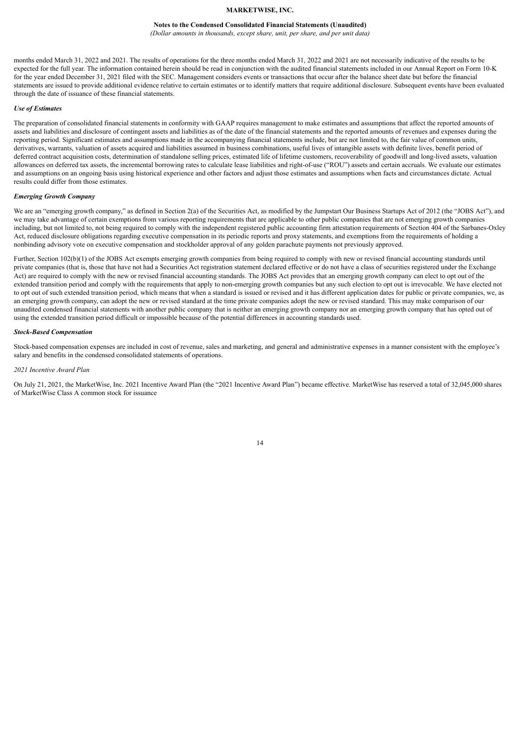months ended March 31, 2022 and 2021. The results of operations for the three months ended March 31, 2022 and 2021 are not necessarily indicative of the results to be expected for the full year. The information contained herein should be read in conjunction with the audited financial statements included in our Annual Report on Form 10-K for the year ended December 31, 2021 filed with the SEC. Management considers events or transactions that occur after the balance sheet date but before the financial statements are issued to provide additional evidence relative to certain estimates or to identify matters that require additional disclosure. Subsequent events have been evaluated through the date of issuance of these financial statements.

***Use of Estimates***

The preparation of consolidated financial statements in conformity with GAAP requires management to make estimates and assumptions that affect the reported amounts of assets and liabilities and disclosure of contingent assets and liabilities as of the date of the financial statements and the reported amounts of revenues and expenses during the reporting period. Significant estimates and assumptions made in the accompanying financial statements include, but are not limited to, the fair value of common units, derivatives, warrants, valuation of assets acquired and liabilities assumed in business combinations, useful lives of intangible assets with definite lives, benefit period of deferred contract acquisition costs, determination of standalone selling prices, estimated life of lifetime customers, recoverability of goodwill and long-lived assets, valuation allowances on deferred tax assets, the incremental borrowing rates to calculate lease liabilities and right-of-use ("ROU") assets and certain accruals. We evaluate our estimates and assumptions on an ongoing basis using historical experience and other factors and adjust those estimates and assumptions when facts and circumstances dictate. Actual results could differ from those estimates.

***Emerging Growth Company***

We are an "emerging growth company," as defined in Section 2(a) of the Securities Act, as modified by the Jumpstart Our Business Startups Act of 2012 (the "JOBS Act"), and we may take advantage of certain exemptions from various reporting requirements that are applicable to other public companies that are not emerging growth companies including, but not limited to, not being required to comply with the independent registered public accounting firm attestation requirements of Section 404 of the Sarbanes-Oxley Act, reduced disclosure obligations regarding executive compensation in its periodic reports and proxy statements, and exemptions from the requirements of holding a nonbinding advisory vote on executive compensation and stockholder approval of any golden parachute payments not previously approved.

Further, Section 102(b)(1) of the JOBS Act exempts emerging growth companies from being required to comply with new or revised financial accounting standards until private companies (that is, those that have not had a Securities Act registration statement declared effective or do not have a class of securities registered under the Exchange Act) are required to comply with the new or revised financial accounting standards. The JOBS Act provides that an emerging growth company can elect to opt out of the extended transition period and comply with the requirements that apply to non-emerging growth companies but any such election to opt out is irrevocable. We have elected not to opt out of such extended transition period, which means that when a standard is issued or revised and it has different application dates for public or private companies, we, as an emerging growth company, can adopt the new or revised standard at the time private companies adopt the new or revised standard. This may make comparison of our unaudited condensed financial statements with another public company that is neither an emerging growth company nor an emerging growth company that has opted out of using the extended transition period difficult or impossible because of the potential differences in accounting standards used.

***Stock-Based Compensation***

Stock-based compensation expenses are included in cost of revenue, sales and marketing, and general and administrative expenses in a manner consistent with the employee's salary and benefits in the condensed consolidated statements of operations.

*2021 Incentive Award Plan*

On July 21, 2021, the MarketWise, Inc. 2021 Incentive Award Plan (the "2021 Incentive Award Plan") became effective. MarketWise has reserved a total of 32,045,000 shares of MarketWise Class A common stock for issuance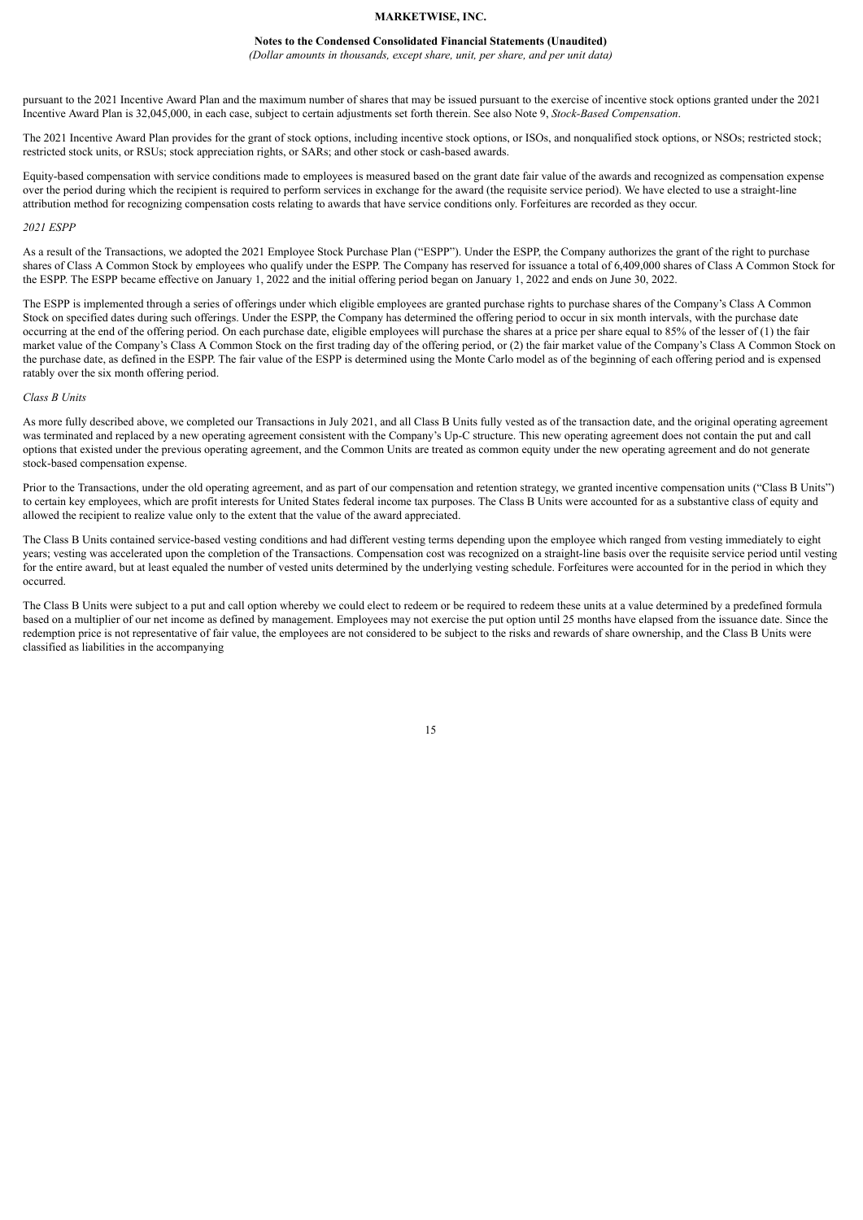pursuant to the 2021 Incentive Award Plan and the maximum number of shares that may be issued pursuant to the exercise of incentive stock options granted under the 2021 Incentive Award Plan is 32,045,000, in each case, subject to certain adjustments set forth therein. See also Note 9, *Stock-Based Compensation*.

The 2021 Incentive Award Plan provides for the grant of stock options, including incentive stock options, or ISOs, and nonqualified stock options, or NSOs; restricted stock; restricted stock units, or RSUs; stock appreciation rights, or SARs; and other stock or cash-based awards.

Equity-based compensation with service conditions made to employees is measured based on the grant date fair value of the awards and recognized as compensation expense over the period during which the recipient is required to perform services in exchange for the award (the requisite service period). We have elected to use a straight-line attribution method for recognizing compensation costs relating to awards that have service conditions only. Forfeitures are recorded as they occur.

*2021 ESPP*

As a result of the Transactions, we adopted the 2021 Employee Stock Purchase Plan ("ESPP"). Under the ESPP, the Company authorizes the grant of the right to purchase shares of Class A Common Stock by employees who qualify under the ESPP. The Company has reserved for issuance a total of 6,409,000 shares of Class A Common Stock for the ESPP. The ESPP became effective on January 1, 2022 and the initial offering period began on January 1, 2022 and ends on June 30, 2022.

The ESPP is implemented through a series of offerings under which eligible employees are granted purchase rights to purchase shares of the Company's Class A Common Stock on specified dates during such offerings. Under the ESPP, the Company has determined the offering period to occur in six month intervals, with the purchase date occurring at the end of the offering period. On each purchase date, eligible employees will purchase the shares at a price per share equal to 85% of the lesser of (1) the fair market value of the Company's Class A Common Stock on the first trading day of the offering period, or (2) the fair market value of the Company's Class A Common Stock on the purchase date, as defined in the ESPP. The fair value of the ESPP is determined using the Monte Carlo model as of the beginning of each offering period and is expensed ratably over the six month offering period.

*Class B Units*

As more fully described above, we completed our Transactions in July 2021, and all Class B Units fully vested as of the transaction date, and the original operating agreement was terminated and replaced by a new operating agreement consistent with the Company's Up-C structure. This new operating agreement does not contain the put and call options that existed under the previous operating agreement, and the Common Units are treated as common equity under the new operating agreement and do not generate stock-based compensation expense.

Prior to the Transactions, under the old operating agreement, and as part of our compensation and retention strategy, we granted incentive compensation units ("Class B Units") to certain key employees, which are profit interests for United States federal income tax purposes. The Class B Units were accounted for as a substantive class of equity and allowed the recipient to realize value only to the extent that the value of the award appreciated.

The Class B Units contained service-based vesting conditions and had different vesting terms depending upon the employee which ranged from vesting immediately to eight years; vesting was accelerated upon the completion of the Transactions. Compensation cost was recognized on a straight-line basis over the requisite service period until vesting for the entire award, but at least equaled the number of vested units determined by the underlying vesting schedule. Forfeitures were accounted for in the period in which they occurred.

The Class B Units were subject to a put and call option whereby we could elect to redeem or be required to redeem these units at a value determined by a predefined formula based on a multiplier of our net income as defined by management. Employees may not exercise the put option until 25 months have elapsed from the issuance date. Since the redemption price is not representative of fair value, the employees are not considered to be subject to the risks and rewards of share ownership, and the Class B Units were classified as liabilities in the accompanying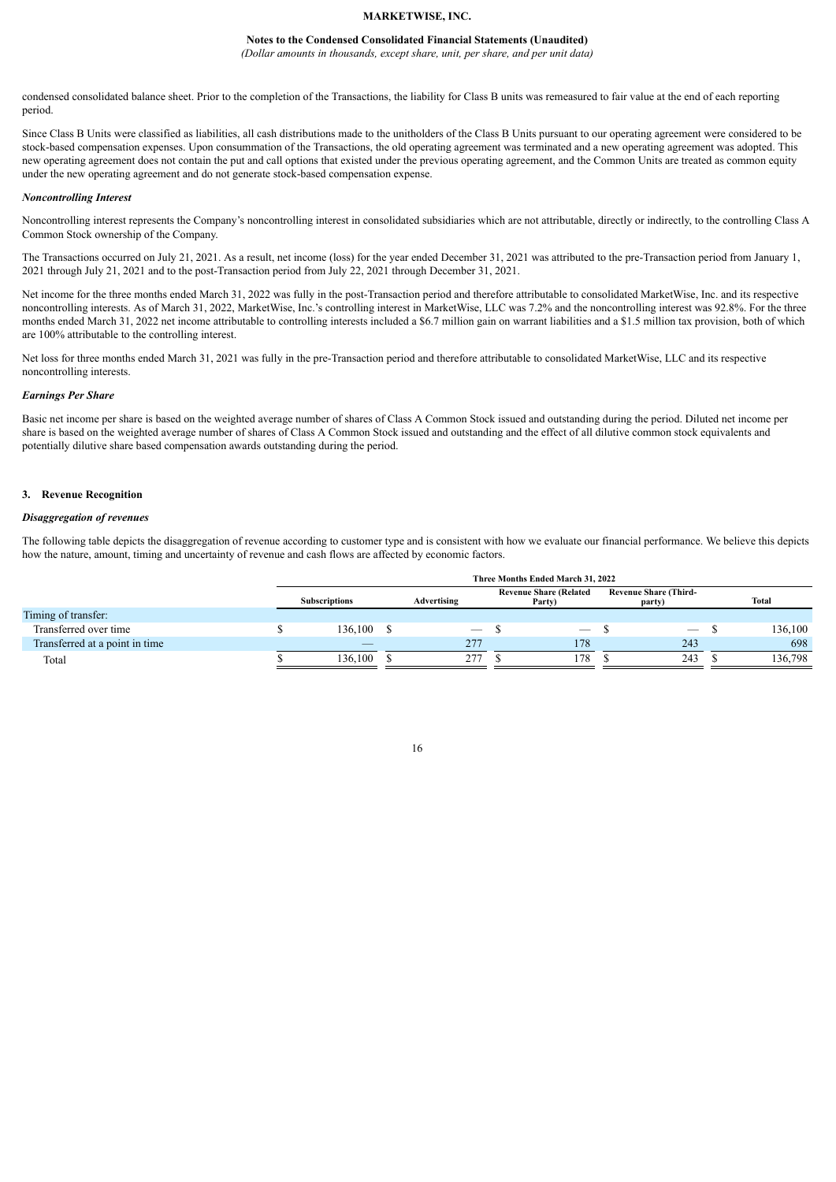condensed consolidated balance sheet. Prior to the completion of the Transactions, the liability for Class B units was remeasured to fair value at the end of each reporting period.

Since Class B Units were classified as liabilities, all cash distributions made to the unitholders of the Class B Units pursuant to our operating agreement were considered to be stock-based compensation expenses. Upon consummation of the Transactions, the old operating agreement was terminated and a new operating agreement was adopted. This new operating agreement does not contain the put and call options that existed under the previous operating agreement, and the Common Units are treated as common equity under the new operating agreement and do not generate stock-based compensation expense.

***Noncontrolling Interest***

Noncontrolling interest represents the Company's noncontrolling interest in consolidated subsidiaries which are not attributable, directly or indirectly, to the controlling Class A Common Stock ownership of the Company.

The Transactions occurred on July 21, 2021. As a result, net income (loss) for the year ended December 31, 2021 was attributed to the pre-Transaction period from January 1, 2021 through July 21, 2021 and to the post-Transaction period from July 22, 2021 through December 31, 2021.

Net income for the three months ended March 31, 2022 was fully in the post-Transaction period and therefore attributable to consolidated MarketWise, Inc. and its respective noncontrolling interests. As of March 31, 2022, MarketWise, Inc.'s controlling interest in MarketWise, LLC was 7.2% and the noncontrolling interest was 92.8%. For the three months ended March 31, 2022 net income attributable to controlling interests included a $6.7 million gain on warrant liabilities and a $1.5 million tax provision, both of which are 100% attributable to the controlling interest.

Net loss for three months ended March 31, 2021 was fully in the pre-Transaction period and therefore attributable to consolidated MarketWise, LLC and its respective noncontrolling interests.

***Earnings Per Share***

Basic net income per share is based on the weighted average number of shares of Class A Common Stock issued and outstanding during the period. Diluted net income per share is based on the weighted average number of shares of Class A Common Stock issued and outstanding and the effect of all dilutive common stock equivalents and potentially dilutive share based compensation awards outstanding during the period.

**3. Revenue Recognition**

***Disaggregation of revenues***

The following table depicts the disaggregation of revenue according to customer type and is consistent with how we evaluate our financial performance. We believe this depicts how the nature, amount, timing and uncertainty of revenue and cash flows are affected by economic factors.

| | Three Months Ended March 31, 2022 | | | | |
|---|---|---|---|---|---|
| | Subscriptions | Advertising | Revenue Share (Related Party) | Revenue Share (Third-party) | Total |
| Timing of transfer: | | | | | |
| Transferred over time | $ 136,100 | $ — | $ — | $ — | $ 136,100 |
| Transferred at a point in time | — | 277 | 178 | 243 | 698 |
| Total | $ 136,100 | $ 277 | $ 178 | $ 243 | $ 136,798 |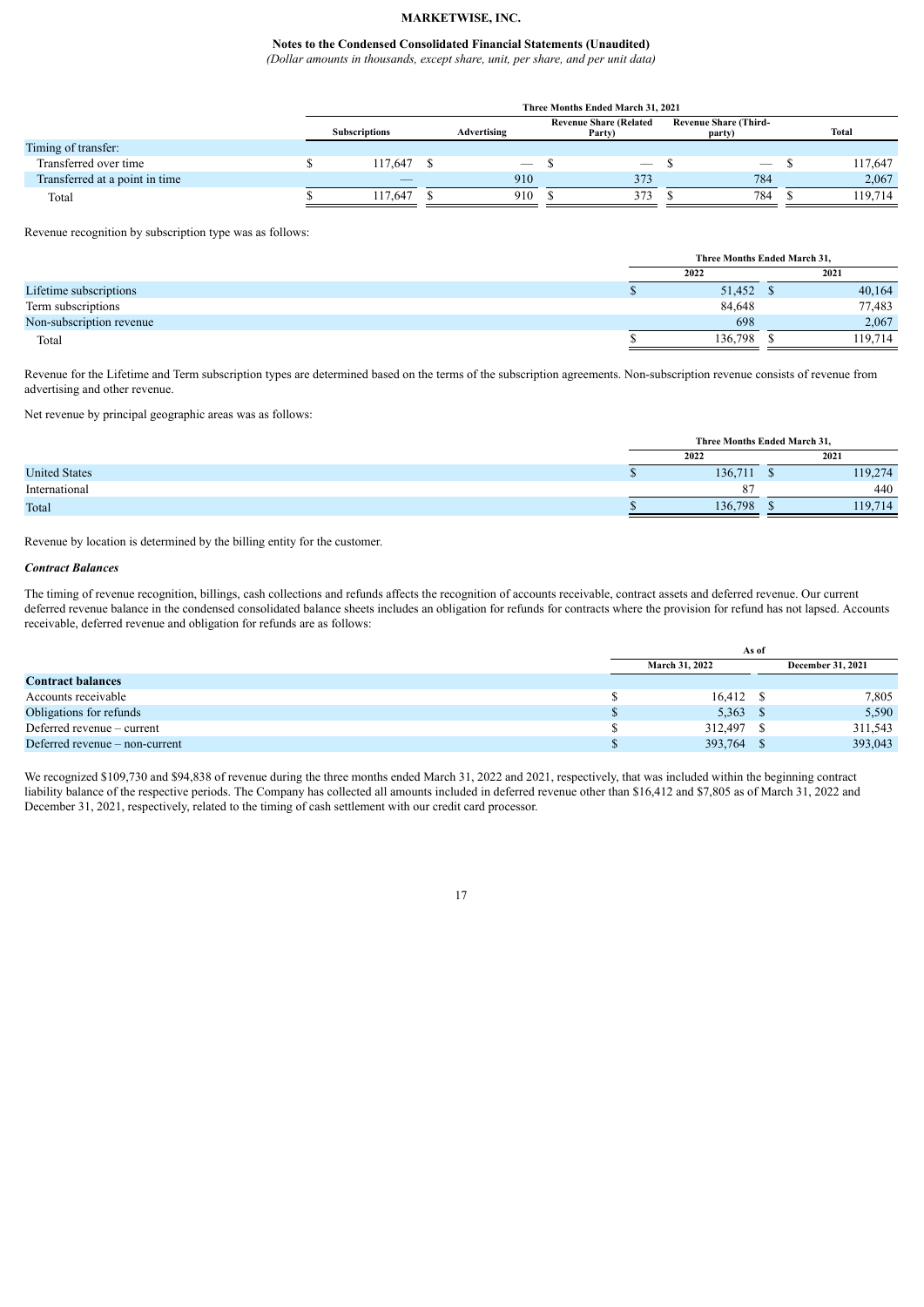**MARKETWISE, INC.**

**Notes to the Condensed Consolidated Financial Statements (Unaudited)**

*(Dollar amounts in thousands, except share, unit, per share, and per unit data)*

| | Three Months Ended March 31, 2021 | | | | |
|---|---|---|---|---|---|
| | Subscriptions | Advertising | Revenue Share (Related Party) | Revenue Share (Third-party) | Total |
| Timing of transfer: | | | | | |
| Transferred over time | $ 117,647 | $ — | $ — | $ — | $ 117,647 |
| Transferred at a point in time | — | 910 | 373 | 784 | 2,067 |
| Total | $ 117,647 | $ 910 | $ 373 | $ 784 | $ 119,714 |

Revenue recognition by subscription type was as follows:

| | Three Months Ended March 31, | |
|---|---|---|
| | 2022 | 2021 |
| Lifetime subscriptions | $ 51,452 | $ 40,164 |
| Term subscriptions | 84,648 | 77,483 |
| Non-subscription revenue | 698 | 2,067 |
| Total | $ 136,798 | $ 119,714 |

Revenue for the Lifetime and Term subscription types are determined based on the terms of the subscription agreements. Non-subscription revenue consists of revenue from advertising and other revenue.

Net revenue by principal geographic areas was as follows:

| | Three Months Ended March 31, | |
|---|---|---|
| | 2022 | 2021 |
| United States | $ 136,711 | $ 119,274 |
| International | 87 | 440 |
| Total | $ 136,798 | $ 119,714 |

Revenue by location is determined by the billing entity for the customer.

***Contract Balances***

The timing of revenue recognition, billings, cash collections and refunds affects the recognition of accounts receivable, contract assets and deferred revenue. Our current deferred revenue balance in the condensed consolidated balance sheets includes an obligation for refunds for contracts where the provision for refund has not lapsed. Accounts receivable, deferred revenue and obligation for refunds are as follows:

| | As of | |
|---|---|---|
| | March 31, 2022 | December 31, 2021 |
| **Contract balances** | | |
| Accounts receivable | $ 16,412 | $ 7,805 |
| Obligations for refunds | $ 5,363 | $ 5,590 |
| Deferred revenue – current | $ 312,497 | $ 311,543 |
| Deferred revenue – non-current | $ 393,764 | $ 393,043 |

We recognized $109,730 and $94,838 of revenue during the three months ended March 31, 2022 and 2021, respectively, that was included within the beginning contract liability balance of the respective periods. The Company has collected all amounts included in deferred revenue other than $16,412 and $7,805 as of March 31, 2022 and December 31, 2021, respectively, related to the timing of cash settlement with our credit card processor.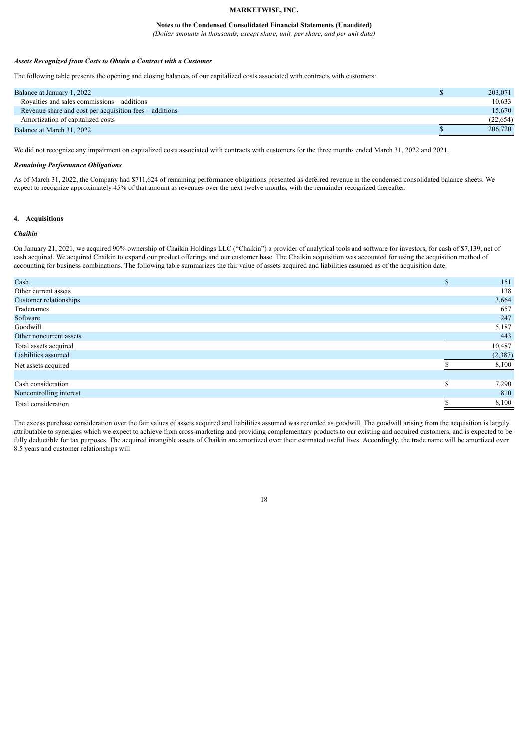### *Assets Recognized from Costs to Obtain a Contract with a Customer*

The following table presents the opening and closing balances of our capitalized costs associated with contracts with customers:

| | | |
|---|---|---|
| Balance at January 1, 2022 | $ | 203,071 |
| Royalties and sales commissions – additions | | 10,633 |
| Revenue share and cost per acquisition fees – additions | | 15,670 |
| Amortization of capitalized costs | | (22,654) |
| Balance at March 31, 2022 | $ | 206,720 |

We did not recognize any impairment on capitalized costs associated with contracts with customers for the three months ended March 31, 2022 and 2021.

### *Remaining Performance Obligations*

As of March 31, 2022, the Company had $711,624 of remaining performance obligations presented as deferred revenue in the condensed consolidated balance sheets. We expect to recognize approximately 45% of that amount as revenues over the next twelve months, with the remainder recognized thereafter.

## 4. Acquisitions

### *Chaikin*

On January 21, 2021, we acquired 90% ownership of Chaikin Holdings LLC ("Chaikin") a provider of analytical tools and software for investors, for cash of $7,139, net of cash acquired. We acquired Chaikin to expand our product offerings and our customer base. The Chaikin acquisition was accounted for using the acquisition method of accounting for business combinations. The following table summarizes the fair value of assets acquired and liabilities assumed as of the acquisition date:

| | | |
|---|---|---|
| Cash | $ | 151 |
| Other current assets | | 138 |
| Customer relationships | | 3,664 |
| Tradenames | | 657 |
| Software | | 247 |
| Goodwill | | 5,187 |
| Other noncurrent assets | | 443 |
| Total assets acquired | | 10,487 |
| Liabilities assumed | | (2,387) |
| Net assets acquired | $ | 8,100 |
| | | |
| Cash consideration | $ | 7,290 |
| Noncontrolling interest | | 810 |
| Total consideration | $ | 8,100 |

The excess purchase consideration over the fair values of assets acquired and liabilities assumed was recorded as goodwill. The goodwill arising from the acquisition is largely attributable to synergies which we expect to achieve from cross-marketing and providing complementary products to our existing and acquired customers, and is expected to be fully deductible for tax purposes. The acquired intangible assets of Chaikin are amortized over their estimated useful lives. Accordingly, the trade name will be amortized over 8.5 years and customer relationships will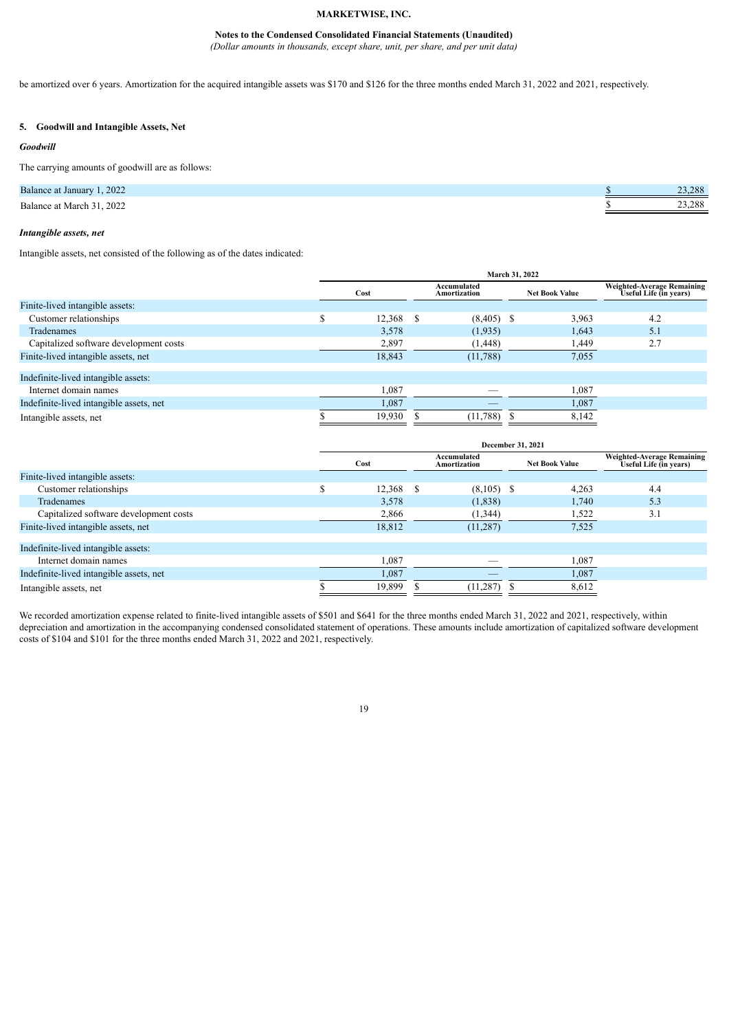be amortized over 6 years. Amortization for the acquired intangible assets was $170 and $126 for the three months ended March 31, 2022 and 2021, respectively.

## 5. Goodwill and Intangible Assets, Net

### *Goodwill*

The carrying amounts of goodwill are as follows:

| | |
|---|---|
| Balance at January 1, 2022 | $ 23,288 |
| Balance at March 31, 2022 | $ 23,288 |

### *Intangible assets, net*

Intangible assets, net consisted of the following as of the dates indicated:

| | March 31, 2022 | | | |
|---|---|---|---|---|
| | Cost | Accumulated Amortization | Net Book Value | Weighted-Average Remaining Useful Life (in years) |
| Finite-lived intangible assets: | | | | |
| Customer relationships | $ 12,368 | $ (8,405) | $ 3,963 | 4.2 |
| Tradenames | 3,578 | (1,935) | 1,643 | 5.1 |
| Capitalized software development costs | 2,897 | (1,448) | 1,449 | 2.7 |
| Finite-lived intangible assets, net | 18,843 | (11,788) | 7,055 | |
| Indefinite-lived intangible assets: | | | | |
| Internet domain names | 1,087 | — | 1,087 | |
| Indefinite-lived intangible assets, net | 1,087 | — | 1,087 | |
| Intangible assets, net | $ 19,930 | $ (11,788) | $ 8,142 | |

| | December 31, 2021 | | | |
|---|---|---|---|---|
| | Cost | Accumulated Amortization | Net Book Value | Weighted-Average Remaining Useful Life (in years) |
| Finite-lived intangible assets: | | | | |
| Customer relationships | $ 12,368 | $ (8,105) | $ 4,263 | 4.4 |
| Tradenames | 3,578 | (1,838) | 1,740 | 5.3 |
| Capitalized software development costs | 2,866 | (1,344) | 1,522 | 3.1 |
| Finite-lived intangible assets, net | 18,812 | (11,287) | 7,525 | |
| Indefinite-lived intangible assets: | | | | |
| Internet domain names | 1,087 | — | 1,087 | |
| Indefinite-lived intangible assets, net | 1,087 | — | 1,087 | |
| Intangible assets, net | $ 19,899 | $ (11,287) | $ 8,612 | |

We recorded amortization expense related to finite-lived intangible assets of $501 and $641 for the three months ended March 31, 2022 and 2021, respectively, within depreciation and amortization in the accompanying condensed consolidated statement of operations. These amounts include amortization of capitalized software development costs of $104 and $101 for the three months ended March 31, 2022 and 2021, respectively.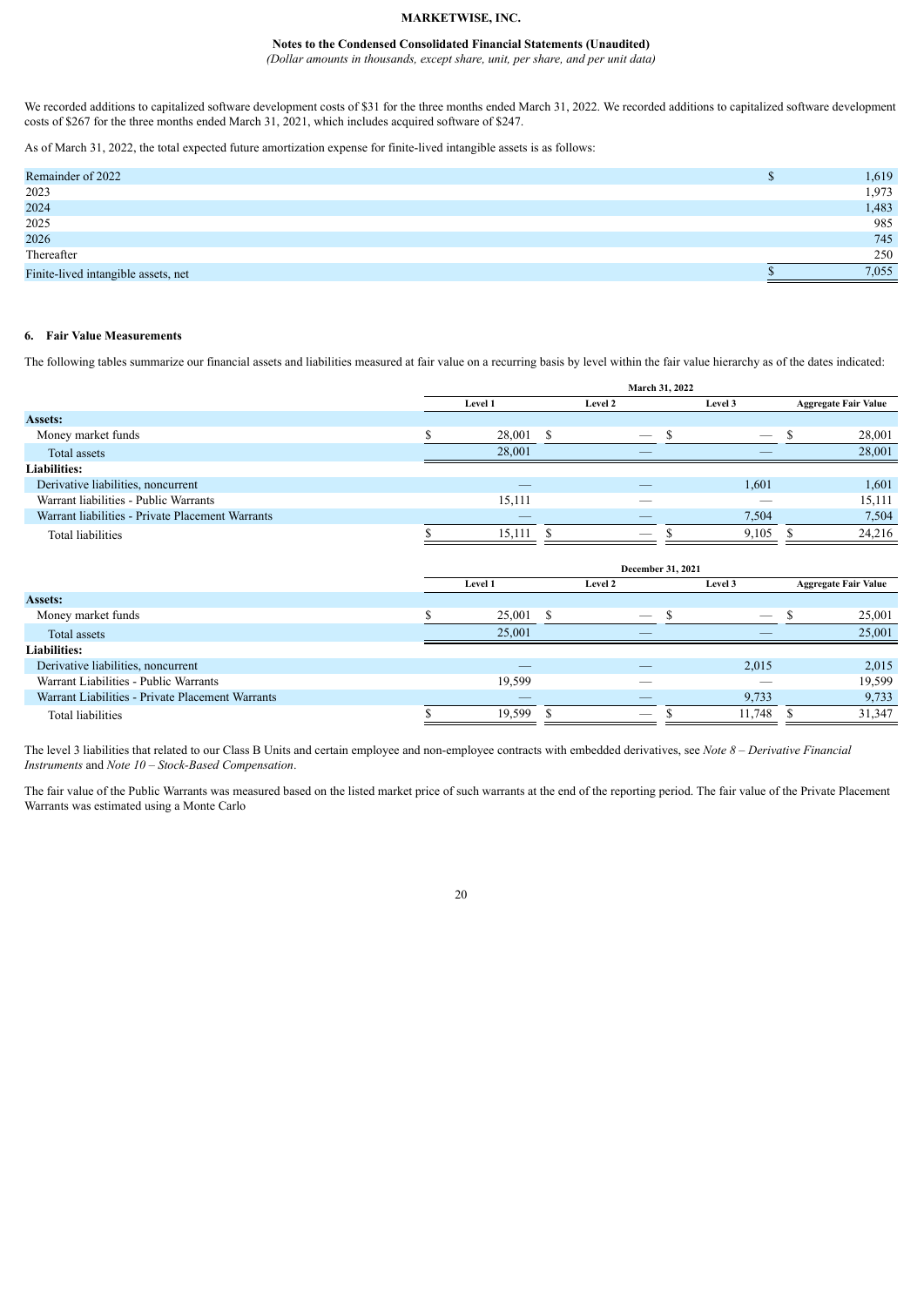We recorded additions to capitalized software development costs of $31 for the three months ended March 31, 2022. We recorded additions to capitalized software development costs of $267 for the three months ended March 31, 2021, which includes acquired software of $247.

As of March 31, 2022, the total expected future amortization expense for finite-lived intangible assets is as follows:

| | |
|---|---|
| Remainder of 2022 | $ 1,619 |
| 2023 | 1,973 |
| 2024 | 1,483 |
| 2025 | 985 |
| 2026 | 745 |
| Thereafter | 250 |
| Finite-lived intangible assets, net | $ 7,055 |

## 6. Fair Value Measurements

The following tables summarize our financial assets and liabilities measured at fair value on a recurring basis by level within the fair value hierarchy as of the dates indicated:

| | March 31, 2022 | | | |
|---|---|---|---|---|
| | Level 1 | Level 2 | Level 3 | Aggregate Fair Value |
| **Assets:** | | | | |
| Money market funds | $ 28,001 | $ — | $ — | $ 28,001 |
| Total assets | 28,001 | — | — | 28,001 |
| **Liabilities:** | | | | |
| Derivative liabilities, noncurrent | — | — | 1,601 | 1,601 |
| Warrant liabilities - Public Warrants | 15,111 | — | — | 15,111 |
| Warrant liabilities - Private Placement Warrants | — | — | 7,504 | 7,504 |
| Total liabilities | $ 15,111 | $ — | $ 9,105 | $ 24,216 |

| | December 31, 2021 | | | |
|---|---|---|---|---|
| | Level 1 | Level 2 | Level 3 | Aggregate Fair Value |
| **Assets:** | | | | |
| Money market funds | $ 25,001 | $ — | $ — | $ 25,001 |
| Total assets | 25,001 | — | — | 25,001 |
| **Liabilities:** | | | | |
| Derivative liabilities, noncurrent | — | — | 2,015 | 2,015 |
| Warrant Liabilities - Public Warrants | 19,599 | — | — | 19,599 |
| Warrant Liabilities - Private Placement Warrants | — | — | 9,733 | 9,733 |
| Total liabilities | $ 19,599 | $ — | $ 11,748 | $ 31,347 |

The level 3 liabilities that related to our Class B Units and certain employee and non-employee contracts with embedded derivatives, see *Note 8 – Derivative Financial Instruments* and *Note 10 – Stock-Based Compensation*.

The fair value of the Public Warrants was measured based on the listed market price of such warrants at the end of the reporting period. The fair value of the Private Placement Warrants was estimated using a Monte Carlo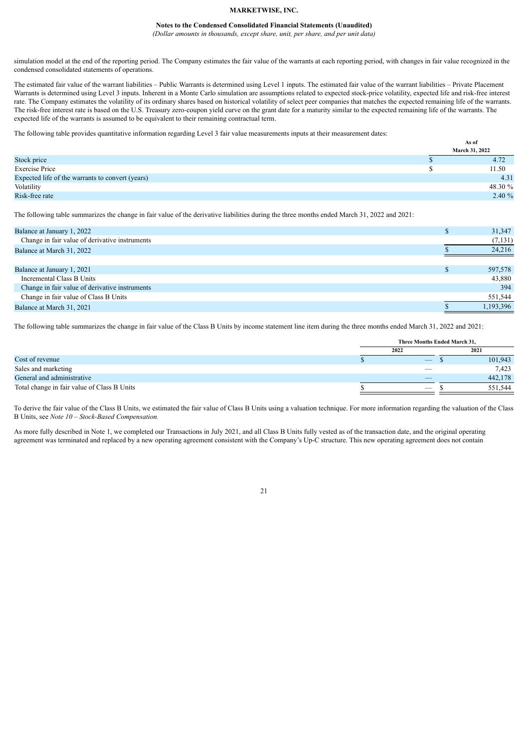simulation model at the end of the reporting period. The Company estimates the fair value of the warrants at each reporting period, with changes in fair value recognized in the condensed consolidated statements of operations.

The estimated fair value of the warrant liabilities – Public Warrants is determined using Level 1 inputs. The estimated fair value of the warrant liabilities – Private Placement Warrants is determined using Level 3 inputs. Inherent in a Monte Carlo simulation are assumptions related to expected stock-price volatility, expected life and risk-free interest rate. The Company estimates the volatility of its ordinary shares based on historical volatility of select peer companies that matches the expected remaining life of the warrants. The risk-free interest rate is based on the U.S. Treasury zero-coupon yield curve on the grant date for a maturity similar to the expected remaining life of the warrants. The expected life of the warrants is assumed to be equivalent to their remaining contractual term.

The following table provides quantitative information regarding Level 3 fair value measurements inputs at their measurement dates:

| | As of March 31, 2022 |
|---|---|
| Stock price | $ 4.72 |
| Exercise Price | $ 11.50 |
| Expected life of the warrants to convert (years) | 4.31 |
| Volatility | 48.30 % |
| Risk-free rate | 2.40 % |

The following table summarizes the change in fair value of the derivative liabilities during the three months ended March 31, 2022 and 2021:

| | |
|---|---|
| Balance at January 1, 2022 | $ 31,347 |
| Change in fair value of derivative instruments | (7,131) |
| Balance at March 31, 2022 | $ 24,216 |
| | |
| Balance at January 1, 2021 | $ 597,578 |
| Incremental Class B Units | 43,880 |
| Change in fair value of derivative instruments | 394 |
| Change in fair value of Class B Units | 551,544 |
| Balance at March 31, 2021 | $ 1,193,396 |

The following table summarizes the change in fair value of the Class B Units by income statement line item during the three months ended March 31, 2022 and 2021:

| | Three Months Ended March 31, | |
|---|---|---|
| | 2022 | 2021 |
| Cost of revenue | $ — | $ 101,943 |
| Sales and marketing | — | 7,423 |
| General and administrative | — | 442,178 |
| Total change in fair value of Class B Units | $ — | $ 551,544 |

To derive the fair value of the Class B Units, we estimated the fair value of Class B Units using a valuation technique. For more information regarding the valuation of the Class B Units, see *Note 10 – Stock-Based Compensation.*

As more fully described in Note 1, we completed our Transactions in July 2021, and all Class B Units fully vested as of the transaction date, and the original operating agreement was terminated and replaced by a new operating agreement consistent with the Company's Up-C structure. This new operating agreement does not contain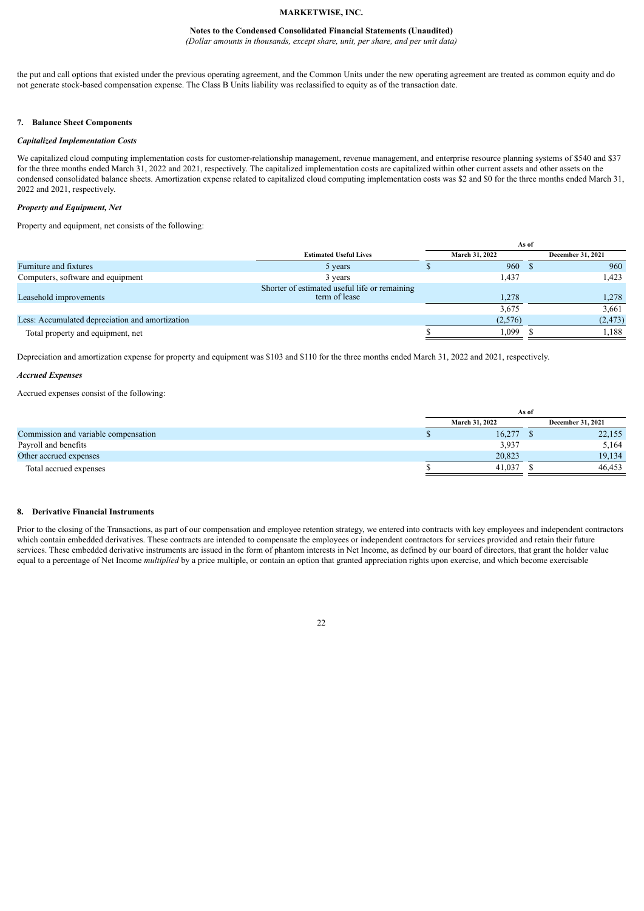the put and call options that existed under the previous operating agreement, and the Common Units under the new operating agreement are treated as common equity and do not generate stock-based compensation expense. The Class B Units liability was reclassified to equity as of the transaction date.

## 7. Balance Sheet Components

### *Capitalized Implementation Costs*

We capitalized cloud computing implementation costs for customer-relationship management, revenue management, and enterprise resource planning systems of $540 and $37 for the three months ended March 31, 2022 and 2021, respectively. The capitalized implementation costs are capitalized within other current assets and other assets on the condensed consolidated balance sheets. Amortization expense related to capitalized cloud computing implementation costs was $2 and $0 for the three months ended March 31, 2022 and 2021, respectively.

### *Property and Equipment, Net*

Property and equipment, net consists of the following:

| | Estimated Useful Lives | As of March 31, 2022 | As of December 31, 2021 |
|---|---|---|---|
| Furniture and fixtures | 5 years | $ 960 | $ 960 |
| Computers, software and equipment | 3 years | 1,437 | 1,423 |
| Leasehold improvements | Shorter of estimated useful life or remaining term of lease | 1,278 | 1,278 |
| | | 3,675 | 3,661 |
| Less: Accumulated depreciation and amortization | | (2,576) | (2,473) |
| Total property and equipment, net | | $ 1,099 | $ 1,188 |

Depreciation and amortization expense for property and equipment was $103 and $110 for the three months ended March 31, 2022 and 2021, respectively.

### *Accrued Expenses*

Accrued expenses consist of the following:

| | As of March 31, 2022 | As of December 31, 2021 |
|---|---|---|
| Commission and variable compensation | $ 16,277 | $ 22,155 |
| Payroll and benefits | 3,937 | 5,164 |
| Other accrued expenses | 20,823 | 19,134 |
| Total accrued expenses | $ 41,037 | $ 46,453 |

## 8. Derivative Financial Instruments

Prior to the closing of the Transactions, as part of our compensation and employee retention strategy, we entered into contracts with key employees and independent contractors which contain embedded derivatives. These contracts are intended to compensate the employees or independent contractors for services provided and retain their future services. These embedded derivative instruments are issued in the form of phantom interests in Net Income, as defined by our board of directors, that grant the holder value equal to a percentage of Net Income *multiplied* by a price multiple, or contain an option that granted appreciation rights upon exercise, and which become exercisable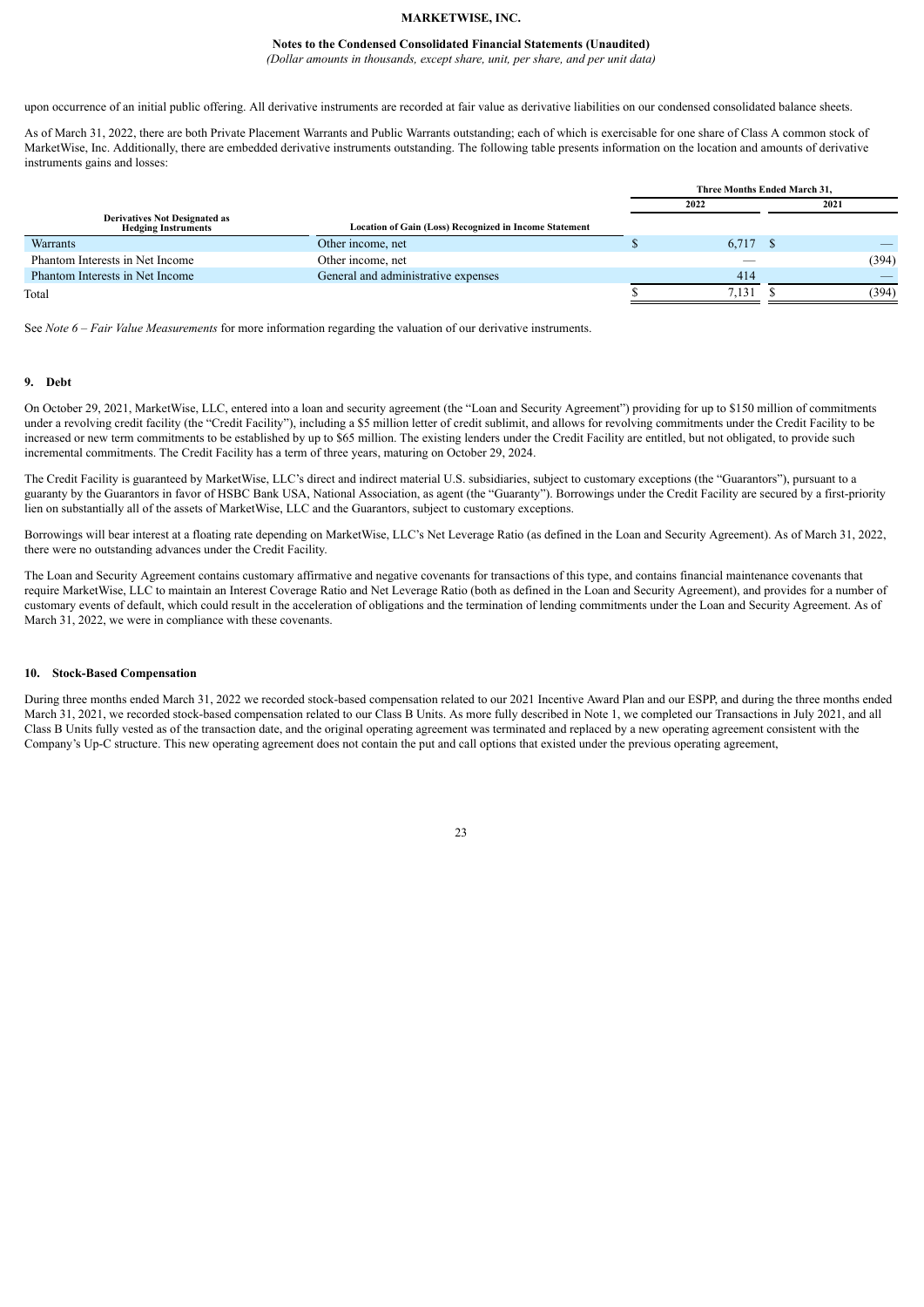upon occurrence of an initial public offering. All derivative instruments are recorded at fair value as derivative liabilities on our condensed consolidated balance sheets.

As of March 31, 2022, there are both Private Placement Warrants and Public Warrants outstanding; each of which is exercisable for one share of Class A common stock of MarketWise, Inc. Additionally, there are embedded derivative instruments outstanding. The following table presents information on the location and amounts of derivative instruments gains and losses:

| Derivatives Not Designated as Hedging Instruments | Location of Gain (Loss) Recognized in Income Statement | Three Months Ended March 31, 2022 | Three Months Ended March 31, 2021 |
|---|---|---|---|
| Warrants | Other income, net | $ 6,717 | $ — |
| Phantom Interests in Net Income | Other income, net | — | (394) |
| Phantom Interests in Net Income | General and administrative expenses | 414 | — |
| Total | | $ 7,131 | $ (394) |

See *Note 6 – Fair Value Measurements* for more information regarding the valuation of our derivative instruments.

## 9. Debt

On October 29, 2021, MarketWise, LLC, entered into a loan and security agreement (the "Loan and Security Agreement") providing for up to $150 million of commitments under a revolving credit facility (the "Credit Facility"), including a $5 million letter of credit sublimit, and allows for revolving commitments under the Credit Facility to be increased or new term commitments to be established by up to $65 million. The existing lenders under the Credit Facility are entitled, but not obligated, to provide such incremental commitments. The Credit Facility has a term of three years, maturing on October 29, 2024.

The Credit Facility is guaranteed by MarketWise, LLC's direct and indirect material U.S. subsidiaries, subject to customary exceptions (the "Guarantors"), pursuant to a guaranty by the Guarantors in favor of HSBC Bank USA, National Association, as agent (the "Guaranty"). Borrowings under the Credit Facility are secured by a first-priority lien on substantially all of the assets of MarketWise, LLC and the Guarantors, subject to customary exceptions.

Borrowings will bear interest at a floating rate depending on MarketWise, LLC's Net Leverage Ratio (as defined in the Loan and Security Agreement). As of March 31, 2022, there were no outstanding advances under the Credit Facility.

The Loan and Security Agreement contains customary affirmative and negative covenants for transactions of this type, and contains financial maintenance covenants that require MarketWise, LLC to maintain an Interest Coverage Ratio and Net Leverage Ratio (both as defined in the Loan and Security Agreement), and provides for a number of customary events of default, which could result in the acceleration of obligations and the termination of lending commitments under the Loan and Security Agreement. As of March 31, 2022, we were in compliance with these covenants.

## 10. Stock-Based Compensation

During three months ended March 31, 2022 we recorded stock-based compensation related to our 2021 Incentive Award Plan and our ESPP, and during the three months ended March 31, 2021, we recorded stock-based compensation related to our Class B Units. As more fully described in Note 1, we completed our Transactions in July 2021, and all Class B Units fully vested as of the transaction date, and the original operating agreement was terminated and replaced by a new operating agreement consistent with the Company's Up-C structure. This new operating agreement does not contain the put and call options that existed under the previous operating agreement,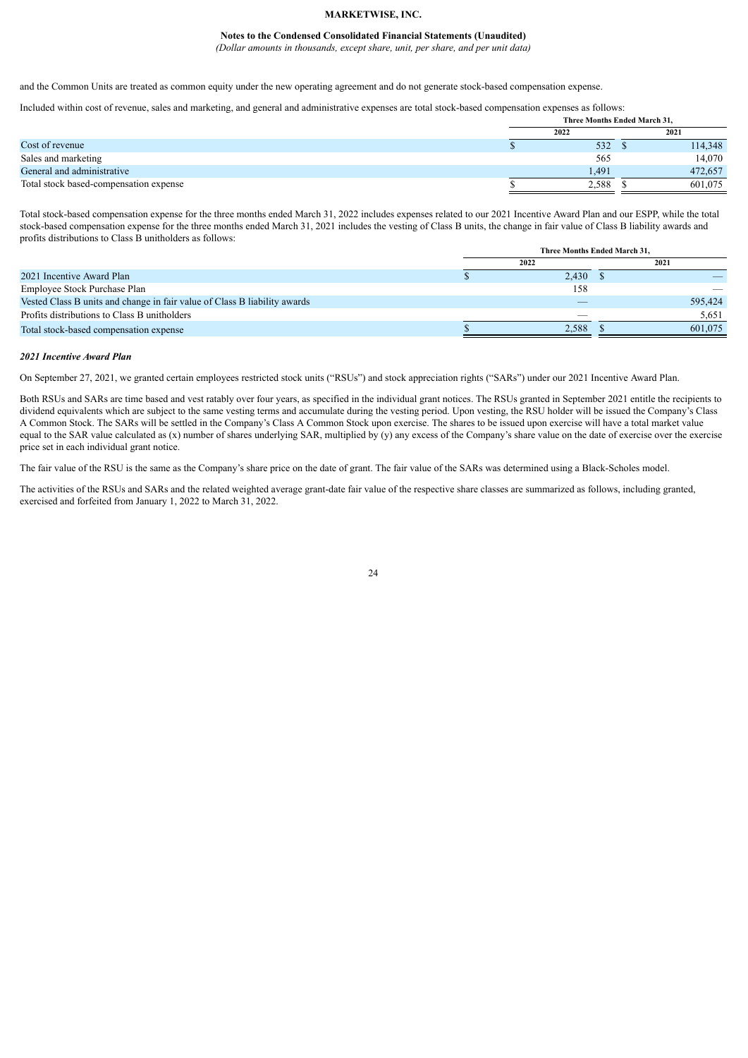and the Common Units are treated as common equity under the new operating agreement and do not generate stock-based compensation expense.

Included within cost of revenue, sales and marketing, and general and administrative expenses are total stock-based compensation expenses as follows:

| | Three Months Ended March 31, | |
|---|---|---|
| | 2022 | 2021 |
| Cost of revenue | $ 532 | $ 114,348 |
| Sales and marketing | 565 | 14,070 |
| General and administrative | 1,491 | 472,657 |
| Total stock based-compensation expense | $ 2,588 | $ 601,075 |

Total stock-based compensation expense for the three months ended March 31, 2022 includes expenses related to our 2021 Incentive Award Plan and our ESPP, while the total stock-based compensation expense for the three months ended March 31, 2021 includes the vesting of Class B units, the change in fair value of Class B liability awards and profits distributions to Class B unitholders as follows:

| | Three Months Ended March 31, | |
|---|---|---|
| | 2022 | 2021 |
| 2021 Incentive Award Plan | $ 2,430 | $ — |
| Employee Stock Purchase Plan | 158 | — |
| Vested Class B units and change in fair value of Class B liability awards | — | 595,424 |
| Profits distributions to Class B unitholders | — | 5,651 |
| Total stock-based compensation expense | $ 2,588 | $ 601,075 |

***2021 Incentive Award Plan***

On September 27, 2021, we granted certain employees restricted stock units (“RSUs”) and stock appreciation rights (“SARs”) under our 2021 Incentive Award Plan.

Both RSUs and SARs are time based and vest ratably over four years, as specified in the individual grant notices. The RSUs granted in September 2021 entitle the recipients to dividend equivalents which are subject to the same vesting terms and accumulate during the vesting period. Upon vesting, the RSU holder will be issued the Company’s Class A Common Stock. The SARs will be settled in the Company’s Class A Common Stock upon exercise. The shares to be issued upon exercise will have a total market value equal to the SAR value calculated as (x) number of shares underlying SAR, multiplied by (y) any excess of the Company’s share value on the date of exercise over the exercise price set in each individual grant notice.

The fair value of the RSU is the same as the Company’s share price on the date of grant. The fair value of the SARs was determined using a Black-Scholes model.

The activities of the RSUs and SARs and the related weighted average grant-date fair value of the respective share classes are summarized as follows, including granted, exercised and forfeited from January 1, 2022 to March 31, 2022.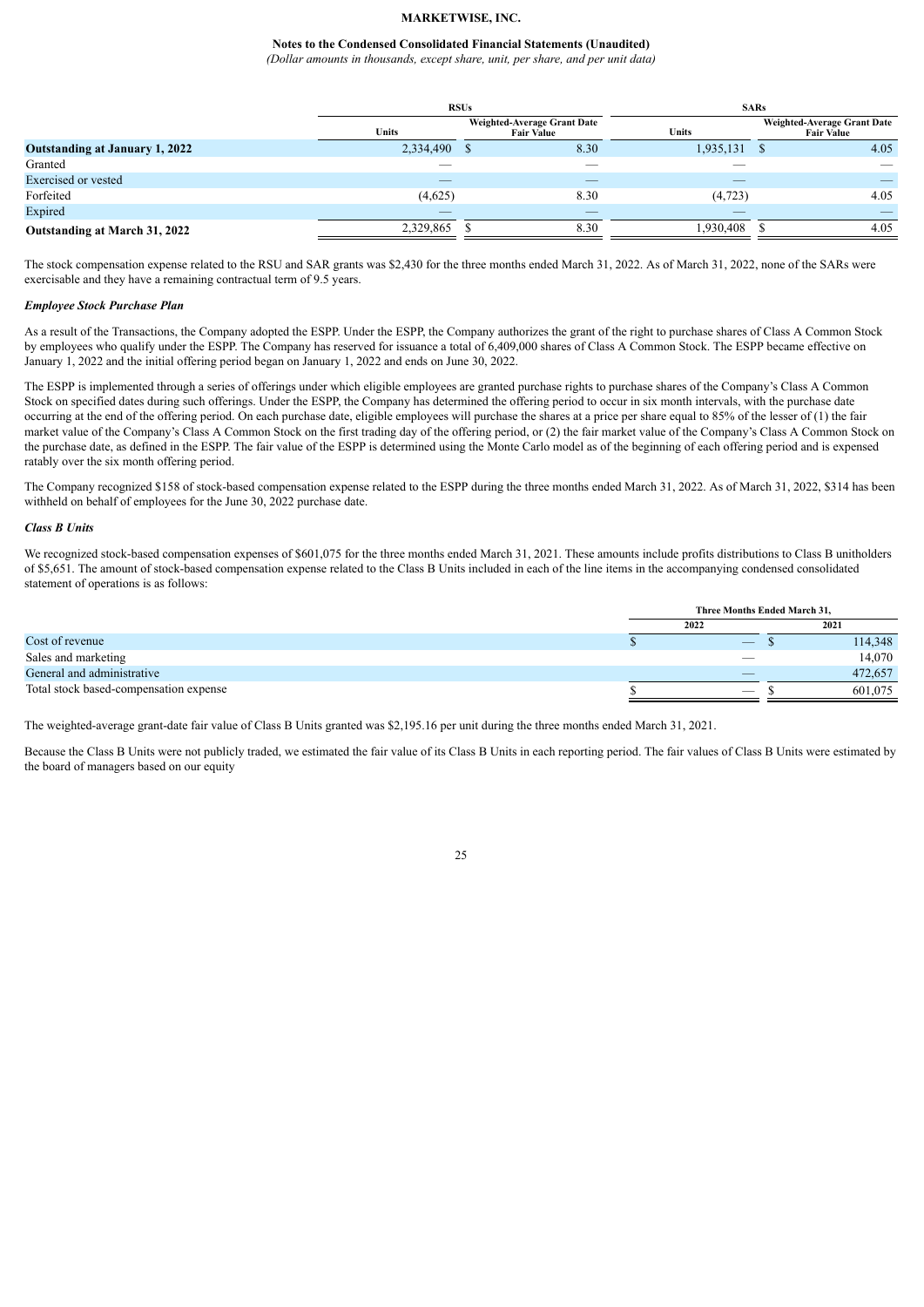|  | RSUs |  | SARs |  |
| --- | --- | --- | --- | --- |
|  | Units | Weighted-Average Grant Date Fair Value | Units | Weighted-Average Grant Date Fair Value |
| **Outstanding at January 1, 2022** | 2,334,490 | $ 8.30 | 1,935,131 | $ 4.05 |
| Granted | — | — | — | — |
| Exercised or vested | — | — | — | — |
| Forfeited | (4,625) | 8.30 | (4,723) | 4.05 |
| Expired | — | — | — | — |
| **Outstanding at March 31, 2022** | 2,329,865 | $ 8.30 | 1,930,408 | $ 4.05 |

The stock compensation expense related to the RSU and SAR grants was $2,430 for the three months ended March 31, 2022. As of March 31, 2022, none of the SARs were exercisable and they have a remaining contractual term of 9.5 years.

***Employee Stock Purchase Plan***

As a result of the Transactions, the Company adopted the ESPP. Under the ESPP, the Company authorizes the grant of the right to purchase shares of Class A Common Stock by employees who qualify under the ESPP. The Company has reserved for issuance a total of 6,409,000 shares of Class A Common Stock. The ESPP became effective on January 1, 2022 and the initial offering period began on January 1, 2022 and ends on June 30, 2022.

The ESPP is implemented through a series of offerings under which eligible employees are granted purchase rights to purchase shares of the Company's Class A Common Stock on specified dates during such offerings. Under the ESPP, the Company has determined the offering period to occur in six month intervals, with the purchase date occurring at the end of the offering period. On each purchase date, eligible employees will purchase the shares at a price per share equal to 85% of the lesser of (1) the fair market value of the Company's Class A Common Stock on the first trading day of the offering period, or (2) the fair market value of the Company's Class A Common Stock on the purchase date, as defined in the ESPP. The fair value of the ESPP is determined using the Monte Carlo model as of the beginning of each offering period and is expensed ratably over the six month offering period.

The Company recognized $158 of stock-based compensation expense related to the ESPP during the three months ended March 31, 2022. As of March 31, 2022, $314 has been withheld on behalf of employees for the June 30, 2022 purchase date.

***Class B Units***

We recognized stock-based compensation expenses of $601,075 for the three months ended March 31, 2021. These amounts include profits distributions to Class B unitholders of $5,651. The amount of stock-based compensation expense related to the Class B Units included in each of the line items in the accompanying condensed consolidated statement of operations is as follows:

|  | Three Months Ended March 31, |  |
| --- | --- | --- |
|  | 2022 | 2021 |
| Cost of revenue | $ — | $ 114,348 |
| Sales and marketing | — | 14,070 |
| General and administrative | — | 472,657 |
| Total stock based-compensation expense | $ — | $ 601,075 |

The weighted-average grant-date fair value of Class B Units granted was $2,195.16 per unit during the three months ended March 31, 2021.

Because the Class B Units were not publicly traded, we estimated the fair value of its Class B Units in each reporting period. The fair values of Class B Units were estimated by the board of managers based on our equity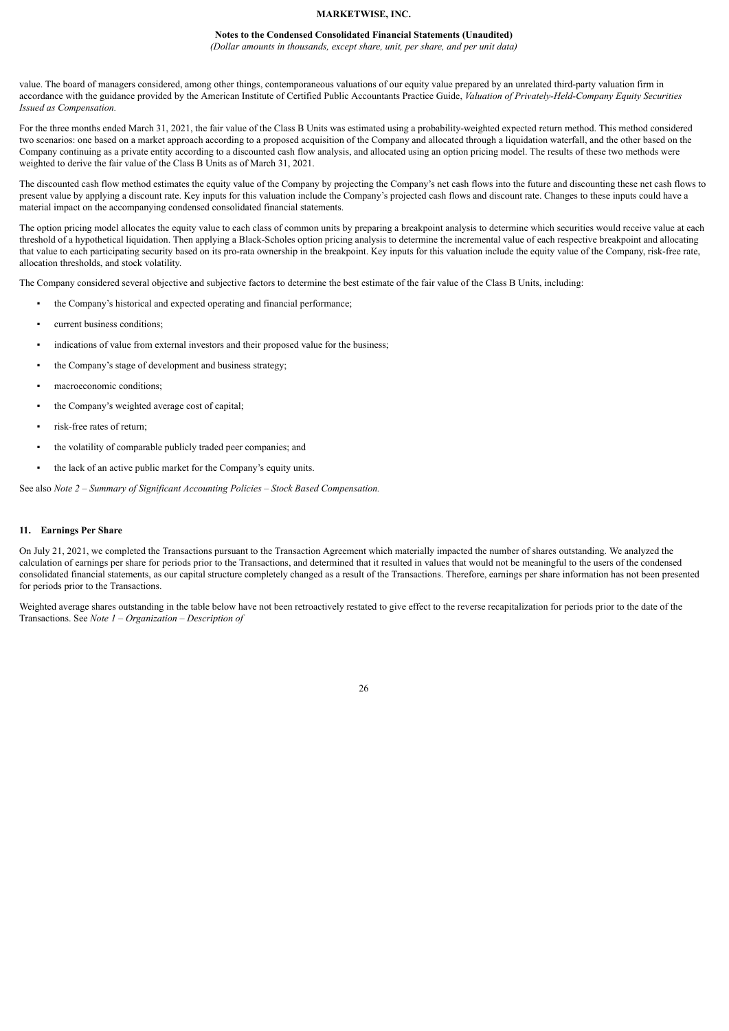value. The board of managers considered, among other things, contemporaneous valuations of our equity value prepared by an unrelated third-party valuation firm in accordance with the guidance provided by the American Institute of Certified Public Accountants Practice Guide, *Valuation of Privately-Held-Company Equity Securities Issued as Compensation.*

For the three months ended March 31, 2021, the fair value of the Class B Units was estimated using a probability-weighted expected return method. This method considered two scenarios: one based on a market approach according to a proposed acquisition of the Company and allocated through a liquidation waterfall, and the other based on the Company continuing as a private entity according to a discounted cash flow analysis, and allocated using an option pricing model. The results of these two methods were weighted to derive the fair value of the Class B Units as of March 31, 2021.

The discounted cash flow method estimates the equity value of the Company by projecting the Company's net cash flows into the future and discounting these net cash flows to present value by applying a discount rate. Key inputs for this valuation include the Company's projected cash flows and discount rate. Changes to these inputs could have a material impact on the accompanying condensed consolidated financial statements.

The option pricing model allocates the equity value to each class of common units by preparing a breakpoint analysis to determine which securities would receive value at each threshold of a hypothetical liquidation. Then applying a Black-Scholes option pricing analysis to determine the incremental value of each respective breakpoint and allocating that value to each participating security based on its pro-rata ownership in the breakpoint. Key inputs for this valuation include the equity value of the Company, risk-free rate, allocation thresholds, and stock volatility.

The Company considered several objective and subjective factors to determine the best estimate of the fair value of the Class B Units, including:

- the Company's historical and expected operating and financial performance;
- current business conditions;
- indications of value from external investors and their proposed value for the business;
- the Company's stage of development and business strategy;
- macroeconomic conditions;
- the Company's weighted average cost of capital;
- risk-free rates of return;
- the volatility of comparable publicly traded peer companies; and
- the lack of an active public market for the Company's equity units.

See also *Note 2 – Summary of Significant Accounting Policies – Stock Based Compensation.*

## 11. Earnings Per Share

On July 21, 2021, we completed the Transactions pursuant to the Transaction Agreement which materially impacted the number of shares outstanding. We analyzed the calculation of earnings per share for periods prior to the Transactions, and determined that it resulted in values that would not be meaningful to the users of the condensed consolidated financial statements, as our capital structure completely changed as a result of the Transactions. Therefore, earnings per share information has not been presented for periods prior to the Transactions.

Weighted average shares outstanding in the table below have not been retroactively restated to give effect to the reverse recapitalization for periods prior to the date of the Transactions. See *Note 1 – Organization – Description of*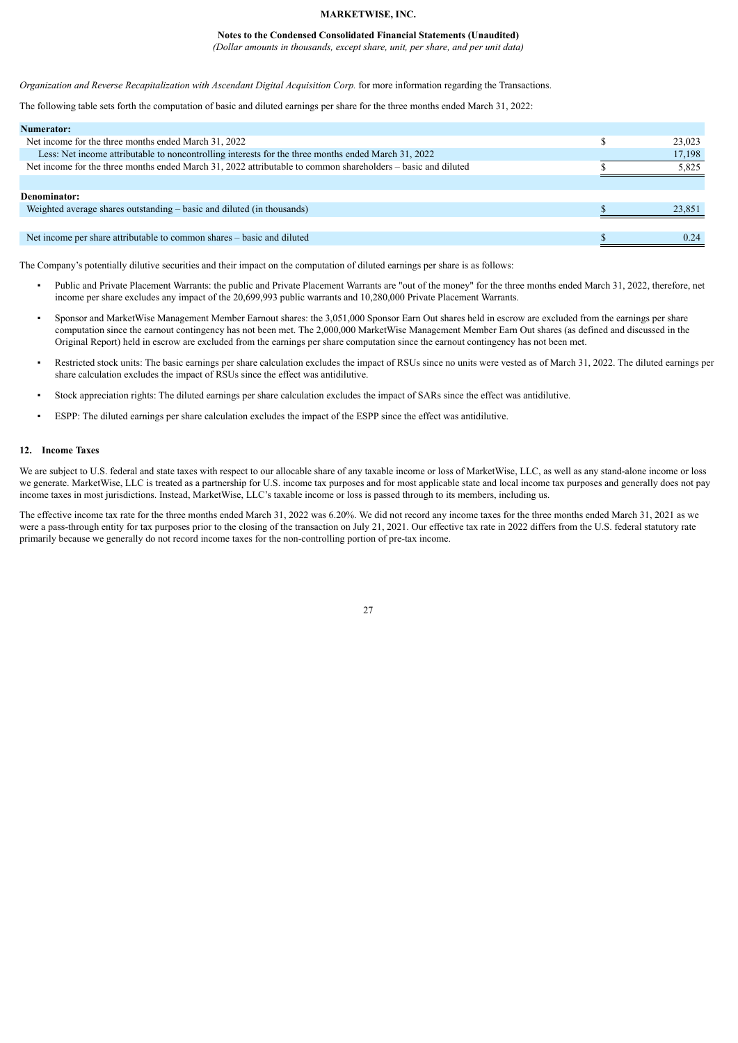*Organization and Reverse Recapitalization with Ascendant Digital Acquisition Corp.* for more information regarding the Transactions.

The following table sets forth the computation of basic and diluted earnings per share for the three months ended March 31, 2022:

| | | |
|---|---|---|
| **Numerator:** | | |
| Net income for the three months ended March 31, 2022 | $ | 23,023 |
| Less: Net income attributable to noncontrolling interests for the three months ended March 31, 2022 | | 17,198 |
| Net income for the three months ended March 31, 2022 attributable to common shareholders – basic and diluted | $ | 5,825 |
| | | |
| **Denominator:** | | |
| Weighted average shares outstanding – basic and diluted (in thousands) | $ | 23,851 |
| | | |
| Net income per share attributable to common shares – basic and diluted | $ | 0.24 |

The Company's potentially dilutive securities and their impact on the computation of diluted earnings per share is as follows:

- Public and Private Placement Warrants: the public and Private Placement Warrants are "out of the money" for the three months ended March 31, 2022, therefore, net income per share excludes any impact of the 20,699,993 public warrants and 10,280,000 Private Placement Warrants.
- Sponsor and MarketWise Management Member Earnout shares: the 3,051,000 Sponsor Earn Out shares held in escrow are excluded from the earnings per share computation since the earnout contingency has not been met. The 2,000,000 MarketWise Management Member Earn Out shares (as defined and discussed in the Original Report) held in escrow are excluded from the earnings per share computation since the earnout contingency has not been met.
- Restricted stock units: The basic earnings per share calculation excludes the impact of RSUs since no units were vested as of March 31, 2022. The diluted earnings per share calculation excludes the impact of RSUs since the effect was antidilutive.
- Stock appreciation rights: The diluted earnings per share calculation excludes the impact of SARs since the effect was antidilutive.
- ESPP: The diluted earnings per share calculation excludes the impact of the ESPP since the effect was antidilutive.

## 12. Income Taxes

We are subject to U.S. federal and state taxes with respect to our allocable share of any taxable income or loss of MarketWise, LLC, as well as any stand-alone income or loss we generate. MarketWise, LLC is treated as a partnership for U.S. income tax purposes and for most applicable state and local income tax purposes and generally does not pay income taxes in most jurisdictions. Instead, MarketWise, LLC's taxable income or loss is passed through to its members, including us.

The effective income tax rate for the three months ended March 31, 2022 was 6.20%. We did not record any income taxes for the three months ended March 31, 2021 as we were a pass-through entity for tax purposes prior to the closing of the transaction on July 21, 2021. Our effective tax rate in 2022 differs from the U.S. federal statutory rate primarily because we generally do not record income taxes for the non-controlling portion of pre-tax income.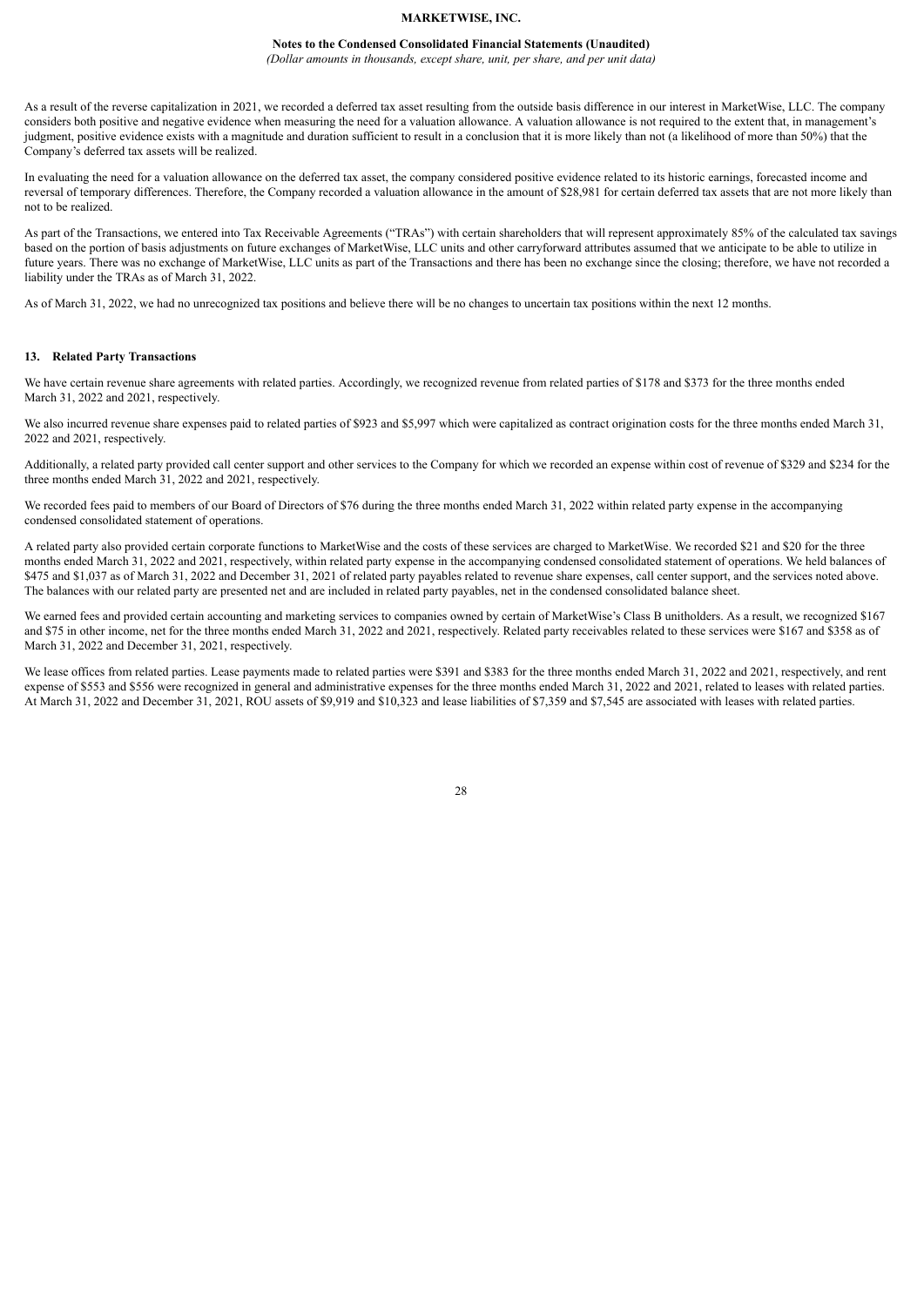As a result of the reverse capitalization in 2021, we recorded a deferred tax asset resulting from the outside basis difference in our interest in MarketWise, LLC. The company considers both positive and negative evidence when measuring the need for a valuation allowance. A valuation allowance is not required to the extent that, in management's judgment, positive evidence exists with a magnitude and duration sufficient to result in a conclusion that it is more likely than not (a likelihood of more than 50%) that the Company's deferred tax assets will be realized.

In evaluating the need for a valuation allowance on the deferred tax asset, the company considered positive evidence related to its historic earnings, forecasted income and reversal of temporary differences. Therefore, the Company recorded a valuation allowance in the amount of $28,981 for certain deferred tax assets that are not more likely than not to be realized.

As part of the Transactions, we entered into Tax Receivable Agreements ("TRAs") with certain shareholders that will represent approximately 85% of the calculated tax savings based on the portion of basis adjustments on future exchanges of MarketWise, LLC units and other carryforward attributes assumed that we anticipate to be able to utilize in future years. There was no exchange of MarketWise, LLC units as part of the Transactions and there has been no exchange since the closing; therefore, we have not recorded a liability under the TRAs as of March 31, 2022.

As of March 31, 2022, we had no unrecognized tax positions and believe there will be no changes to uncertain tax positions within the next 12 months.

## 13. Related Party Transactions

We have certain revenue share agreements with related parties. Accordingly, we recognized revenue from related parties of $178 and $373 for the three months ended March 31, 2022 and 2021, respectively.

We also incurred revenue share expenses paid to related parties of $923 and $5,997 which were capitalized as contract origination costs for the three months ended March 31, 2022 and 2021, respectively.

Additionally, a related party provided call center support and other services to the Company for which we recorded an expense within cost of revenue of $329 and $234 for the three months ended March 31, 2022 and 2021, respectively.

We recorded fees paid to members of our Board of Directors of $76 during the three months ended March 31, 2022 within related party expense in the accompanying condensed consolidated statement of operations.

A related party also provided certain corporate functions to MarketWise and the costs of these services are charged to MarketWise. We recorded $21 and $20 for the three months ended March 31, 2022 and 2021, respectively, within related party expense in the accompanying condensed consolidated statement of operations. We held balances of $475 and $1,037 as of March 31, 2022 and December 31, 2021 of related party payables related to revenue share expenses, call center support, and the services noted above. The balances with our related party are presented net and are included in related party payables, net in the condensed consolidated balance sheet.

We earned fees and provided certain accounting and marketing services to companies owned by certain of MarketWise's Class B unitholders. As a result, we recognized $167 and $75 in other income, net for the three months ended March 31, 2022 and 2021, respectively. Related party receivables related to these services were $167 and $358 as of March 31, 2022 and December 31, 2021, respectively.

We lease offices from related parties. Lease payments made to related parties were $391 and $383 for the three months ended March 31, 2022 and 2021, respectively, and rent expense of $553 and $556 were recognized in general and administrative expenses for the three months ended March 31, 2022 and 2021, related to leases with related parties. At March 31, 2022 and December 31, 2021, ROU assets of $9,919 and $10,323 and lease liabilities of $7,359 and $7,545 are associated with leases with related parties.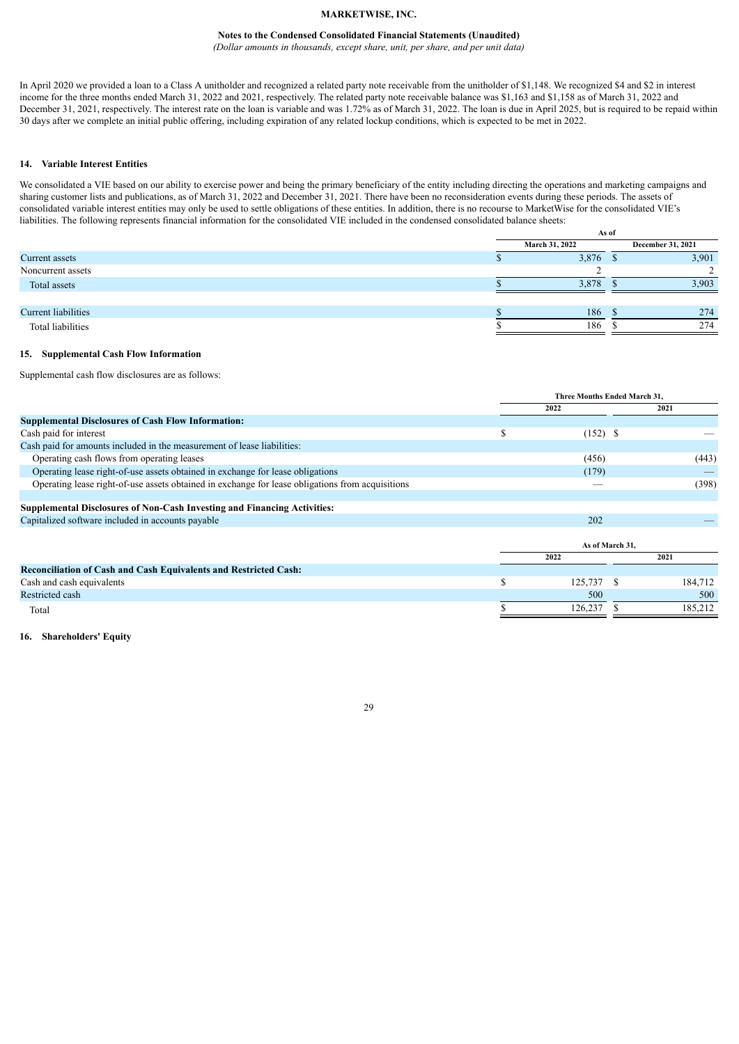In April 2020 we provided a loan to a Class A unitholder and recognized a related party note receivable from the unitholder of $1,148. We recognized $4 and $2 in interest income for the three months ended March 31, 2022 and 2021, respectively. The related party note receivable balance was $1,163 and $1,158 as of March 31, 2022 and December 31, 2021, respectively. The interest rate on the loan is variable and was 1.72% as of March 31, 2022. The loan is due in April 2025, but is required to be repaid within 30 days after we complete an initial public offering, including expiration of any related lockup conditions, which is expected to be met in 2022.

## 14. Variable Interest Entities

We consolidated a VIE based on our ability to exercise power and being the primary beneficiary of the entity including directing the operations and marketing campaigns and sharing customer lists and publications, as of March 31, 2022 and December 31, 2021. There have been no reconsideration events during these periods. The assets of consolidated variable interest entities may only be used to settle obligations of these entities. In addition, there is no recourse to MarketWise for the consolidated VIE's liabilities. The following represents financial information for the consolidated VIE included in the condensed consolidated balance sheets:

| | As of | |
|---|---|---|
| | March 31, 2022 | December 31, 2021 |
| Current assets | $ 3,876 | $ 3,901 |
| Noncurrent assets | 2 | 2 |
| Total assets | $ 3,878 | $ 3,903 |
| | | |
| Current liabilities | $ 186 | $ 274 |
| Total liabilities | $ 186 | $ 274 |

## 15. Supplemental Cash Flow Information

Supplemental cash flow disclosures are as follows:

| | Three Months Ended March 31, | |
|---|---|---|
| | 2022 | 2021 |
| **Supplemental Disclosures of Cash Flow Information:** | | |
| Cash paid for interest | $ (152) | $ — |
| Cash paid for amounts included in the measurement of lease liabilities: | | |
| Operating cash flows from operating leases | (456) | (443) |
| Operating lease right-of-use assets obtained in exchange for lease obligations | (179) | — |
| Operating lease right-of-use assets obtained in exchange for lease obligations from acquisitions | — | (398) |
| | | |
| **Supplemental Disclosures of Non-Cash Investing and Financing Activities:** | | |
| Capitalized software included in accounts payable | 202 | — |

| | As of March 31, | |
|---|---|---|
| | 2022 | 2021 |
| **Reconciliation of Cash and Cash Equivalents and Restricted Cash:** | | |
| Cash and cash equivalents | $ 125,737 | $ 184,712 |
| Restricted cash | 500 | 500 |
| Total | $ 126,237 | $ 185,212 |

## 16. Shareholders' Equity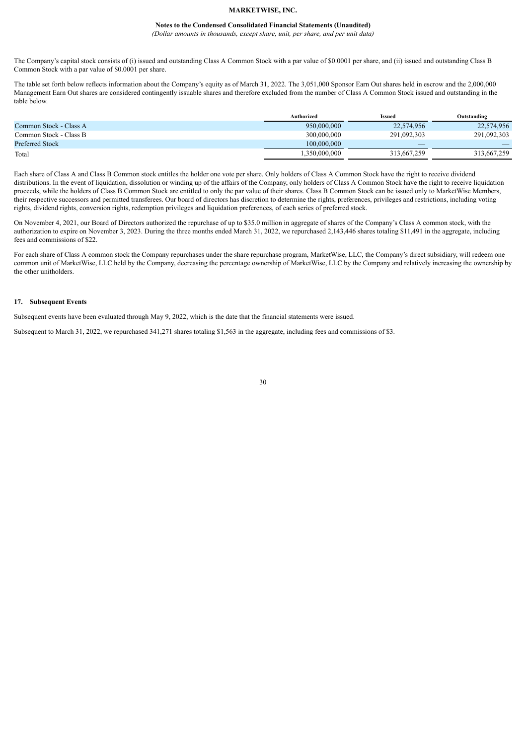The Company's capital stock consists of (i) issued and outstanding Class A Common Stock with a par value of $0.0001 per share, and (ii) issued and outstanding Class B Common Stock with a par value of $0.0001 per share.

The table set forth below reflects information about the Company's equity as of March 31, 2022. The 3,051,000 Sponsor Earn Out shares held in escrow and the 2,000,000 Management Earn Out shares are considered contingently issuable shares and therefore excluded from the number of Class A Common Stock issued and outstanding in the table below.

| | Authorized | Issued | Outstanding |
|---|---|---|---|
| Common Stock - Class A | 950,000,000 | 22,574,956 | 22,574,956 |
| Common Stock - Class B | 300,000,000 | 291,092,303 | 291,092,303 |
| Preferred Stock | 100,000,000 | — | — |
| Total | 1,350,000,000 | 313,667,259 | 313,667,259 |

Each share of Class A and Class B Common stock entitles the holder one vote per share. Only holders of Class A Common Stock have the right to receive dividend distributions. In the event of liquidation, dissolution or winding up of the affairs of the Company, only holders of Class A Common Stock have the right to receive liquidation proceeds, while the holders of Class B Common Stock are entitled to only the par value of their shares. Class B Common Stock can be issued only to MarketWise Members, their respective successors and permitted transferees. Our board of directors has discretion to determine the rights, preferences, privileges and restrictions, including voting rights, dividend rights, conversion rights, redemption privileges and liquidation preferences, of each series of preferred stock.

On November 4, 2021, our Board of Directors authorized the repurchase of up to $35.0 million in aggregate of shares of the Company's Class A common stock, with the authorization to expire on November 3, 2023. During the three months ended March 31, 2022, we repurchased 2,143,446 shares totaling $11,491 in the aggregate, including fees and commissions of $22.

For each share of Class A common stock the Company repurchases under the share repurchase program, MarketWise, LLC, the Company's direct subsidiary, will redeem one common unit of MarketWise, LLC held by the Company, decreasing the percentage ownership of MarketWise, LLC by the Company and relatively increasing the ownership by the other unitholders.

## 17. Subsequent Events

Subsequent events have been evaluated through May 9, 2022, which is the date that the financial statements were issued.

Subsequent to March 31, 2022, we repurchased 341,271 shares totaling $1,563 in the aggregate, including fees and commissions of $3.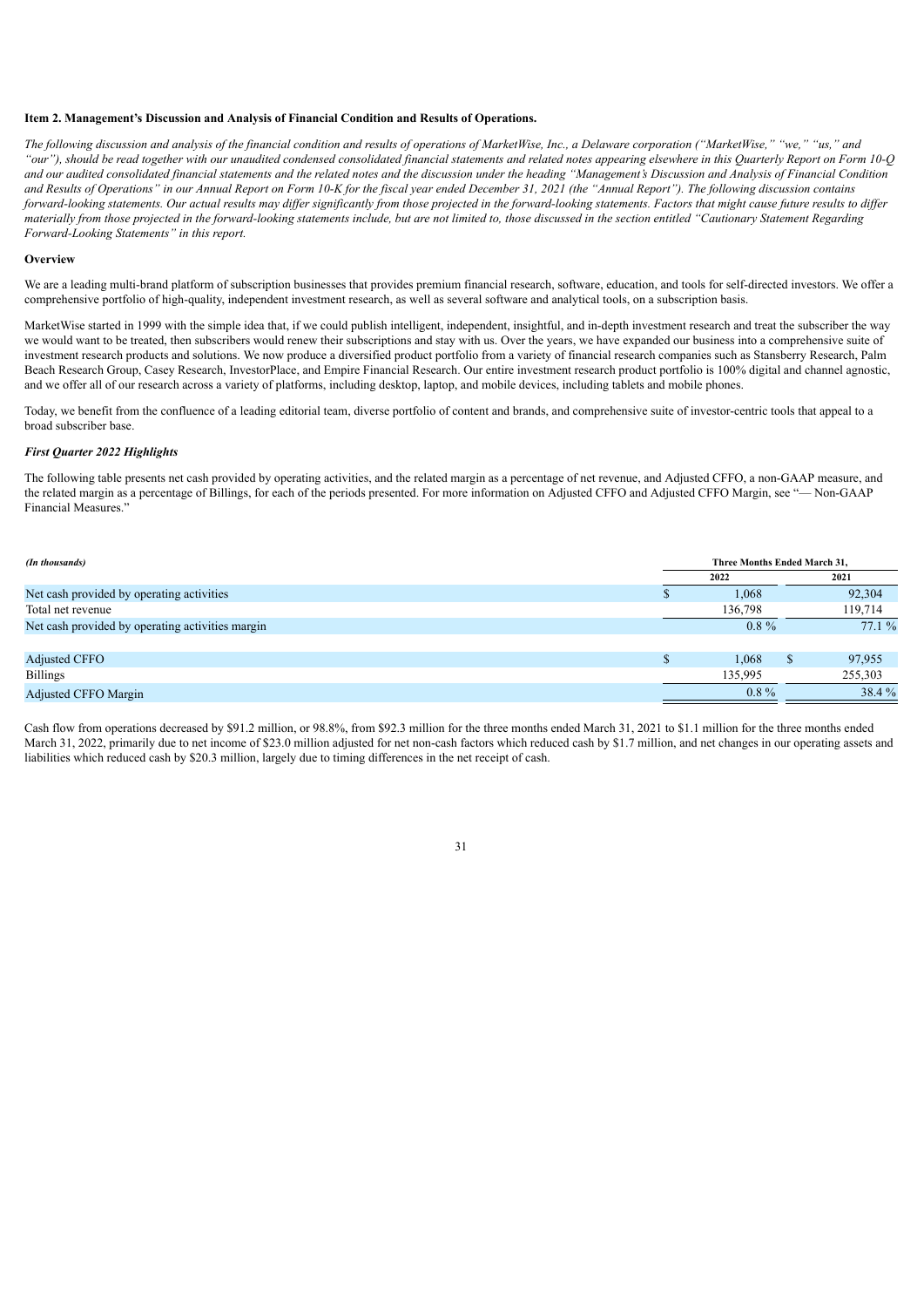**Item 2. Management's Discussion and Analysis of Financial Condition and Results of Operations.**

*The following discussion and analysis of the financial condition and results of operations of MarketWise, Inc., a Delaware corporation ("MarketWise," "we," "us," and "our"), should be read together with our unaudited condensed consolidated financial statements and related notes appearing elsewhere in this Quarterly Report on Form 10-Q and our audited consolidated financial statements and the related notes and the discussion under the heading "Management's Discussion and Analysis of Financial Condition and Results of Operations" in our Annual Report on Form 10-K for the fiscal year ended December 31, 2021 (the "Annual Report"). The following discussion contains forward-looking statements. Our actual results may differ significantly from those projected in the forward-looking statements. Factors that might cause future results to differ materially from those projected in the forward-looking statements include, but are not limited to, those discussed in the section entitled "Cautionary Statement Regarding Forward-Looking Statements" in this report.*

**Overview**

We are a leading multi-brand platform of subscription businesses that provides premium financial research, software, education, and tools for self-directed investors. We offer a comprehensive portfolio of high-quality, independent investment research, as well as several software and analytical tools, on a subscription basis.

MarketWise started in 1999 with the simple idea that, if we could publish intelligent, independent, insightful, and in-depth investment research and treat the subscriber the way we would want to be treated, then subscribers would renew their subscriptions and stay with us. Over the years, we have expanded our business into a comprehensive suite of investment research products and solutions. We now produce a diversified product portfolio from a variety of financial research companies such as Stansberry Research, Palm Beach Research Group, Casey Research, InvestorPlace, and Empire Financial Research. Our entire investment research product portfolio is 100% digital and channel agnostic, and we offer all of our research across a variety of platforms, including desktop, laptop, and mobile devices, including tablets and mobile phones.

Today, we benefit from the confluence of a leading editorial team, diverse portfolio of content and brands, and comprehensive suite of investor-centric tools that appeal to a broad subscriber base.

***First Quarter 2022 Highlights***

The following table presents net cash provided by operating activities, and the related margin as a percentage of net revenue, and Adjusted CFFO, a non-GAAP measure, and the related margin as a percentage of Billings, for each of the periods presented. For more information on Adjusted CFFO and Adjusted CFFO Margin, see "— Non-GAAP Financial Measures."

| *(In thousands)* | Three Months Ended March 31, | |
|---|---|---|
| | 2022 | 2021 |
| Net cash provided by operating activities | $ 1,068 | 92,304 |
| Total net revenue | 136,798 | 119,714 |
| Net cash provided by operating activities margin | 0.8 % | 77.1 % |
| | | |
| Adjusted CFFO | $ 1,068 | $ 97,955 |
| Billings | 135,995 | 255,303 |
| Adjusted CFFO Margin | 0.8 % | 38.4 % |

Cash flow from operations decreased by $91.2 million, or 98.8%, from $92.3 million for the three months ended March 31, 2021 to $1.1 million for the three months ended March 31, 2022, primarily due to net income of $23.0 million adjusted for net non-cash factors which reduced cash by $1.7 million, and net changes in our operating assets and liabilities which reduced cash by $20.3 million, largely due to timing differences in the net receipt of cash.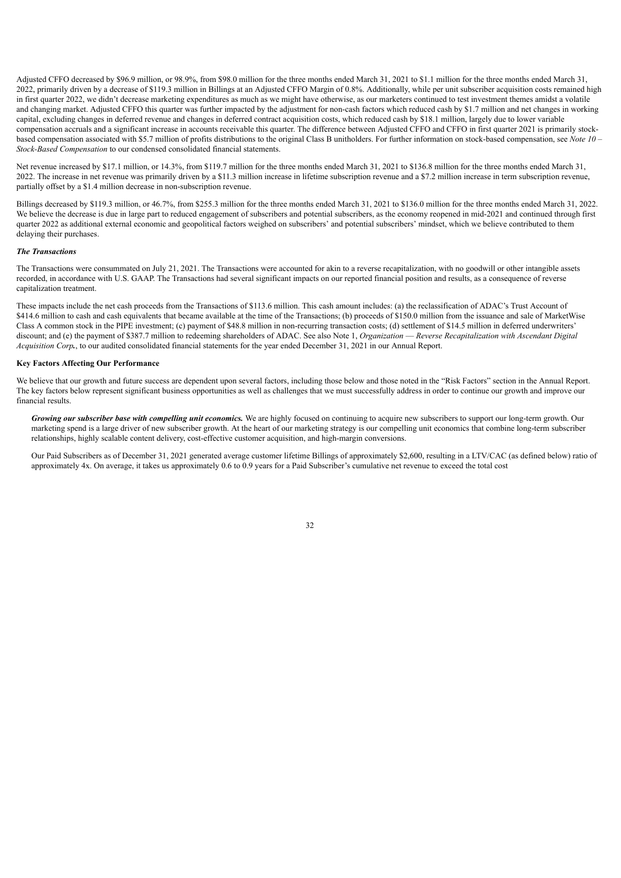Adjusted CFFO decreased by $96.9 million, or 98.9%, from $98.0 million for the three months ended March 31, 2021 to $1.1 million for the three months ended March 31, 2022, primarily driven by a decrease of $119.3 million in Billings at an Adjusted CFFO Margin of 0.8%. Additionally, while per unit subscriber acquisition costs remained high in first quarter 2022, we didn't decrease marketing expenditures as much as we might have otherwise, as our marketers continued to test investment themes amidst a volatile and changing market. Adjusted CFFO this quarter was further impacted by the adjustment for non-cash factors which reduced cash by $1.7 million and net changes in working capital, excluding changes in deferred revenue and changes in deferred contract acquisition costs, which reduced cash by $18.1 million, largely due to lower variable compensation accruals and a significant increase in accounts receivable this quarter. The difference between Adjusted CFFO and CFFO in first quarter 2021 is primarily stock-based compensation associated with $5.7 million of profits distributions to the original Class B unitholders. For further information on stock-based compensation, see *Note 10 – Stock-Based Compensation* to our condensed consolidated financial statements.

Net revenue increased by $17.1 million, or 14.3%, from $119.7 million for the three months ended March 31, 2021 to $136.8 million for the three months ended March 31, 2022. The increase in net revenue was primarily driven by a $11.3 million increase in lifetime subscription revenue and a $7.2 million increase in term subscription revenue, partially offset by a $1.4 million decrease in non-subscription revenue.

Billings decreased by $119.3 million, or 46.7%, from $255.3 million for the three months ended March 31, 2021 to $136.0 million for the three months ended March 31, 2022. We believe the decrease is due in large part to reduced engagement of subscribers and potential subscribers, as the economy reopened in mid-2021 and continued through first quarter 2022 as additional external economic and geopolitical factors weighed on subscribers' and potential subscribers' mindset, which we believe contributed to them delaying their purchases.

***The Transactions***

The Transactions were consummated on July 21, 2021. The Transactions were accounted for akin to a reverse recapitalization, with no goodwill or other intangible assets recorded, in accordance with U.S. GAAP. The Transactions had several significant impacts on our reported financial position and results, as a consequence of reverse capitalization treatment.

These impacts include the net cash proceeds from the Transactions of $113.6 million. This cash amount includes: (a) the reclassification of ADAC's Trust Account of $414.6 million to cash and cash equivalents that became available at the time of the Transactions; (b) proceeds of $150.0 million from the issuance and sale of MarketWise Class A common stock in the PIPE investment; (c) payment of $48.8 million in non-recurring transaction costs; (d) settlement of $14.5 million in deferred underwriters' discount; and (e) the payment of $387.7 million to redeeming shareholders of ADAC. See also Note 1, *Organization — Reverse Recapitalization with Ascendant Digital Acquisition Corp.*, to our audited consolidated financial statements for the year ended December 31, 2021 in our Annual Report.

**Key Factors Affecting Our Performance**

We believe that our growth and future success are dependent upon several factors, including those below and those noted in the "Risk Factors" section in the Annual Report. The key factors below represent significant business opportunities as well as challenges that we must successfully address in order to continue our growth and improve our financial results.

***Growing our subscriber base with compelling unit economics.*** We are highly focused on continuing to acquire new subscribers to support our long-term growth. Our marketing spend is a large driver of new subscriber growth. At the heart of our marketing strategy is our compelling unit economics that combine long-term subscriber relationships, highly scalable content delivery, cost-effective customer acquisition, and high-margin conversions.

Our Paid Subscribers as of December 31, 2021 generated average customer lifetime Billings of approximately $2,600, resulting in a LTV/CAC (as defined below) ratio of approximately 4x. On average, it takes us approximately 0.6 to 0.9 years for a Paid Subscriber's cumulative net revenue to exceed the total cost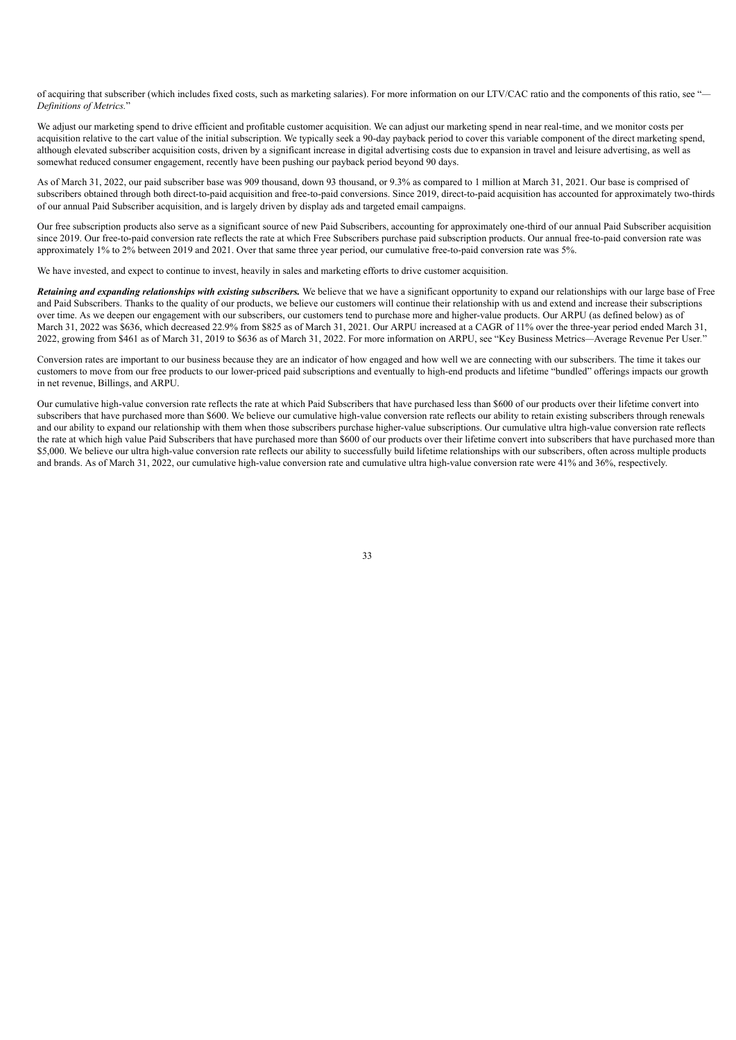of acquiring that subscriber (which includes fixed costs, such as marketing salaries). For more information on our LTV/CAC ratio and the components of this ratio, see "—*Definitions of Metrics.*"

We adjust our marketing spend to drive efficient and profitable customer acquisition. We can adjust our marketing spend in near real-time, and we monitor costs per acquisition relative to the cart value of the initial subscription. We typically seek a 90-day payback period to cover this variable component of the direct marketing spend, although elevated subscriber acquisition costs, driven by a significant increase in digital advertising costs due to expansion in travel and leisure advertising, as well as somewhat reduced consumer engagement, recently have been pushing our payback period beyond 90 days.

As of March 31, 2022, our paid subscriber base was 909 thousand, down 93 thousand, or 9.3% as compared to 1 million at March 31, 2021. Our base is comprised of subscribers obtained through both direct-to-paid acquisition and free-to-paid conversions. Since 2019, direct-to-paid acquisition has accounted for approximately two-thirds of our annual Paid Subscriber acquisition, and is largely driven by display ads and targeted email campaigns.

Our free subscription products also serve as a significant source of new Paid Subscribers, accounting for approximately one-third of our annual Paid Subscriber acquisition since 2019. Our free-to-paid conversion rate reflects the rate at which Free Subscribers purchase paid subscription products. Our annual free-to-paid conversion rate was approximately 1% to 2% between 2019 and 2021. Over that same three year period, our cumulative free-to-paid conversion rate was 5%.

We have invested, and expect to continue to invest, heavily in sales and marketing efforts to drive customer acquisition.

***Retaining and expanding relationships with existing subscribers.*** We believe that we have a significant opportunity to expand our relationships with our large base of Free and Paid Subscribers. Thanks to the quality of our products, we believe our customers will continue their relationship with us and extend and increase their subscriptions over time. As we deepen our engagement with our subscribers, our customers tend to purchase more and higher-value products. Our ARPU (as defined below) as of March 31, 2022 was $636, which decreased 22.9% from $825 as of March 31, 2021. Our ARPU increased at a CAGR of 11% over the three-year period ended March 31, 2022, growing from $461 as of March 31, 2019 to $636 as of March 31, 2022. For more information on ARPU, see "Key Business Metrics—Average Revenue Per User."

Conversion rates are important to our business because they are an indicator of how engaged and how well we are connecting with our subscribers. The time it takes our customers to move from our free products to our lower-priced paid subscriptions and eventually to high-end products and lifetime "bundled" offerings impacts our growth in net revenue, Billings, and ARPU.

Our cumulative high-value conversion rate reflects the rate at which Paid Subscribers that have purchased less than $600 of our products over their lifetime convert into subscribers that have purchased more than $600. We believe our cumulative high-value conversion rate reflects our ability to retain existing subscribers through renewals and our ability to expand our relationship with them when those subscribers purchase higher-value subscriptions. Our cumulative ultra high-value conversion rate reflects the rate at which high value Paid Subscribers that have purchased more than $600 of our products over their lifetime convert into subscribers that have purchased more than $5,000. We believe our ultra high-value conversion rate reflects our ability to successfully build lifetime relationships with our subscribers, often across multiple products and brands. As of March 31, 2022, our cumulative high-value conversion rate and cumulative ultra high-value conversion rate were 41% and 36%, respectively.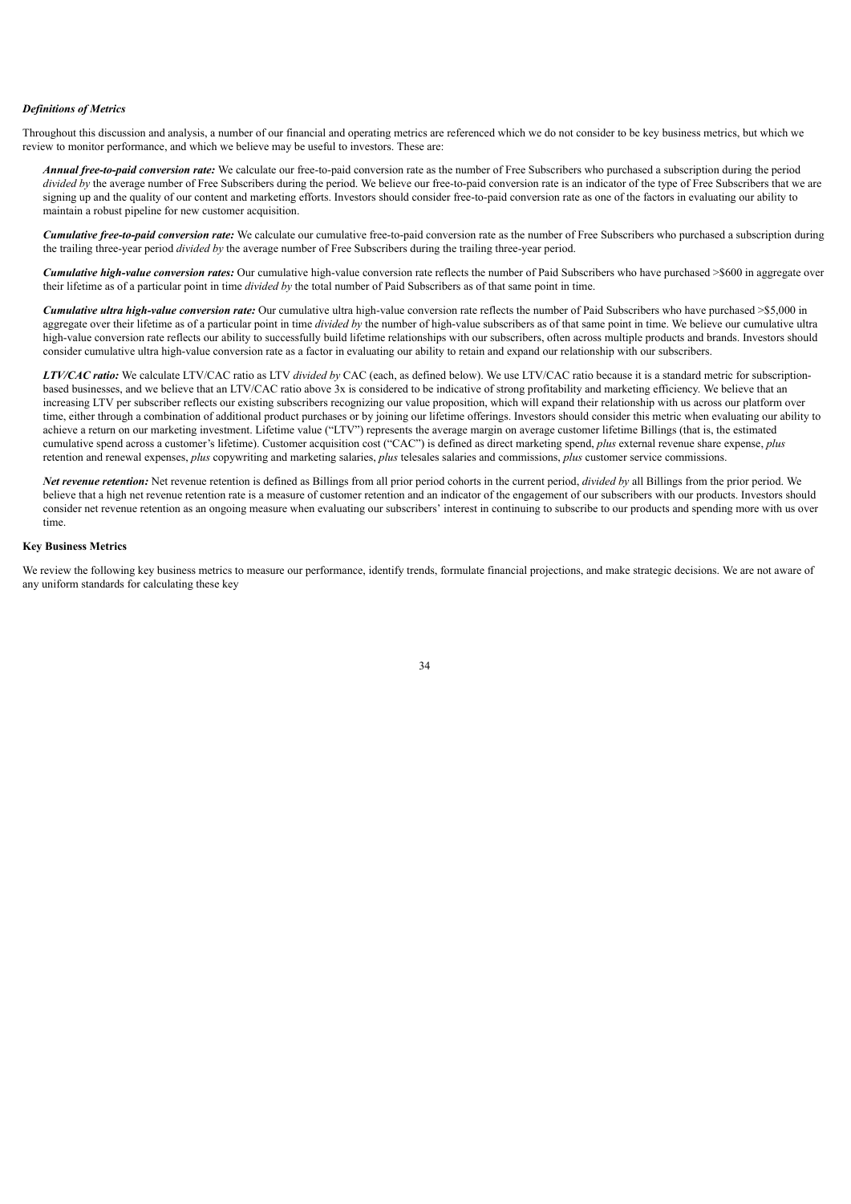### *Definitions of Metrics*

Throughout this discussion and analysis, a number of our financial and operating metrics are referenced which we do not consider to be key business metrics, but which we review to monitor performance, and which we believe may be useful to investors. These are:

***Annual free-to-paid conversion rate:*** We calculate our free-to-paid conversion rate as the number of Free Subscribers who purchased a subscription during the period *divided by* the average number of Free Subscribers during the period. We believe our free-to-paid conversion rate is an indicator of the type of Free Subscribers that we are signing up and the quality of our content and marketing efforts. Investors should consider free-to-paid conversion rate as one of the factors in evaluating our ability to maintain a robust pipeline for new customer acquisition.

***Cumulative free-to-paid conversion rate:*** We calculate our cumulative free-to-paid conversion rate as the number of Free Subscribers who purchased a subscription during the trailing three-year period *divided by* the average number of Free Subscribers during the trailing three-year period.

***Cumulative high-value conversion rates:*** Our cumulative high-value conversion rate reflects the number of Paid Subscribers who have purchased >$600 in aggregate over their lifetime as of a particular point in time *divided by* the total number of Paid Subscribers as of that same point in time.

***Cumulative ultra high-value conversion rate:*** Our cumulative ultra high-value conversion rate reflects the number of Paid Subscribers who have purchased >$5,000 in aggregate over their lifetime as of a particular point in time *divided by* the number of high-value subscribers as of that same point in time. We believe our cumulative ultra high-value conversion rate reflects our ability to successfully build lifetime relationships with our subscribers, often across multiple products and brands. Investors should consider cumulative ultra high-value conversion rate as a factor in evaluating our ability to retain and expand our relationship with our subscribers.

***LTV/CAC ratio:*** We calculate LTV/CAC ratio as LTV *divided by* CAC (each, as defined below). We use LTV/CAC ratio because it is a standard metric for subscription-based businesses, and we believe that an LTV/CAC ratio above 3x is considered to be indicative of strong profitability and marketing efficiency. We believe that an increasing LTV per subscriber reflects our existing subscribers recognizing our value proposition, which will expand their relationship with us across our platform over time, either through a combination of additional product purchases or by joining our lifetime offerings. Investors should consider this metric when evaluating our ability to achieve a return on our marketing investment. Lifetime value ("LTV") represents the average margin on average customer lifetime Billings (that is, the estimated cumulative spend across a customer's lifetime). Customer acquisition cost ("CAC") is defined as direct marketing spend, *plus* external revenue share expense, *plus* retention and renewal expenses, *plus* copywriting and marketing salaries, *plus* telesales salaries and commissions, *plus* customer service commissions.

***Net revenue retention:*** Net revenue retention is defined as Billings from all prior period cohorts in the current period, *divided by* all Billings from the prior period. We believe that a high net revenue retention rate is a measure of customer retention and an indicator of the engagement of our subscribers with our products. Investors should consider net revenue retention as an ongoing measure when evaluating our subscribers' interest in continuing to subscribe to our products and spending more with us over time.

### Key Business Metrics

We review the following key business metrics to measure our performance, identify trends, formulate financial projections, and make strategic decisions. We are not aware of any uniform standards for calculating these key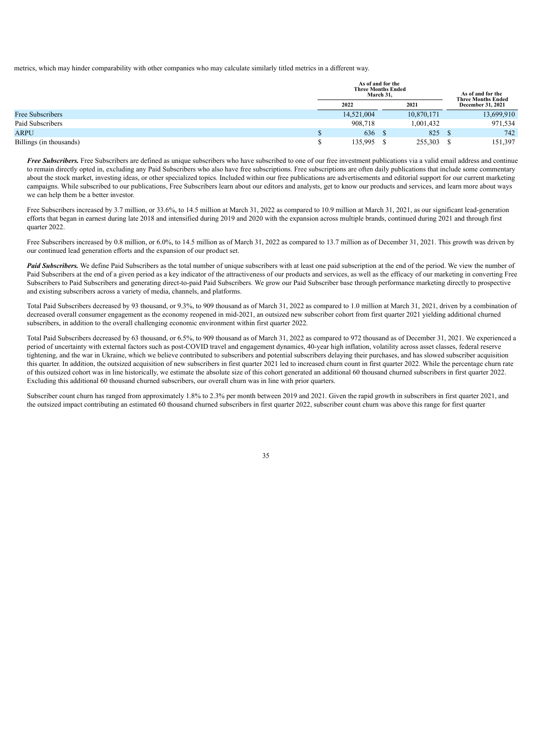metrics, which may hinder comparability with other companies who may calculate similarly titled metrics in a different way.

| | As of and for the Three Months Ended March 31, | | As of and for the Three Months Ended December 31, 2021 |
|---|---|---|---|
| | 2022 | 2021 | |
| Free Subscribers | 14,521,004 | 10,870,171 | 13,699,910 |
| Paid Subscribers | 908,718 | 1,001,432 | 971,534 |
| ARPU | $ 636 | $ 825 | $ 742 |
| Billings (in thousands) | $ 135,995 | $ 255,303 | $ 151,397 |

***Free Subscribers.*** Free Subscribers are defined as unique subscribers who have subscribed to one of our free investment publications via a valid email address and continue to remain directly opted in, excluding any Paid Subscribers who also have free subscriptions. Free subscriptions are often daily publications that include some commentary about the stock market, investing ideas, or other specialized topics. Included within our free publications are advertisements and editorial support for our current marketing campaigns. While subscribed to our publications, Free Subscribers learn about our editors and analysts, get to know our products and services, and learn more about ways we can help them be a better investor.

Free Subscribers increased by 3.7 million, or 33.6%, to 14.5 million at March 31, 2022 as compared to 10.9 million at March 31, 2021, as our significant lead-generation efforts that began in earnest during late 2018 and intensified during 2019 and 2020 with the expansion across multiple brands, continued during 2021 and through first quarter 2022.

Free Subscribers increased by 0.8 million, or 6.0%, to 14.5 million as of March 31, 2022 as compared to 13.7 million as of December 31, 2021. This growth was driven by our continued lead generation efforts and the expansion of our product set.

***Paid Subscribers.*** We define Paid Subscribers as the total number of unique subscribers with at least one paid subscription at the end of the period. We view the number of Paid Subscribers at the end of a given period as a key indicator of the attractiveness of our products and services, as well as the efficacy of our marketing in converting Free Subscribers to Paid Subscribers and generating direct-to-paid Paid Subscribers. We grow our Paid Subscriber base through performance marketing directly to prospective and existing subscribers across a variety of media, channels, and platforms.

Total Paid Subscribers decreased by 93 thousand, or 9.3%, to 909 thousand as of March 31, 2022 as compared to 1.0 million at March 31, 2021, driven by a combination of decreased overall consumer engagement as the economy reopened in mid-2021, an outsized new subscriber cohort from first quarter 2021 yielding additional churned subscribers, in addition to the overall challenging economic environment within first quarter 2022.

Total Paid Subscribers decreased by 63 thousand, or 6.5%, to 909 thousand as of March 31, 2022 as compared to 972 thousand as of December 31, 2021. We experienced a period of uncertainty with external factors such as post-COVID travel and engagement dynamics, 40-year high inflation, volatility across asset classes, federal reserve tightening, and the war in Ukraine, which we believe contributed to subscribers and potential subscribers delaying their purchases, and has slowed subscriber acquisition this quarter. In addition, the outsized acquisition of new subscribers in first quarter 2021 led to increased churn count in first quarter 2022. While the percentage churn rate of this outsized cohort was in line historically, we estimate the absolute size of this cohort generated an additional 60 thousand churned subscribers in first quarter 2022. Excluding this additional 60 thousand churned subscribers, our overall churn was in line with prior quarters.

Subscriber count churn has ranged from approximately 1.8% to 2.3% per month between 2019 and 2021. Given the rapid growth in subscribers in first quarter 2021, and the outsized impact contributing an estimated 60 thousand churned subscribers in first quarter 2022, subscriber count churn was above this range for first quarter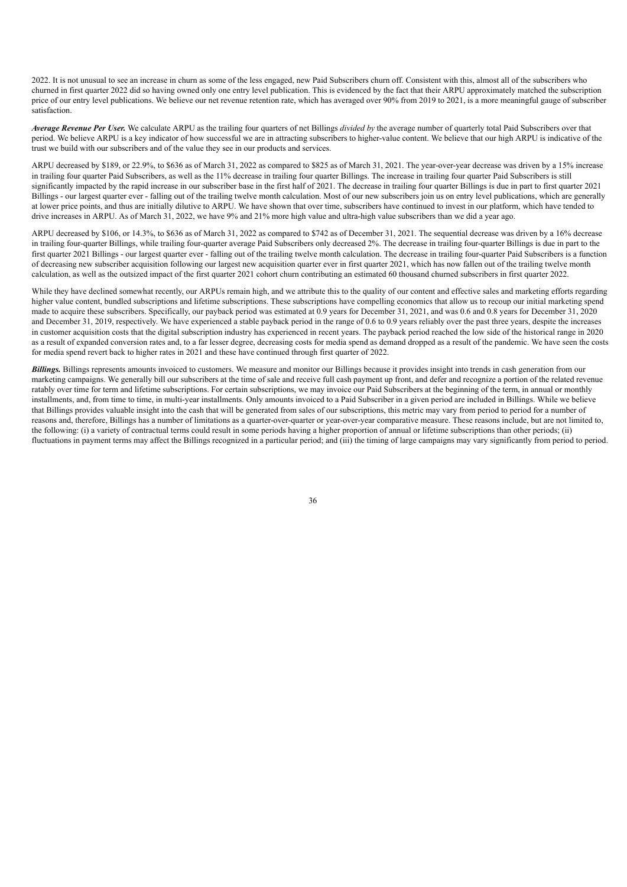2022. It is not unusual to see an increase in churn as some of the less engaged, new Paid Subscribers churn off. Consistent with this, almost all of the subscribers who churned in first quarter 2022 did so having owned only one entry level publication. This is evidenced by the fact that their ARPU approximately matched the subscription price of our entry level publications. We believe our net revenue retention rate, which has averaged over 90% from 2019 to 2021, is a more meaningful gauge of subscriber satisfaction.

***Average Revenue Per User.*** We calculate ARPU as the trailing four quarters of net Billings *divided by* the average number of quarterly total Paid Subscribers over that period. We believe ARPU is a key indicator of how successful we are in attracting subscribers to higher-value content. We believe that our high ARPU is indicative of the trust we build with our subscribers and of the value they see in our products and services.

ARPU decreased by $189, or 22.9%, to $636 as of March 31, 2022 as compared to $825 as of March 31, 2021. The year-over-year decrease was driven by a 15% increase in trailing four quarter Paid Subscribers, as well as the 11% decrease in trailing four quarter Billings. The increase in trailing four quarter Paid Subscribers is still significantly impacted by the rapid increase in our subscriber base in the first half of 2021. The decrease in trailing four quarter Billings is due in part to first quarter 2021 Billings - our largest quarter ever - falling out of the trailing twelve month calculation. Most of our new subscribers join us on entry level publications, which are generally at lower price points, and thus are initially dilutive to ARPU. We have shown that over time, subscribers have continued to invest in our platform, which have tended to drive increases in ARPU. As of March 31, 2022, we have 9% and 21% more high value and ultra-high value subscribers than we did a year ago.

ARPU decreased by $106, or 14.3%, to $636 as of March 31, 2022 as compared to $742 as of December 31, 2021. The sequential decrease was driven by a 16% decrease in trailing four-quarter Billings, while trailing four-quarter average Paid Subscribers only decreased 2%. The decrease in trailing four-quarter Billings is due in part to the first quarter 2021 Billings - our largest quarter ever - falling out of the trailing twelve month calculation. The decrease in trailing four-quarter Paid Subscribers is a function of decreasing new subscriber acquisition following our largest new acquisition quarter ever in first quarter 2021, which has now fallen out of the trailing twelve month calculation, as well as the outsized impact of the first quarter 2021 cohort churn contributing an estimated 60 thousand churned subscribers in first quarter 2022.

While they have declined somewhat recently, our ARPUs remain high, and we attribute this to the quality of our content and effective sales and marketing efforts regarding higher value content, bundled subscriptions and lifetime subscriptions. These subscriptions have compelling economics that allow us to recoup our initial marketing spend made to acquire these subscribers. Specifically, our payback period was estimated at 0.9 years for December 31, 2021, and was 0.6 and 0.8 years for December 31, 2020 and December 31, 2019, respectively. We have experienced a stable payback period in the range of 0.6 to 0.9 years reliably over the past three years, despite the increases in customer acquisition costs that the digital subscription industry has experienced in recent years. The payback period reached the low side of the historical range in 2020 as a result of expanded conversion rates and, to a far lesser degree, decreasing costs for media spend as demand dropped as a result of the pandemic. We have seen the costs for media spend revert back to higher rates in 2021 and these have continued through first quarter of 2022.

***Billings.*** Billings represents amounts invoiced to customers. We measure and monitor our Billings because it provides insight into trends in cash generation from our marketing campaigns. We generally bill our subscribers at the time of sale and receive full cash payment up front, and defer and recognize a portion of the related revenue ratably over time for term and lifetime subscriptions. For certain subscriptions, we may invoice our Paid Subscribers at the beginning of the term, in annual or monthly installments, and, from time to time, in multi-year installments. Only amounts invoiced to a Paid Subscriber in a given period are included in Billings. While we believe that Billings provides valuable insight into the cash that will be generated from sales of our subscriptions, this metric may vary from period to period for a number of reasons and, therefore, Billings has a number of limitations as a quarter-over-quarter or year-over-year comparative measure. These reasons include, but are not limited to, the following: (i) a variety of contractual terms could result in some periods having a higher proportion of annual or lifetime subscriptions than other periods; (ii) fluctuations in payment terms may affect the Billings recognized in a particular period; and (iii) the timing of large campaigns may vary significantly from period to period.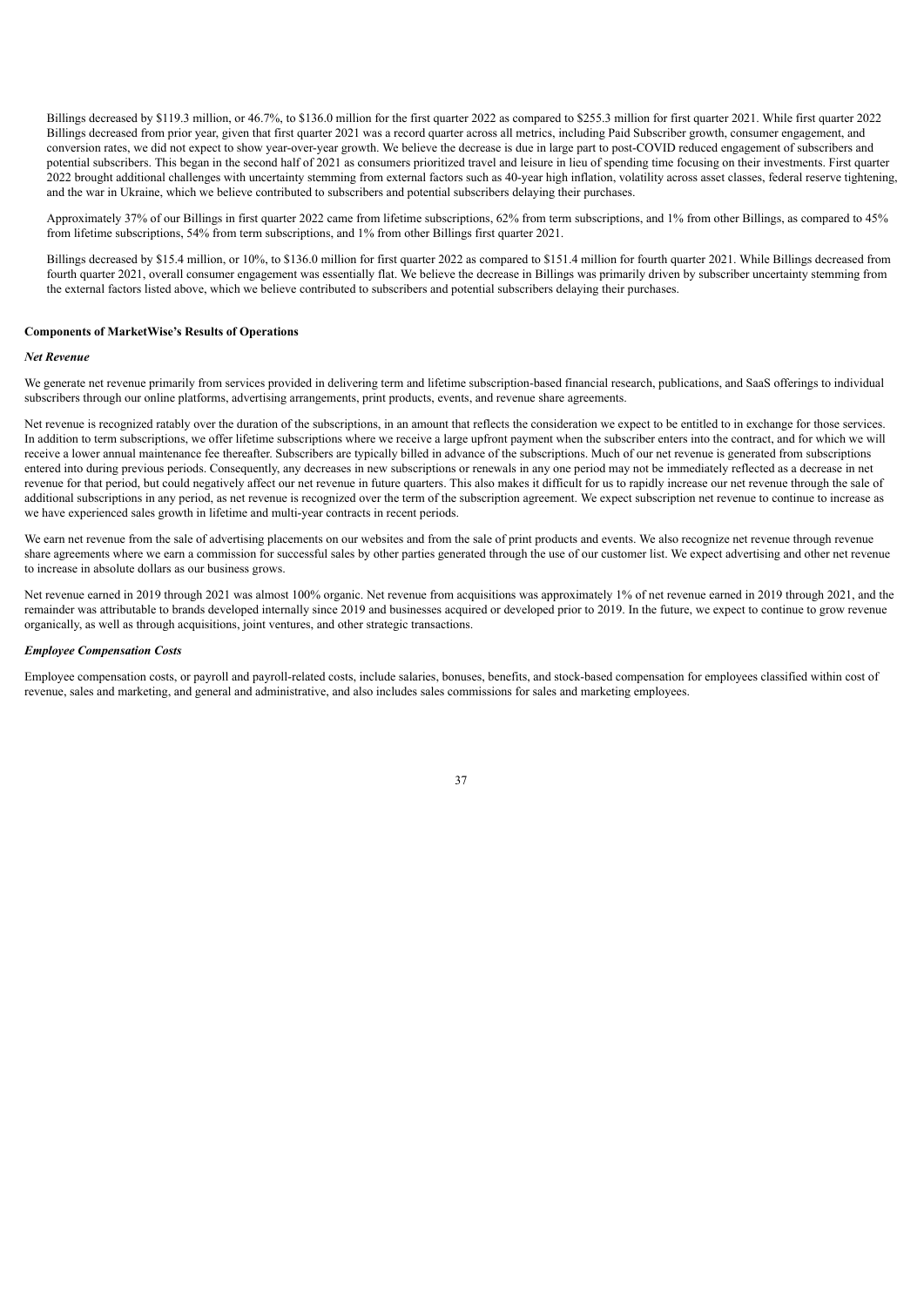Billings decreased by $119.3 million, or 46.7%, to $136.0 million for the first quarter 2022 as compared to $255.3 million for first quarter 2021. While first quarter 2022 Billings decreased from prior year, given that first quarter 2021 was a record quarter across all metrics, including Paid Subscriber growth, consumer engagement, and conversion rates, we did not expect to show year-over-year growth. We believe the decrease is due in large part to post-COVID reduced engagement of subscribers and potential subscribers. This began in the second half of 2021 as consumers prioritized travel and leisure in lieu of spending time focusing on their investments. First quarter 2022 brought additional challenges with uncertainty stemming from external factors such as 40-year high inflation, volatility across asset classes, federal reserve tightening, and the war in Ukraine, which we believe contributed to subscribers and potential subscribers delaying their purchases.

Approximately 37% of our Billings in first quarter 2022 came from lifetime subscriptions, 62% from term subscriptions, and 1% from other Billings, as compared to 45% from lifetime subscriptions, 54% from term subscriptions, and 1% from other Billings first quarter 2021.

Billings decreased by $15.4 million, or 10%, to $136.0 million for first quarter 2022 as compared to $151.4 million for fourth quarter 2021. While Billings decreased from fourth quarter 2021, overall consumer engagement was essentially flat. We believe the decrease in Billings was primarily driven by subscriber uncertainty stemming from the external factors listed above, which we believe contributed to subscribers and potential subscribers delaying their purchases.

**Components of MarketWise's Results of Operations**

***Net Revenue***

We generate net revenue primarily from services provided in delivering term and lifetime subscription-based financial research, publications, and SaaS offerings to individual subscribers through our online platforms, advertising arrangements, print products, events, and revenue share agreements.

Net revenue is recognized ratably over the duration of the subscriptions, in an amount that reflects the consideration we expect to be entitled to in exchange for those services. In addition to term subscriptions, we offer lifetime subscriptions where we receive a large upfront payment when the subscriber enters into the contract, and for which we will receive a lower annual maintenance fee thereafter. Subscribers are typically billed in advance of the subscriptions. Much of our net revenue is generated from subscriptions entered into during previous periods. Consequently, any decreases in new subscriptions or renewals in any one period may not be immediately reflected as a decrease in net revenue for that period, but could negatively affect our net revenue in future quarters. This also makes it difficult for us to rapidly increase our net revenue through the sale of additional subscriptions in any period, as net revenue is recognized over the term of the subscription agreement. We expect subscription net revenue to continue to increase as we have experienced sales growth in lifetime and multi-year contracts in recent periods.

We earn net revenue from the sale of advertising placements on our websites and from the sale of print products and events. We also recognize net revenue through revenue share agreements where we earn a commission for successful sales by other parties generated through the use of our customer list. We expect advertising and other net revenue to increase in absolute dollars as our business grows.

Net revenue earned in 2019 through 2021 was almost 100% organic. Net revenue from acquisitions was approximately 1% of net revenue earned in 2019 through 2021, and the remainder was attributable to brands developed internally since 2019 and businesses acquired or developed prior to 2019. In the future, we expect to continue to grow revenue organically, as well as through acquisitions, joint ventures, and other strategic transactions.

***Employee Compensation Costs***

Employee compensation costs, or payroll and payroll-related costs, include salaries, bonuses, benefits, and stock-based compensation for employees classified within cost of revenue, sales and marketing, and general and administrative, and also includes sales commissions for sales and marketing employees.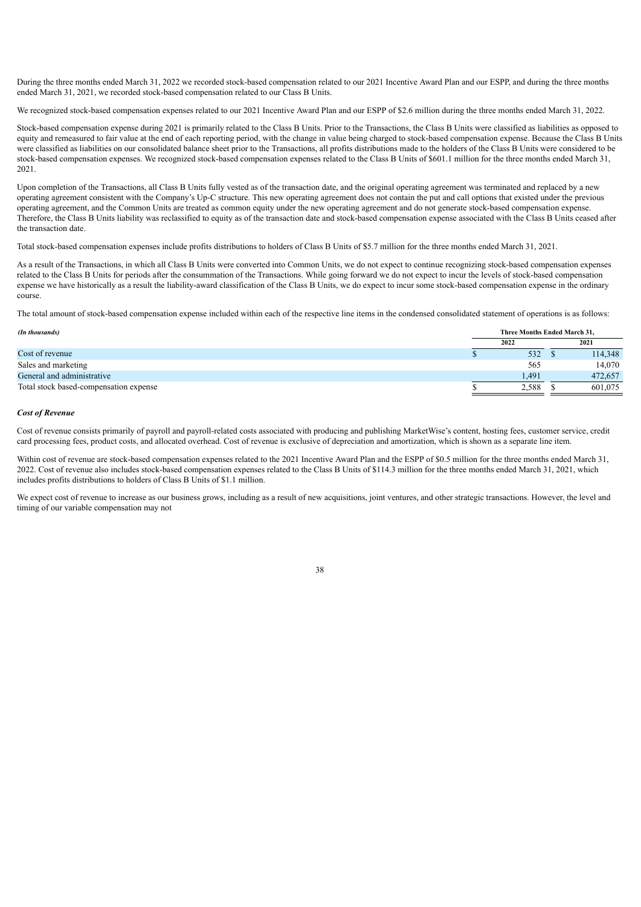During the three months ended March 31, 2022 we recorded stock-based compensation related to our 2021 Incentive Award Plan and our ESPP, and during the three months ended March 31, 2021, we recorded stock-based compensation related to our Class B Units.

We recognized stock-based compensation expenses related to our 2021 Incentive Award Plan and our ESPP of $2.6 million during the three months ended March 31, 2022.

Stock-based compensation expense during 2021 is primarily related to the Class B Units. Prior to the Transactions, the Class B Units were classified as liabilities as opposed to equity and remeasured to fair value at the end of each reporting period, with the change in value being charged to stock-based compensation expense. Because the Class B Units were classified as liabilities on our consolidated balance sheet prior to the Transactions, all profits distributions made to the holders of the Class B Units were considered to be stock-based compensation expenses. We recognized stock-based compensation expenses related to the Class B Units of $601.1 million for the three months ended March 31, 2021.

Upon completion of the Transactions, all Class B Units fully vested as of the transaction date, and the original operating agreement was terminated and replaced by a new operating agreement consistent with the Company's Up-C structure. This new operating agreement does not contain the put and call options that existed under the previous operating agreement, and the Common Units are treated as common equity under the new operating agreement and do not generate stock-based compensation expense. Therefore, the Class B Units liability was reclassified to equity as of the transaction date and stock-based compensation expense associated with the Class B Units ceased after the transaction date.

Total stock-based compensation expenses include profits distributions to holders of Class B Units of $5.7 million for the three months ended March 31, 2021.

As a result of the Transactions, in which all Class B Units were converted into Common Units, we do not expect to continue recognizing stock-based compensation expenses related to the Class B Units for periods after the consummation of the Transactions. While going forward we do not expect to incur the levels of stock-based compensation expense we have historically as a result the liability-award classification of the Class B Units, we do expect to incur some stock-based compensation expense in the ordinary course.

The total amount of stock-based compensation expense included within each of the respective line items in the condensed consolidated statement of operations is as follows:

| *(In thousands)* | Three Months Ended March 31, | |
|---|---|---|
| | 2022 | 2021 |
| Cost of revenue | $ 532 | $ 114,348 |
| Sales and marketing | 565 | 14,070 |
| General and administrative | 1,491 | 472,657 |
| Total stock based-compensation expense | $ 2,588 | $ 601,075 |

***Cost of Revenue***

Cost of revenue consists primarily of payroll and payroll-related costs associated with producing and publishing MarketWise's content, hosting fees, customer service, credit card processing fees, product costs, and allocated overhead. Cost of revenue is exclusive of depreciation and amortization, which is shown as a separate line item.

Within cost of revenue are stock-based compensation expenses related to the 2021 Incentive Award Plan and the ESPP of $0.5 million for the three months ended March 31, 2022. Cost of revenue also includes stock-based compensation expenses related to the Class B Units of $114.3 million for the three months ended March 31, 2021, which includes profits distributions to holders of Class B Units of $1.1 million.

We expect cost of revenue to increase as our business grows, including as a result of new acquisitions, joint ventures, and other strategic transactions. However, the level and timing of our variable compensation may not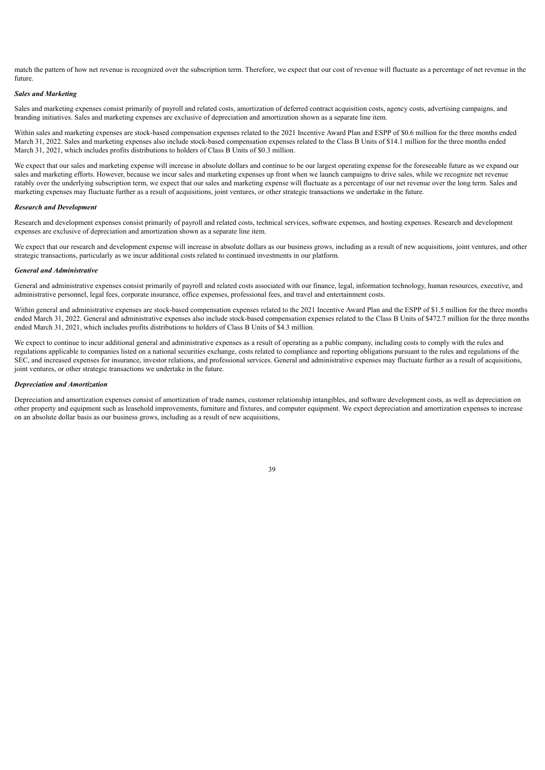match the pattern of how net revenue is recognized over the subscription term. Therefore, we expect that our cost of revenue will fluctuate as a percentage of net revenue in the future.

***Sales and Marketing***

Sales and marketing expenses consist primarily of payroll and related costs, amortization of deferred contract acquisition costs, agency costs, advertising campaigns, and branding initiatives. Sales and marketing expenses are exclusive of depreciation and amortization shown as a separate line item.

Within sales and marketing expenses are stock-based compensation expenses related to the 2021 Incentive Award Plan and ESPP of $0.6 million for the three months ended March 31, 2022. Sales and marketing expenses also include stock-based compensation expenses related to the Class B Units of $14.1 million for the three months ended March 31, 2021, which includes profits distributions to holders of Class B Units of $0.3 million.

We expect that our sales and marketing expense will increase in absolute dollars and continue to be our largest operating expense for the foreseeable future as we expand our sales and marketing efforts. However, because we incur sales and marketing expenses up front when we launch campaigns to drive sales, while we recognize net revenue ratably over the underlying subscription term, we expect that our sales and marketing expense will fluctuate as a percentage of our net revenue over the long term. Sales and marketing expenses may fluctuate further as a result of acquisitions, joint ventures, or other strategic transactions we undertake in the future.

***Research and Development***

Research and development expenses consist primarily of payroll and related costs, technical services, software expenses, and hosting expenses. Research and development expenses are exclusive of depreciation and amortization shown as a separate line item.

We expect that our research and development expense will increase in absolute dollars as our business grows, including as a result of new acquisitions, joint ventures, and other strategic transactions, particularly as we incur additional costs related to continued investments in our platform.

***General and Administrative***

General and administrative expenses consist primarily of payroll and related costs associated with our finance, legal, information technology, human resources, executive, and administrative personnel, legal fees, corporate insurance, office expenses, professional fees, and travel and entertainment costs.

Within general and administrative expenses are stock-based compensation expenses related to the 2021 Incentive Award Plan and the ESPP of $1.5 million for the three months ended March 31, 2022. General and administrative expenses also include stock-based compensation expenses related to the Class B Units of $472.7 million for the three months ended March 31, 2021, which includes profits distributions to holders of Class B Units of $4.3 million.

We expect to continue to incur additional general and administrative expenses as a result of operating as a public company, including costs to comply with the rules and regulations applicable to companies listed on a national securities exchange, costs related to compliance and reporting obligations pursuant to the rules and regulations of the SEC, and increased expenses for insurance, investor relations, and professional services. General and administrative expenses may fluctuate further as a result of acquisitions, joint ventures, or other strategic transactions we undertake in the future.

***Depreciation and Amortization***

Depreciation and amortization expenses consist of amortization of trade names, customer relationship intangibles, and software development costs, as well as depreciation on other property and equipment such as leasehold improvements, furniture and fixtures, and computer equipment. We expect depreciation and amortization expenses to increase on an absolute dollar basis as our business grows, including as a result of new acquisitions,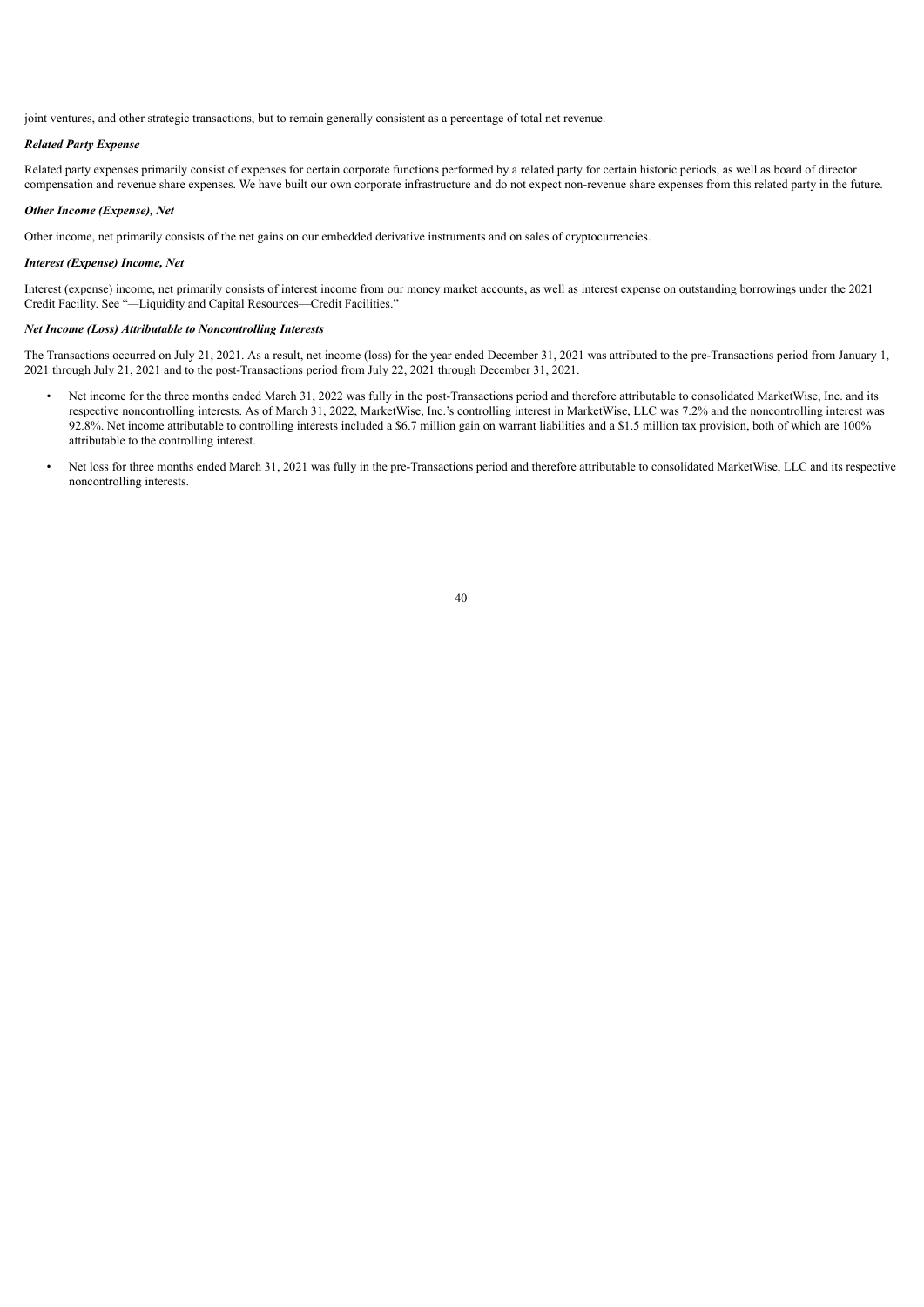joint ventures, and other strategic transactions, but to remain generally consistent as a percentage of total net revenue.

***Related Party Expense***

Related party expenses primarily consist of expenses for certain corporate functions performed by a related party for certain historic periods, as well as board of director compensation and revenue share expenses. We have built our own corporate infrastructure and do not expect non-revenue share expenses from this related party in the future.

***Other Income (Expense), Net***

Other income, net primarily consists of the net gains on our embedded derivative instruments and on sales of cryptocurrencies.

***Interest (Expense) Income, Net***

Interest (expense) income, net primarily consists of interest income from our money market accounts, as well as interest expense on outstanding borrowings under the 2021 Credit Facility. See "—Liquidity and Capital Resources—Credit Facilities."

***Net Income (Loss) Attributable to Noncontrolling Interests***

The Transactions occurred on July 21, 2021. As a result, net income (loss) for the year ended December 31, 2021 was attributed to the pre-Transactions period from January 1, 2021 through July 21, 2021 and to the post-Transactions period from July 22, 2021 through December 31, 2021.

- Net income for the three months ended March 31, 2022 was fully in the post-Transactions period and therefore attributable to consolidated MarketWise, Inc. and its respective noncontrolling interests. As of March 31, 2022, MarketWise, Inc.'s controlling interest in MarketWise, LLC was 7.2% and the noncontrolling interest was 92.8%. Net income attributable to controlling interests included a $6.7 million gain on warrant liabilities and a $1.5 million tax provision, both of which are 100% attributable to the controlling interest.
- Net loss for three months ended March 31, 2021 was fully in the pre-Transactions period and therefore attributable to consolidated MarketWise, LLC and its respective noncontrolling interests.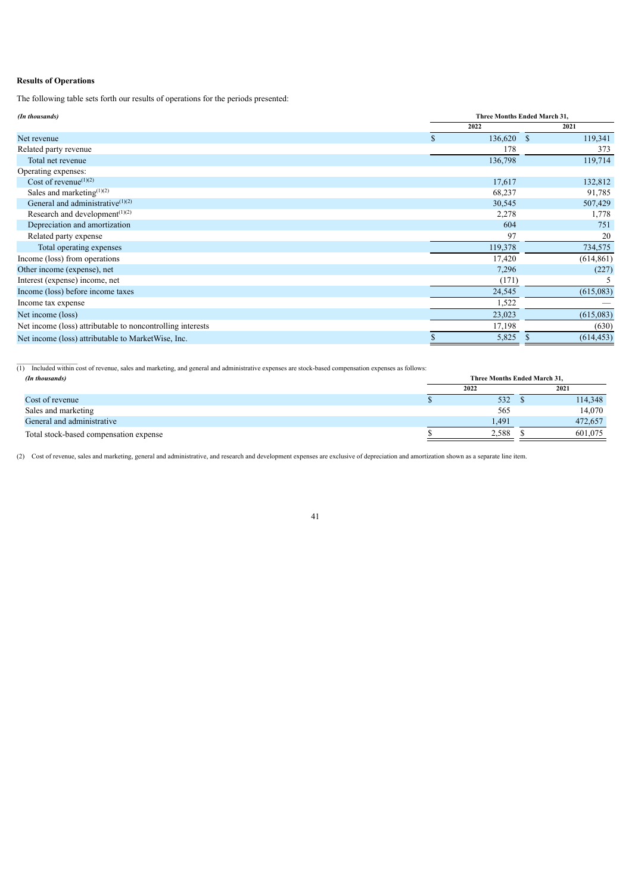**Results of Operations**

The following table sets forth our results of operations for the periods presented:

| *(In thousands)* | Three Months Ended March 31, | |
|---|---|---|
| | 2022 | 2021 |
| Net revenue | $ 136,620 | $ 119,341 |
| Related party revenue | 178 | 373 |
| Total net revenue | 136,798 | 119,714 |
| Operating expenses: | | |
| Cost of revenue[(1)(2)] | 17,617 | 132,812 |
| Sales and marketing[(1)(2)] | 68,237 | 91,785 |
| General and administrative[(1)(2)] | 30,545 | 507,429 |
| Research and development[(1)(2)] | 2,278 | 1,778 |
| Depreciation and amortization | 604 | 751 |
| Related party expense | 97 | 20 |
| Total operating expenses | 119,378 | 734,575 |
| Income (loss) from operations | 17,420 | (614,861) |
| Other income (expense), net | 7,296 | (227) |
| Interest (expense) income, net | (171) | 5 |
| Income (loss) before income taxes | 24,545 | (615,083) |
| Income tax expense | 1,522 | — |
| Net income (loss) | 23,023 | (615,083) |
| Net income (loss) attributable to noncontrolling interests | 17,198 | (630) |
| Net income (loss) attributable to MarketWise, Inc. | $ 5,825 | $ (614,453) |

(1) Included within cost of revenue, sales and marketing, and general and administrative expenses are stock-based compensation expenses as follows:

| *(In thousands)* | Three Months Ended March 31, | |
|---|---|---|
| | 2022 | 2021 |
| Cost of revenue | $ 532 | $ 114,348 |
| Sales and marketing | 565 | 14,070 |
| General and administrative | 1,491 | 472,657 |
| Total stock-based compensation expense | $ 2,588 | $ 601,075 |

(2) Cost of revenue, sales and marketing, general and administrative, and research and development expenses are exclusive of depreciation and amortization shown as a separate line item.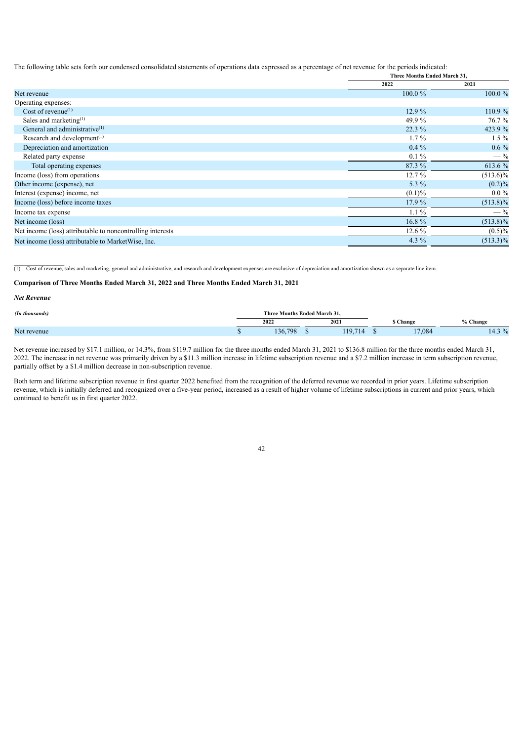The following table sets forth our condensed consolidated statements of operations data expressed as a percentage of net revenue for the periods indicated:

| | Three Months Ended March 31, | |
|---|---|---|
| | 2022 | 2021 |
| Net revenue | 100.0 % | 100.0 % |
| Operating expenses: | | |
| Cost of revenue[(1)] | 12.9 % | 110.9 % |
| Sales and marketing[(1)] | 49.9 % | 76.7 % |
| General and administrative[(1)] | 22.3 % | 423.9 % |
| Research and development[(1)] | 1.7 % | 1.5 % |
| Depreciation and amortization | 0.4 % | 0.6 % |
| Related party expense | 0.1 % | — % |
| Total operating expenses | 87.3 % | 613.6 % |
| Income (loss) from operations | 12.7 % | (513.6)% |
| Other income (expense), net | 5.3 % | (0.2)% |
| Interest (expense) income, net | (0.1)% | 0.0 % |
| Income (loss) before income taxes | 17.9 % | (513.8)% |
| Income tax expense | 1.1 % | — % |
| Net income (loss) | 16.8 % | (513.8)% |
| Net income (loss) attributable to noncontrolling interests | 12.6 % | (0.5)% |
| Net income (loss) attributable to MarketWise, Inc. | 4.3 % | (513.3)% |

(1) Cost of revenue, sales and marketing, general and administrative, and research and development expenses are exclusive of depreciation and amortization shown as a separate line item.

### Comparison of Three Months Ended March 31, 2022 and Three Months Ended March 31, 2021

#### *Net Revenue*

| *(In thousands)* | Three Months Ended March 31, | | | |
|---|---|---|---|---|
| | 2022 | 2021 | $ Change | % Change |
| Net revenue | $ 136,798 | $ 119,714 | $ 17,084 | 14.3 % |

Net revenue increased by $17.1 million, or 14.3%, from $119.7 million for the three months ended March 31, 2021 to $136.8 million for the three months ended March 31, 2022. The increase in net revenue was primarily driven by a $11.3 million increase in lifetime subscription revenue and a $7.2 million increase in term subscription revenue, partially offset by a $1.4 million decrease in non-subscription revenue.

Both term and lifetime subscription revenue in first quarter 2022 benefited from the recognition of the deferred revenue we recorded in prior years. Lifetime subscription revenue, which is initially deferred and recognized over a five-year period, increased as a result of higher volume of lifetime subscriptions in current and prior years, which continued to benefit us in first quarter 2022.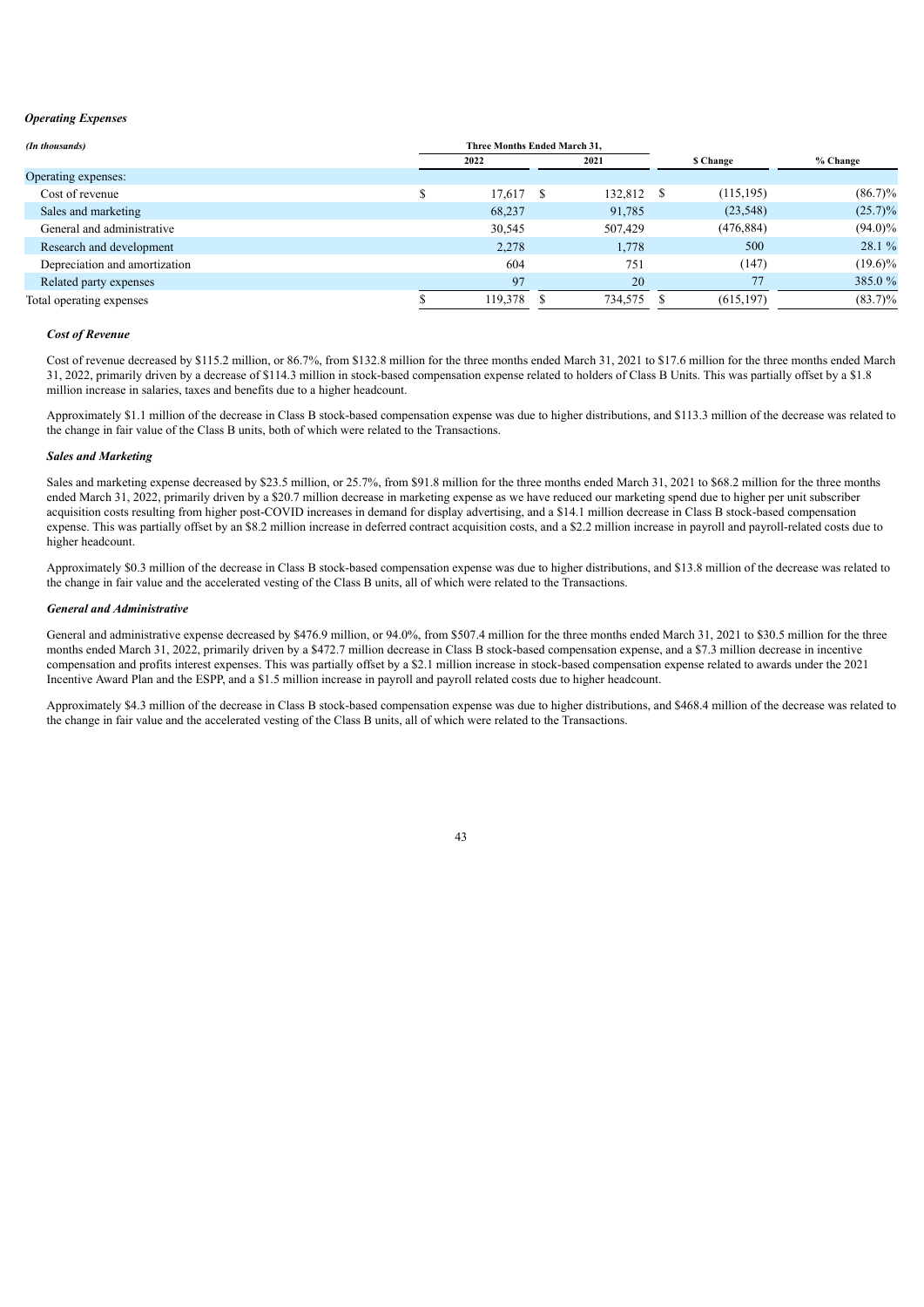### *Operating Expenses*

| *(In thousands)* | Three Months Ended March 31, | | | |
|---|---|---|---|---|
| | 2022 | 2021 | $ Change | % Change |
| Operating expenses: | | | | |
| Cost of revenue | $ 17,617 | $ 132,812 | $ (115,195) | (86.7)% |
| Sales and marketing | 68,237 | 91,785 | (23,548) | (25.7)% |
| General and administrative | 30,545 | 507,429 | (476,884) | (94.0)% |
| Research and development | 2,278 | 1,778 | 500 | 28.1 % |
| Depreciation and amortization | 604 | 751 | (147) | (19.6)% |
| Related party expenses | 97 | 20 | 77 | 385.0 % |
| Total operating expenses | $ 119,378 | $ 734,575 | $ (615,197) | (83.7)% |

#### *Cost of Revenue*

Cost of revenue decreased by $115.2 million, or 86.7%, from $132.8 million for the three months ended March 31, 2021 to $17.6 million for the three months ended March 31, 2022, primarily driven by a decrease of $114.3 million in stock-based compensation expense related to holders of Class B Units. This was partially offset by a $1.8 million increase in salaries, taxes and benefits due to a higher headcount.

Approximately $1.1 million of the decrease in Class B stock-based compensation expense was due to higher distributions, and $113.3 million of the decrease was related to the change in fair value of the Class B units, both of which were related to the Transactions.

#### *Sales and Marketing*

Sales and marketing expense decreased by $23.5 million, or 25.7%, from $91.8 million for the three months ended March 31, 2021 to $68.2 million for the three months ended March 31, 2022, primarily driven by a $20.7 million decrease in marketing expense as we have reduced our marketing spend due to higher per unit subscriber acquisition costs resulting from higher post-COVID increases in demand for display advertising, and a $14.1 million decrease in Class B stock-based compensation expense. This was partially offset by an $8.2 million increase in deferred contract acquisition costs, and a $2.2 million increase in payroll and payroll-related costs due to higher headcount.

Approximately $0.3 million of the decrease in Class B stock-based compensation expense was due to higher distributions, and $13.8 million of the decrease was related to the change in fair value and the accelerated vesting of the Class B units, all of which were related to the Transactions.

#### *General and Administrative*

General and administrative expense decreased by $476.9 million, or 94.0%, from $507.4 million for the three months ended March 31, 2021 to $30.5 million for the three months ended March 31, 2022, primarily driven by a $472.7 million decrease in Class B stock-based compensation expense, and a $7.3 million decrease in incentive compensation and profits interest expenses. This was partially offset by a $2.1 million increase in stock-based compensation expense related to awards under the 2021 Incentive Award Plan and the ESPP, and a $1.5 million increase in payroll and payroll related costs due to higher headcount.

Approximately $4.3 million of the decrease in Class B stock-based compensation expense was due to higher distributions, and $468.4 million of the decrease was related to the change in fair value and the accelerated vesting of the Class B units, all of which were related to the Transactions.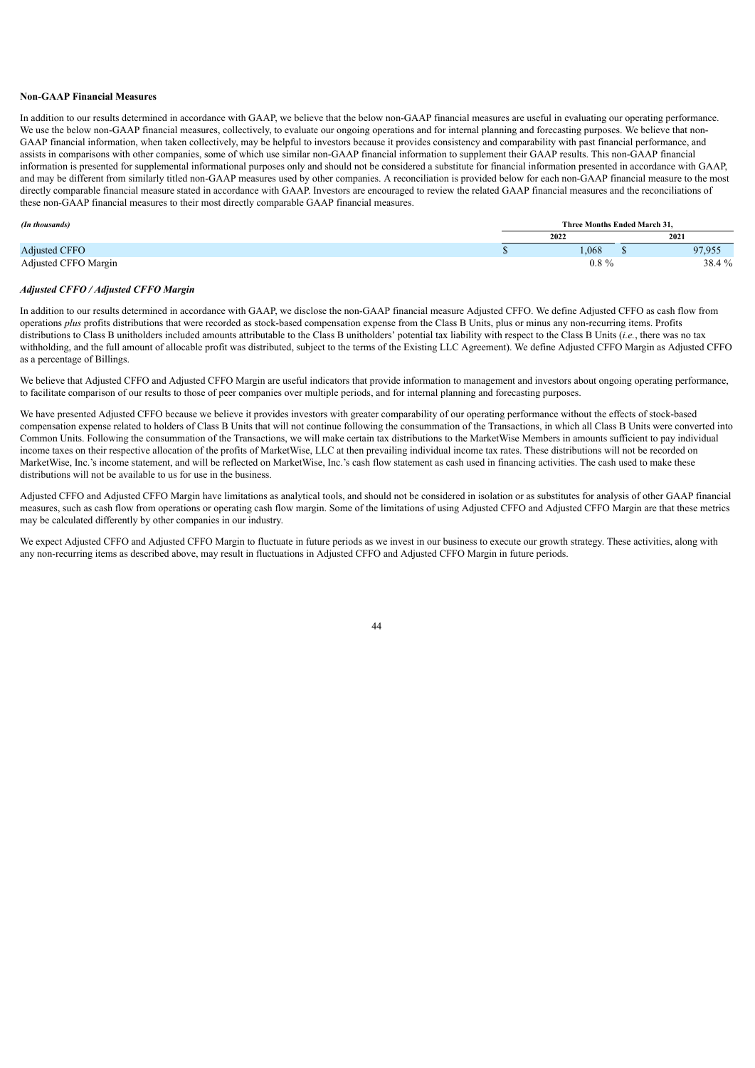**Non-GAAP Financial Measures**

In addition to our results determined in accordance with GAAP, we believe that the below non-GAAP financial measures are useful in evaluating our operating performance. We use the below non-GAAP financial measures, collectively, to evaluate our ongoing operations and for internal planning and forecasting purposes. We believe that non-GAAP financial information, when taken collectively, may be helpful to investors because it provides consistency and comparability with past financial performance, and assists in comparisons with other companies, some of which use similar non-GAAP financial information to supplement their GAAP results. This non-GAAP financial information is presented for supplemental informational purposes only and should not be considered a substitute for financial information presented in accordance with GAAP, and may be different from similarly titled non-GAAP measures used by other companies. A reconciliation is provided below for each non-GAAP financial measure to the most directly comparable financial measure stated in accordance with GAAP. Investors are encouraged to review the related GAAP financial measures and the reconciliations of these non-GAAP financial measures to their most directly comparable GAAP financial measures.

| *(In thousands)* | Three Months Ended March 31, | |
|---|---|---|
| | 2022 | 2021 |
| Adjusted CFFO | $ 1,068 | $ 97,955 |
| Adjusted CFFO Margin | 0.8 % | 38.4 % |

***Adjusted CFFO / Adjusted CFFO Margin***

In addition to our results determined in accordance with GAAP, we disclose the non-GAAP financial measure Adjusted CFFO. We define Adjusted CFFO as cash flow from operations *plus* profits distributions that were recorded as stock-based compensation expense from the Class B Units, plus or minus any non-recurring items. Profits distributions to Class B unitholders included amounts attributable to the Class B unitholders' potential tax liability with respect to the Class B Units (*i.e.*, there was no tax withholding, and the full amount of allocable profit was distributed, subject to the terms of the Existing LLC Agreement). We define Adjusted CFFO Margin as Adjusted CFFO as a percentage of Billings.

We believe that Adjusted CFFO and Adjusted CFFO Margin are useful indicators that provide information to management and investors about ongoing operating performance, to facilitate comparison of our results to those of peer companies over multiple periods, and for internal planning and forecasting purposes.

We have presented Adjusted CFFO because we believe it provides investors with greater comparability of our operating performance without the effects of stock-based compensation expense related to holders of Class B Units that will not continue following the consummation of the Transactions, in which all Class B Units were converted into Common Units. Following the consummation of the Transactions, we will make certain tax distributions to the MarketWise Members in amounts sufficient to pay individual income taxes on their respective allocation of the profits of MarketWise, LLC at then prevailing individual income tax rates. These distributions will not be recorded on MarketWise, Inc.'s income statement, and will be reflected on MarketWise, Inc.'s cash flow statement as cash used in financing activities. The cash used to make these distributions will not be available to us for use in the business.

Adjusted CFFO and Adjusted CFFO Margin have limitations as analytical tools, and should not be considered in isolation or as substitutes for analysis of other GAAP financial measures, such as cash flow from operations or operating cash flow margin. Some of the limitations of using Adjusted CFFO and Adjusted CFFO Margin are that these metrics may be calculated differently by other companies in our industry.

We expect Adjusted CFFO and Adjusted CFFO Margin to fluctuate in future periods as we invest in our business to execute our growth strategy. These activities, along with any non-recurring items as described above, may result in fluctuations in Adjusted CFFO and Adjusted CFFO Margin in future periods.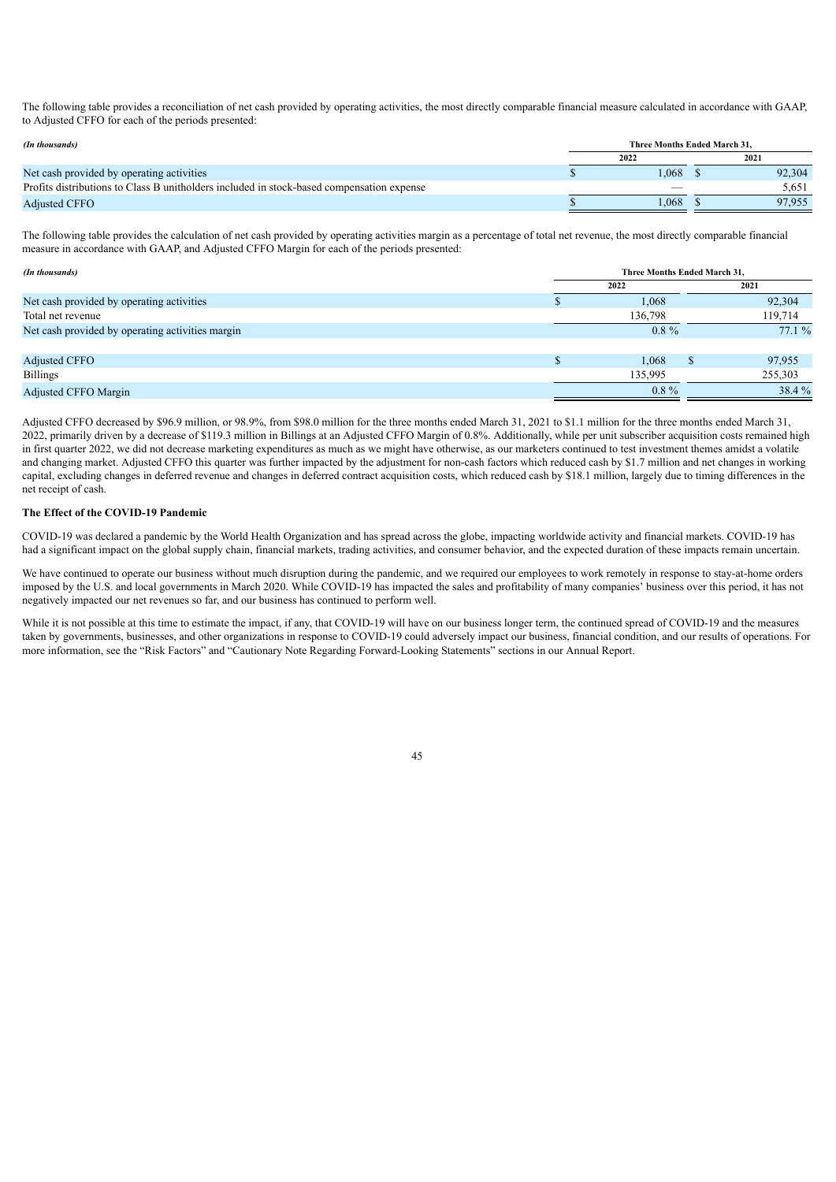The following table provides a reconciliation of net cash provided by operating activities, the most directly comparable financial measure calculated in accordance with GAAP, to Adjusted CFFO for each of the periods presented:

| *(In thousands)* | Three Months Ended March 31, | |
|---|---|---|
| | 2022 | 2021 |
| Net cash provided by operating activities | $ 1,068 | $ 92,304 |
| Profits distributions to Class B unitholders included in stock-based compensation expense | — | 5,651 |
| Adjusted CFFO | $ 1,068 | $ 97,955 |

The following table provides the calculation of net cash provided by operating activities margin as a percentage of total net revenue, the most directly comparable financial measure in accordance with GAAP, and Adjusted CFFO Margin for each of the periods presented:

| *(In thousands)* | Three Months Ended March 31, | |
|---|---|---|
| | 2022 | 2021 |
| Net cash provided by operating activities | $ 1,068 | 92,304 |
| Total net revenue | 136,798 | 119,714 |
| Net cash provided by operating activities margin | 0.8 % | 77.1 % |
| | | |
| Adjusted CFFO | $ 1,068 | $ 97,955 |
| Billings | 135,995 | 255,303 |
| Adjusted CFFO Margin | 0.8 % | 38.4 % |

Adjusted CFFO decreased by $96.9 million, or 98.9%, from $98.0 million for the three months ended March 31, 2021 to $1.1 million for the three months ended March 31, 2022, primarily driven by a decrease of $119.3 million in Billings at an Adjusted CFFO Margin of 0.8%. Additionally, while per unit subscriber acquisition costs remained high in first quarter 2022, we did not decrease marketing expenditures as much as we might have otherwise, as our marketers continued to test investment themes amidst a volatile and changing market. Adjusted CFFO this quarter was further impacted by the adjustment for non-cash factors which reduced cash by $1.7 million and net changes in working capital, excluding changes in deferred revenue and changes in deferred contract acquisition costs, which reduced cash by $18.1 million, largely due to timing differences in the net receipt of cash.

**The Effect of the COVID-19 Pandemic**

COVID-19 was declared a pandemic by the World Health Organization and has spread across the globe, impacting worldwide activity and financial markets. COVID-19 has had a significant impact on the global supply chain, financial markets, trading activities, and consumer behavior, and the expected duration of these impacts remain uncertain.

We have continued to operate our business without much disruption during the pandemic, and we required our employees to work remotely in response to stay-at-home orders imposed by the U.S. and local governments in March 2020. While COVID-19 has impacted the sales and profitability of many companies' business over this period, it has not negatively impacted our net revenues so far, and our business has continued to perform well.

While it is not possible at this time to estimate the impact, if any, that COVID-19 will have on our business longer term, the continued spread of COVID-19 and the measures taken by governments, businesses, and other organizations in response to COVID-19 could adversely impact our business, financial condition, and our results of operations. For more information, see the "Risk Factors" and "Cautionary Note Regarding Forward-Looking Statements" sections in our Annual Report.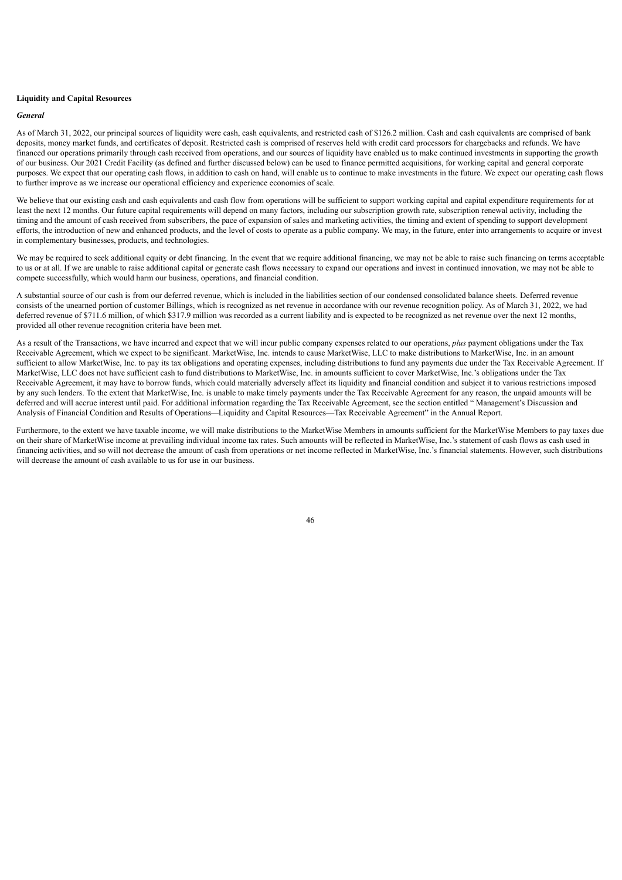**Liquidity and Capital Resources**

***General***

As of March 31, 2022, our principal sources of liquidity were cash, cash equivalents, and restricted cash of $126.2 million. Cash and cash equivalents are comprised of bank deposits, money market funds, and certificates of deposit. Restricted cash is comprised of reserves held with credit card processors for chargebacks and refunds. We have financed our operations primarily through cash received from operations, and our sources of liquidity have enabled us to make continued investments in supporting the growth of our business. Our 2021 Credit Facility (as defined and further discussed below) can be used to finance permitted acquisitions, for working capital and general corporate purposes. We expect that our operating cash flows, in addition to cash on hand, will enable us to continue to make investments in the future. We expect our operating cash flows to further improve as we increase our operational efficiency and experience economies of scale.

We believe that our existing cash and cash equivalents and cash flow from operations will be sufficient to support working capital and capital expenditure requirements for at least the next 12 months. Our future capital requirements will depend on many factors, including our subscription growth rate, subscription renewal activity, including the timing and the amount of cash received from subscribers, the pace of expansion of sales and marketing activities, the timing and extent of spending to support development efforts, the introduction of new and enhanced products, and the level of costs to operate as a public company. We may, in the future, enter into arrangements to acquire or invest in complementary businesses, products, and technologies.

We may be required to seek additional equity or debt financing. In the event that we require additional financing, we may not be able to raise such financing on terms acceptable to us or at all. If we are unable to raise additional capital or generate cash flows necessary to expand our operations and invest in continued innovation, we may not be able to compete successfully, which would harm our business, operations, and financial condition.

A substantial source of our cash is from our deferred revenue, which is included in the liabilities section of our condensed consolidated balance sheets. Deferred revenue consists of the unearned portion of customer Billings, which is recognized as net revenue in accordance with our revenue recognition policy. As of March 31, 2022, we had deferred revenue of $711.6 million, of which $317.9 million was recorded as a current liability and is expected to be recognized as net revenue over the next 12 months, provided all other revenue recognition criteria have been met.

As a result of the Transactions, we have incurred and expect that we will incur public company expenses related to our operations, *plus* payment obligations under the Tax Receivable Agreement, which we expect to be significant. MarketWise, Inc. intends to cause MarketWise, LLC to make distributions to MarketWise, Inc. in an amount sufficient to allow MarketWise, Inc. to pay its tax obligations and operating expenses, including distributions to fund any payments due under the Tax Receivable Agreement. If MarketWise, LLC does not have sufficient cash to fund distributions to MarketWise, Inc. in amounts sufficient to cover MarketWise, Inc.'s obligations under the Tax Receivable Agreement, it may have to borrow funds, which could materially adversely affect its liquidity and financial condition and subject it to various restrictions imposed by any such lenders. To the extent that MarketWise, Inc. is unable to make timely payments under the Tax Receivable Agreement for any reason, the unpaid amounts will be deferred and will accrue interest until paid. For additional information regarding the Tax Receivable Agreement, see the section entitled " Management's Discussion and Analysis of Financial Condition and Results of Operations—Liquidity and Capital Resources—Tax Receivable Agreement" in the Annual Report.

Furthermore, to the extent we have taxable income, we will make distributions to the MarketWise Members in amounts sufficient for the MarketWise Members to pay taxes due on their share of MarketWise income at prevailing individual income tax rates. Such amounts will be reflected in MarketWise, Inc.'s statement of cash flows as cash used in financing activities, and so will not decrease the amount of cash from operations or net income reflected in MarketWise, Inc.'s financial statements. However, such distributions will decrease the amount of cash available to us for use in our business.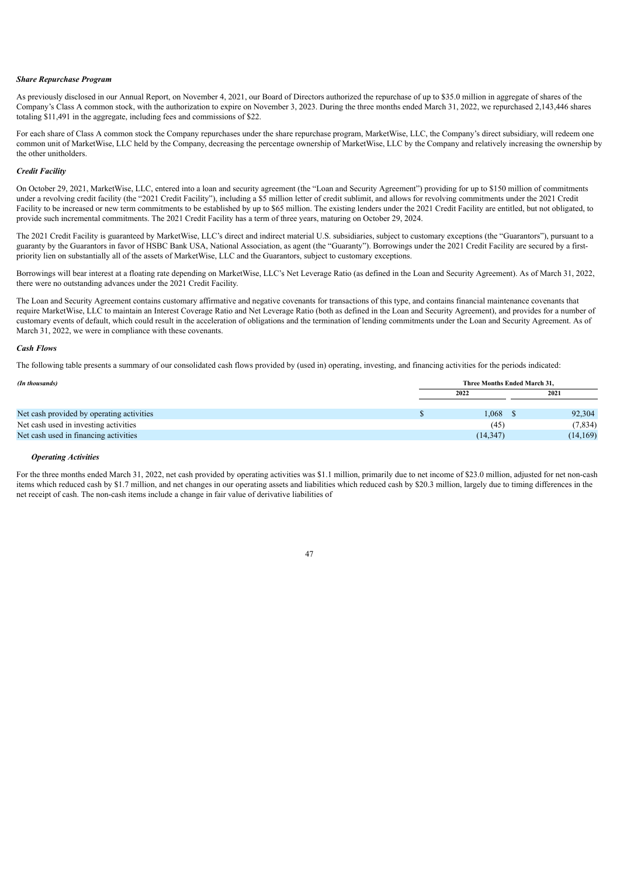***Share Repurchase Program***

As previously disclosed in our Annual Report, on November 4, 2021, our Board of Directors authorized the repurchase of up to $35.0 million in aggregate of shares of the Company's Class A common stock, with the authorization to expire on November 3, 2023. During the three months ended March 31, 2022, we repurchased 2,143,446 shares totaling $11,491 in the aggregate, including fees and commissions of $22.

For each share of Class A common stock the Company repurchases under the share repurchase program, MarketWise, LLC, the Company's direct subsidiary, will redeem one common unit of MarketWise, LLC held by the Company, decreasing the percentage ownership of MarketWise, LLC by the Company and relatively increasing the ownership by the other unitholders.

***Credit Facility***

On October 29, 2021, MarketWise, LLC, entered into a loan and security agreement (the "Loan and Security Agreement") providing for up to $150 million of commitments under a revolving credit facility (the "2021 Credit Facility"), including a $5 million letter of credit sublimit, and allows for revolving commitments under the 2021 Credit Facility to be increased or new term commitments to be established by up to $65 million. The existing lenders under the 2021 Credit Facility are entitled, but not obligated, to provide such incremental commitments. The 2021 Credit Facility has a term of three years, maturing on October 29, 2024.

The 2021 Credit Facility is guaranteed by MarketWise, LLC's direct and indirect material U.S. subsidiaries, subject to customary exceptions (the "Guarantors"), pursuant to a guaranty by the Guarantors in favor of HSBC Bank USA, National Association, as agent (the "Guaranty"). Borrowings under the 2021 Credit Facility are secured by a first-priority lien on substantially all of the assets of MarketWise, LLC and the Guarantors, subject to customary exceptions.

Borrowings will bear interest at a floating rate depending on MarketWise, LLC's Net Leverage Ratio (as defined in the Loan and Security Agreement). As of March 31, 2022, there were no outstanding advances under the 2021 Credit Facility.

The Loan and Security Agreement contains customary affirmative and negative covenants for transactions of this type, and contains financial maintenance covenants that require MarketWise, LLC to maintain an Interest Coverage Ratio and Net Leverage Ratio (both as defined in the Loan and Security Agreement), and provides for a number of customary events of default, which could result in the acceleration of obligations and the termination of lending commitments under the Loan and Security Agreement. As of March 31, 2022, we were in compliance with these covenants.

***Cash Flows***

The following table presents a summary of our consolidated cash flows provided by (used in) operating, investing, and financing activities for the periods indicated:

| *(In thousands)* | Three Months Ended March 31, | |
|---|---|---|
| | 2022 | 2021 |
| Net cash provided by operating activities | $ 1,068 | $ 92,304 |
| Net cash used in investing activities | (45) | (7,834) |
| Net cash used in financing activities | (14,347) | (14,169) |

***Operating Activities***

For the three months ended March 31, 2022, net cash provided by operating activities was $1.1 million, primarily due to net income of $23.0 million, adjusted for net non-cash items which reduced cash by $1.7 million, and net changes in our operating assets and liabilities which reduced cash by $20.3 million, largely due to timing differences in the net receipt of cash. The non-cash items include a change in fair value of derivative liabilities of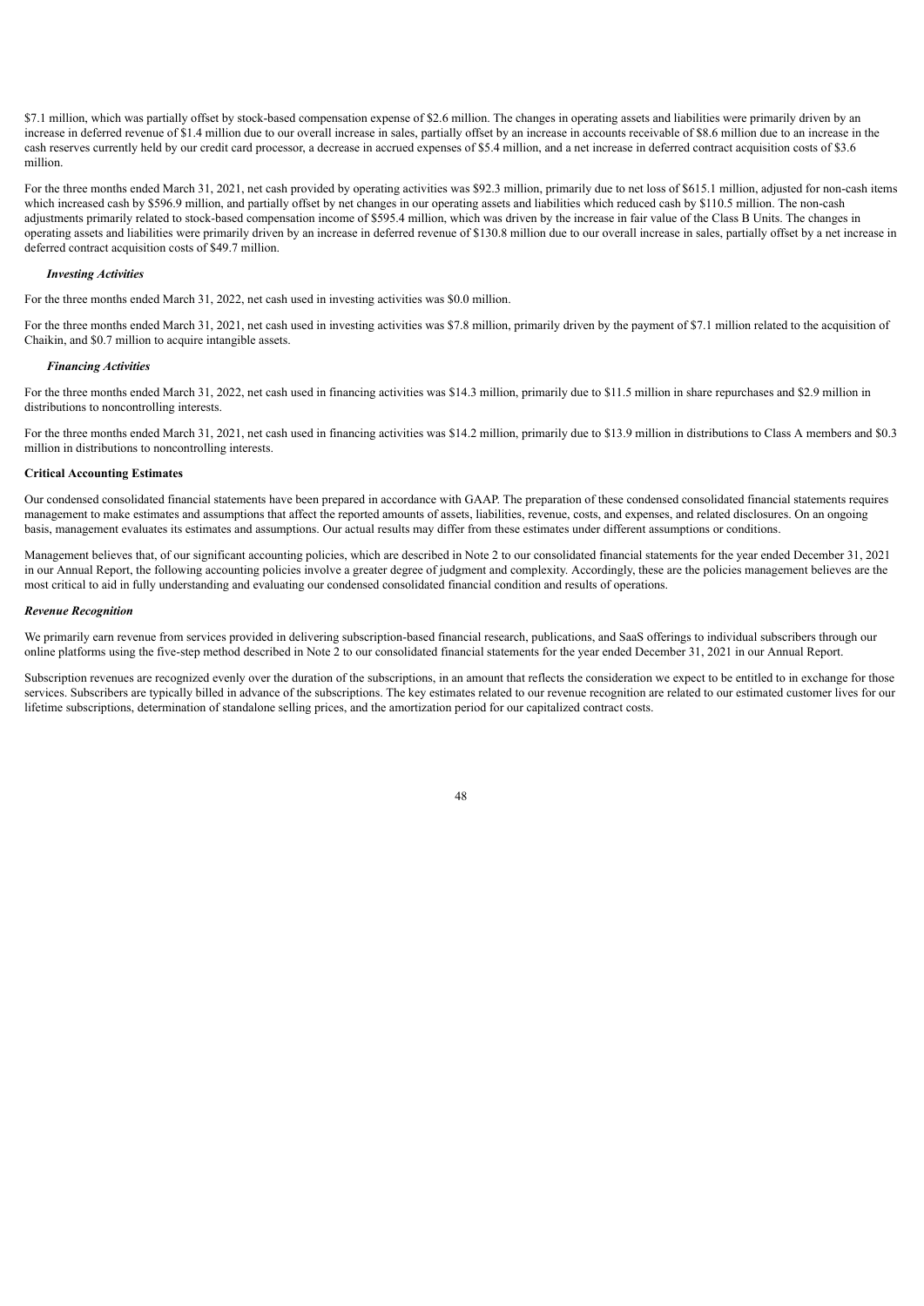$7.1 million, which was partially offset by stock-based compensation expense of $2.6 million. The changes in operating assets and liabilities were primarily driven by an increase in deferred revenue of $1.4 million due to our overall increase in sales, partially offset by an increase in accounts receivable of $8.6 million due to an increase in the cash reserves currently held by our credit card processor, a decrease in accrued expenses of $5.4 million, and a net increase in deferred contract acquisition costs of $3.6 million.

For the three months ended March 31, 2021, net cash provided by operating activities was $92.3 million, primarily due to net loss of $615.1 million, adjusted for non-cash items which increased cash by $596.9 million, and partially offset by net changes in our operating assets and liabilities which reduced cash by $110.5 million. The non-cash adjustments primarily related to stock-based compensation income of $595.4 million, which was driven by the increase in fair value of the Class B Units. The changes in operating assets and liabilities were primarily driven by an increase in deferred revenue of $130.8 million due to our overall increase in sales, partially offset by a net increase in deferred contract acquisition costs of $49.7 million.

***Investing Activities***

For the three months ended March 31, 2022, net cash used in investing activities was $0.0 million.

For the three months ended March 31, 2021, net cash used in investing activities was $7.8 million, primarily driven by the payment of $7.1 million related to the acquisition of Chaikin, and $0.7 million to acquire intangible assets.

***Financing Activities***

For the three months ended March 31, 2022, net cash used in financing activities was $14.3 million, primarily due to $11.5 million in share repurchases and $2.9 million in distributions to noncontrolling interests.

For the three months ended March 31, 2021, net cash used in financing activities was $14.2 million, primarily due to $13.9 million in distributions to Class A members and $0.3 million in distributions to noncontrolling interests.

**Critical Accounting Estimates**

Our condensed consolidated financial statements have been prepared in accordance with GAAP. The preparation of these condensed consolidated financial statements requires management to make estimates and assumptions that affect the reported amounts of assets, liabilities, revenue, costs, and expenses, and related disclosures. On an ongoing basis, management evaluates its estimates and assumptions. Our actual results may differ from these estimates under different assumptions or conditions.

Management believes that, of our significant accounting policies, which are described in Note 2 to our consolidated financial statements for the year ended December 31, 2021 in our Annual Report, the following accounting policies involve a greater degree of judgment and complexity. Accordingly, these are the policies management believes are the most critical to aid in fully understanding and evaluating our condensed consolidated financial condition and results of operations.

***Revenue Recognition***

We primarily earn revenue from services provided in delivering subscription-based financial research, publications, and SaaS offerings to individual subscribers through our online platforms using the five-step method described in Note 2 to our consolidated financial statements for the year ended December 31, 2021 in our Annual Report.

Subscription revenues are recognized evenly over the duration of the subscriptions, in an amount that reflects the consideration we expect to be entitled to in exchange for those services. Subscribers are typically billed in advance of the subscriptions. The key estimates related to our revenue recognition are related to our estimated customer lives for our lifetime subscriptions, determination of standalone selling prices, and the amortization period for our capitalized contract costs.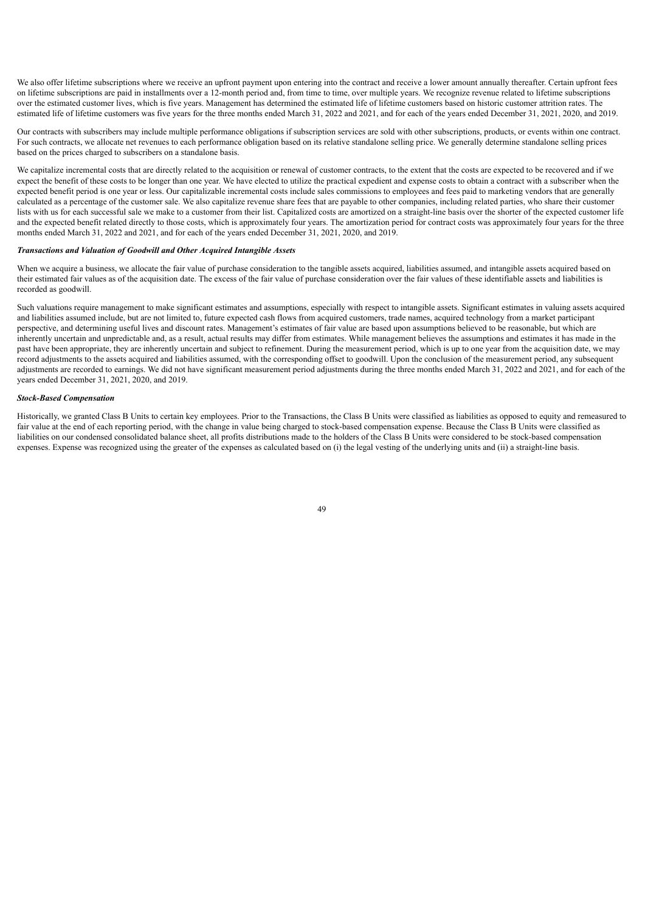We also offer lifetime subscriptions where we receive an upfront payment upon entering into the contract and receive a lower amount annually thereafter. Certain upfront fees on lifetime subscriptions are paid in installments over a 12-month period and, from time to time, over multiple years. We recognize revenue related to lifetime subscriptions over the estimated customer lives, which is five years. Management has determined the estimated life of lifetime customers based on historic customer attrition rates. The estimated life of lifetime customers was five years for the three months ended March 31, 2022 and 2021, and for each of the years ended December 31, 2021, 2020, and 2019.

Our contracts with subscribers may include multiple performance obligations if subscription services are sold with other subscriptions, products, or events within one contract. For such contracts, we allocate net revenues to each performance obligation based on its relative standalone selling price. We generally determine standalone selling prices based on the prices charged to subscribers on a standalone basis.

We capitalize incremental costs that are directly related to the acquisition or renewal of customer contracts, to the extent that the costs are expected to be recovered and if we expect the benefit of these costs to be longer than one year. We have elected to utilize the practical expedient and expense costs to obtain a contract with a subscriber when the expected benefit period is one year or less. Our capitalizable incremental costs include sales commissions to employees and fees paid to marketing vendors that are generally calculated as a percentage of the customer sale. We also capitalize revenue share fees that are payable to other companies, including related parties, who share their customer lists with us for each successful sale we make to a customer from their list. Capitalized costs are amortized on a straight-line basis over the shorter of the expected customer life and the expected benefit related directly to those costs, which is approximately four years. The amortization period for contract costs was approximately four years for the three months ended March 31, 2022 and 2021, and for each of the years ended December 31, 2021, 2020, and 2019.

***Transactions and Valuation of Goodwill and Other Acquired Intangible Assets***

When we acquire a business, we allocate the fair value of purchase consideration to the tangible assets acquired, liabilities assumed, and intangible assets acquired based on their estimated fair values as of the acquisition date. The excess of the fair value of purchase consideration over the fair values of these identifiable assets and liabilities is recorded as goodwill.

Such valuations require management to make significant estimates and assumptions, especially with respect to intangible assets. Significant estimates in valuing assets acquired and liabilities assumed include, but are not limited to, future expected cash flows from acquired customers, trade names, acquired technology from a market participant perspective, and determining useful lives and discount rates. Management's estimates of fair value are based upon assumptions believed to be reasonable, but which are inherently uncertain and unpredictable and, as a result, actual results may differ from estimates. While management believes the assumptions and estimates it has made in the past have been appropriate, they are inherently uncertain and subject to refinement. During the measurement period, which is up to one year from the acquisition date, we may record adjustments to the assets acquired and liabilities assumed, with the corresponding offset to goodwill. Upon the conclusion of the measurement period, any subsequent adjustments are recorded to earnings. We did not have significant measurement period adjustments during the three months ended March 31, 2022 and 2021, and for each of the years ended December 31, 2021, 2020, and 2019.

***Stock-Based Compensation***

Historically, we granted Class B Units to certain key employees. Prior to the Transactions, the Class B Units were classified as liabilities as opposed to equity and remeasured to fair value at the end of each reporting period, with the change in value being charged to stock-based compensation expense. Because the Class B Units were classified as liabilities on our condensed consolidated balance sheet, all profits distributions made to the holders of the Class B Units were considered to be stock-based compensation expenses. Expense was recognized using the greater of the expenses as calculated based on (i) the legal vesting of the underlying units and (ii) a straight-line basis.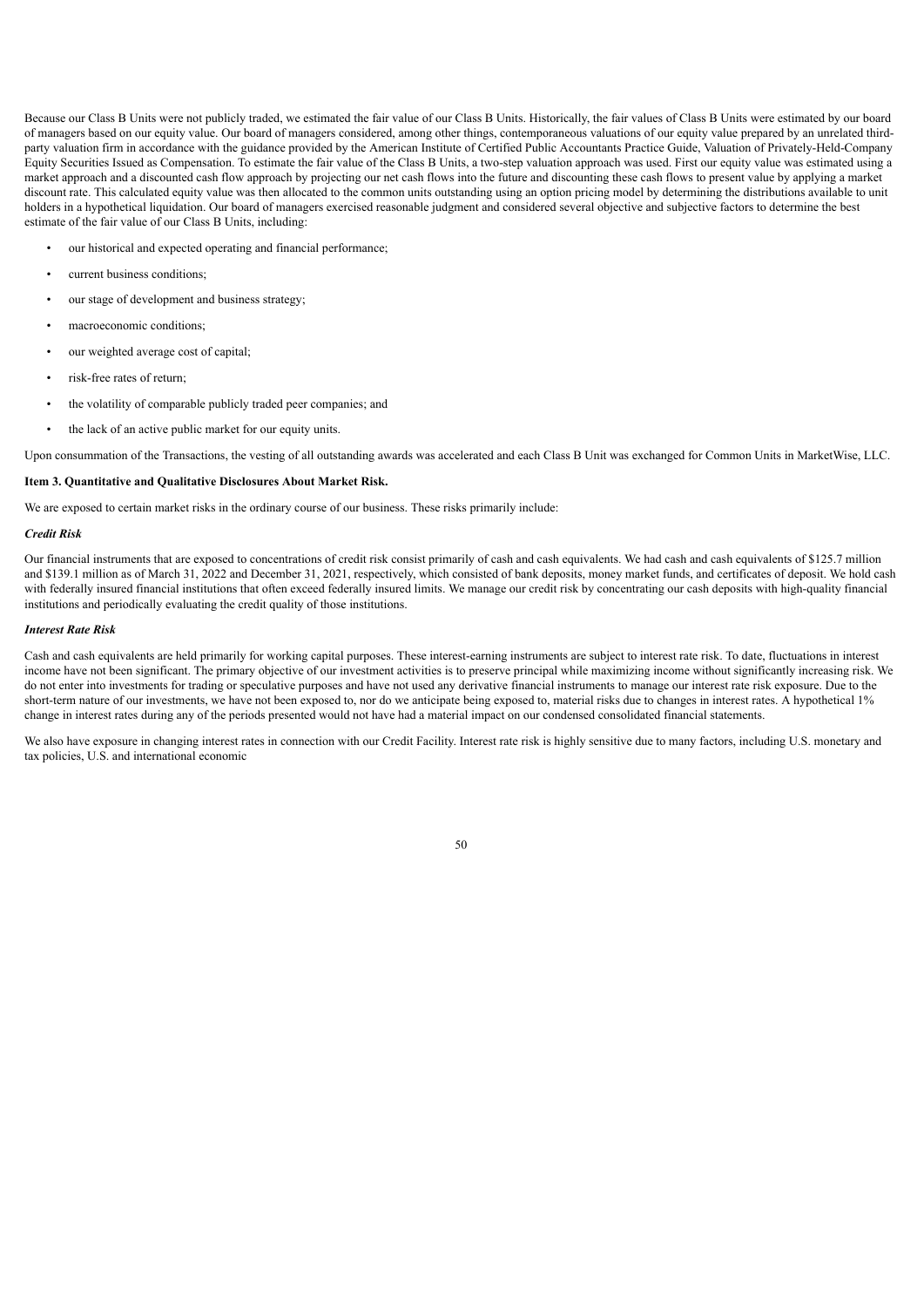Because our Class B Units were not publicly traded, we estimated the fair value of our Class B Units. Historically, the fair values of Class B Units were estimated by our board of managers based on our equity value. Our board of managers considered, among other things, contemporaneous valuations of our equity value prepared by an unrelated third-party valuation firm in accordance with the guidance provided by the American Institute of Certified Public Accountants Practice Guide, Valuation of Privately-Held-Company Equity Securities Issued as Compensation. To estimate the fair value of the Class B Units, a two-step valuation approach was used. First our equity value was estimated using a market approach and a discounted cash flow approach by projecting our net cash flows into the future and discounting these cash flows to present value by applying a market discount rate. This calculated equity value was then allocated to the common units outstanding using an option pricing model by determining the distributions available to unit holders in a hypothetical liquidation. Our board of managers exercised reasonable judgment and considered several objective and subjective factors to determine the best estimate of the fair value of our Class B Units, including:

- our historical and expected operating and financial performance;
- current business conditions;
- our stage of development and business strategy;
- macroeconomic conditions;
- our weighted average cost of capital;
- risk-free rates of return;
- the volatility of comparable publicly traded peer companies; and
- the lack of an active public market for our equity units.

Upon consummation of the Transactions, the vesting of all outstanding awards was accelerated and each Class B Unit was exchanged for Common Units in MarketWise, LLC.

**Item 3. Quantitative and Qualitative Disclosures About Market Risk.**

We are exposed to certain market risks in the ordinary course of our business. These risks primarily include:

***Credit Risk***

Our financial instruments that are exposed to concentrations of credit risk consist primarily of cash and cash equivalents. We had cash and cash equivalents of $125.7 million and $139.1 million as of March 31, 2022 and December 31, 2021, respectively, which consisted of bank deposits, money market funds, and certificates of deposit. We hold cash with federally insured financial institutions that often exceed federally insured limits. We manage our credit risk by concentrating our cash deposits with high-quality financial institutions and periodically evaluating the credit quality of those institutions.

***Interest Rate Risk***

Cash and cash equivalents are held primarily for working capital purposes. These interest-earning instruments are subject to interest rate risk. To date, fluctuations in interest income have not been significant. The primary objective of our investment activities is to preserve principal while maximizing income without significantly increasing risk. We do not enter into investments for trading or speculative purposes and have not used any derivative financial instruments to manage our interest rate risk exposure. Due to the short-term nature of our investments, we have not been exposed to, nor do we anticipate being exposed to, material risks due to changes in interest rates. A hypothetical 1% change in interest rates during any of the periods presented would not have had a material impact on our condensed consolidated financial statements.

We also have exposure in changing interest rates in connection with our Credit Facility. Interest rate risk is highly sensitive due to many factors, including U.S. monetary and tax policies, U.S. and international economic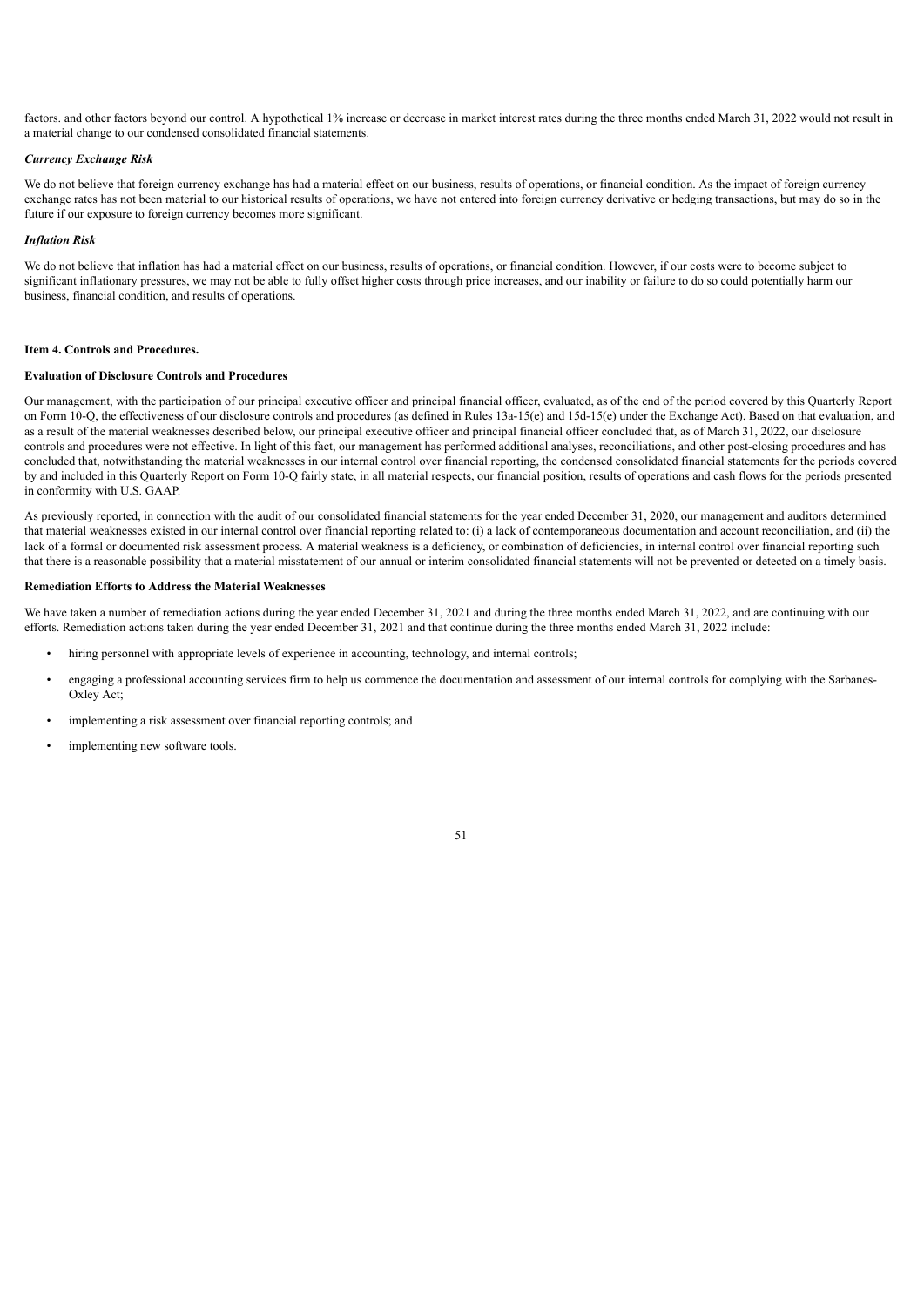factors. and other factors beyond our control. A hypothetical 1% increase or decrease in market interest rates during the three months ended March 31, 2022 would not result in a material change to our condensed consolidated financial statements.

***Currency Exchange Risk***

We do not believe that foreign currency exchange has had a material effect on our business, results of operations, or financial condition. As the impact of foreign currency exchange rates has not been material to our historical results of operations, we have not entered into foreign currency derivative or hedging transactions, but may do so in the future if our exposure to foreign currency becomes more significant.

***Inflation Risk***

We do not believe that inflation has had a material effect on our business, results of operations, or financial condition. However, if our costs were to become subject to significant inflationary pressures, we may not be able to fully offset higher costs through price increases, and our inability or failure to do so could potentially harm our business, financial condition, and results of operations.

**Item 4. Controls and Procedures.**

**Evaluation of Disclosure Controls and Procedures**

Our management, with the participation of our principal executive officer and principal financial officer, evaluated, as of the end of the period covered by this Quarterly Report on Form 10-Q, the effectiveness of our disclosure controls and procedures (as defined in Rules 13a-15(e) and 15d-15(e) under the Exchange Act). Based on that evaluation, and as a result of the material weaknesses described below, our principal executive officer and principal financial officer concluded that, as of March 31, 2022, our disclosure controls and procedures were not effective. In light of this fact, our management has performed additional analyses, reconciliations, and other post-closing procedures and has concluded that, notwithstanding the material weaknesses in our internal control over financial reporting, the condensed consolidated financial statements for the periods covered by and included in this Quarterly Report on Form 10-Q fairly state, in all material respects, our financial position, results of operations and cash flows for the periods presented in conformity with U.S. GAAP.

As previously reported, in connection with the audit of our consolidated financial statements for the year ended December 31, 2020, our management and auditors determined that material weaknesses existed in our internal control over financial reporting related to: (i) a lack of contemporaneous documentation and account reconciliation, and (ii) the lack of a formal or documented risk assessment process. A material weakness is a deficiency, or combination of deficiencies, in internal control over financial reporting such that there is a reasonable possibility that a material misstatement of our annual or interim consolidated financial statements will not be prevented or detected on a timely basis.

**Remediation Efforts to Address the Material Weaknesses**

We have taken a number of remediation actions during the year ended December 31, 2021 and during the three months ended March 31, 2022, and are continuing with our efforts. Remediation actions taken during the year ended December 31, 2021 and that continue during the three months ended March 31, 2022 include:

- hiring personnel with appropriate levels of experience in accounting, technology, and internal controls;
- engaging a professional accounting services firm to help us commence the documentation and assessment of our internal controls for complying with the Sarbanes-Oxley Act;
- implementing a risk assessment over financial reporting controls; and
- implementing new software tools.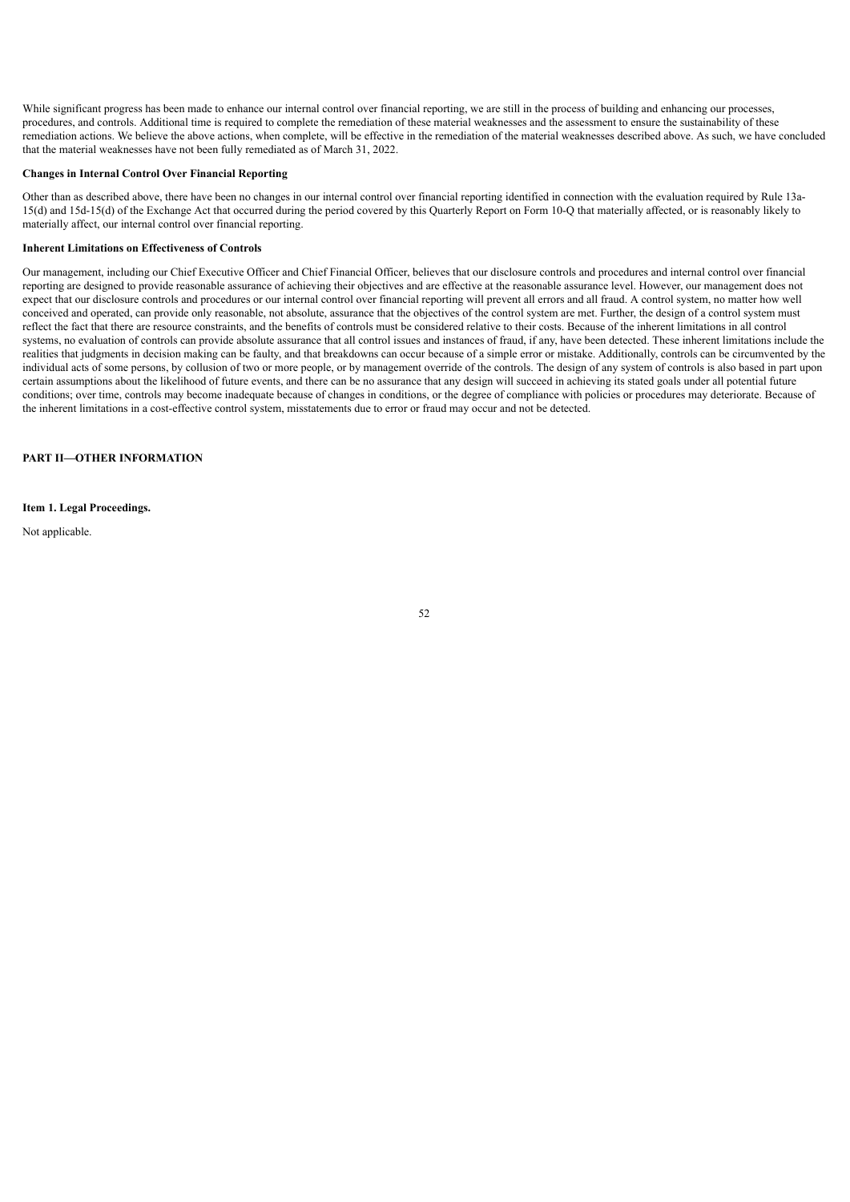While significant progress has been made to enhance our internal control over financial reporting, we are still in the process of building and enhancing our processes, procedures, and controls. Additional time is required to complete the remediation of these material weaknesses and the assessment to ensure the sustainability of these remediation actions. We believe the above actions, when complete, will be effective in the remediation of the material weaknesses described above. As such, we have concluded that the material weaknesses have not been fully remediated as of March 31, 2022.

**Changes in Internal Control Over Financial Reporting**

Other than as described above, there have been no changes in our internal control over financial reporting identified in connection with the evaluation required by Rule 13a-15(d) and 15d-15(d) of the Exchange Act that occurred during the period covered by this Quarterly Report on Form 10-Q that materially affected, or is reasonably likely to materially affect, our internal control over financial reporting.

**Inherent Limitations on Effectiveness of Controls**

Our management, including our Chief Executive Officer and Chief Financial Officer, believes that our disclosure controls and procedures and internal control over financial reporting are designed to provide reasonable assurance of achieving their objectives and are effective at the reasonable assurance level. However, our management does not expect that our disclosure controls and procedures or our internal control over financial reporting will prevent all errors and all fraud. A control system, no matter how well conceived and operated, can provide only reasonable, not absolute, assurance that the objectives of the control system are met. Further, the design of a control system must reflect the fact that there are resource constraints, and the benefits of controls must be considered relative to their costs. Because of the inherent limitations in all control systems, no evaluation of controls can provide absolute assurance that all control issues and instances of fraud, if any, have been detected. These inherent limitations include the realities that judgments in decision making can be faulty, and that breakdowns can occur because of a simple error or mistake. Additionally, controls can be circumvented by the individual acts of some persons, by collusion of two or more people, or by management override of the controls. The design of any system of controls is also based in part upon certain assumptions about the likelihood of future events, and there can be no assurance that any design will succeed in achieving its stated goals under all potential future conditions; over time, controls may become inadequate because of changes in conditions, or the degree of compliance with policies or procedures may deteriorate. Because of the inherent limitations in a cost-effective control system, misstatements due to error or fraud may occur and not be detected.

## PART II—OTHER INFORMATION

### Item 1. Legal Proceedings.

Not applicable.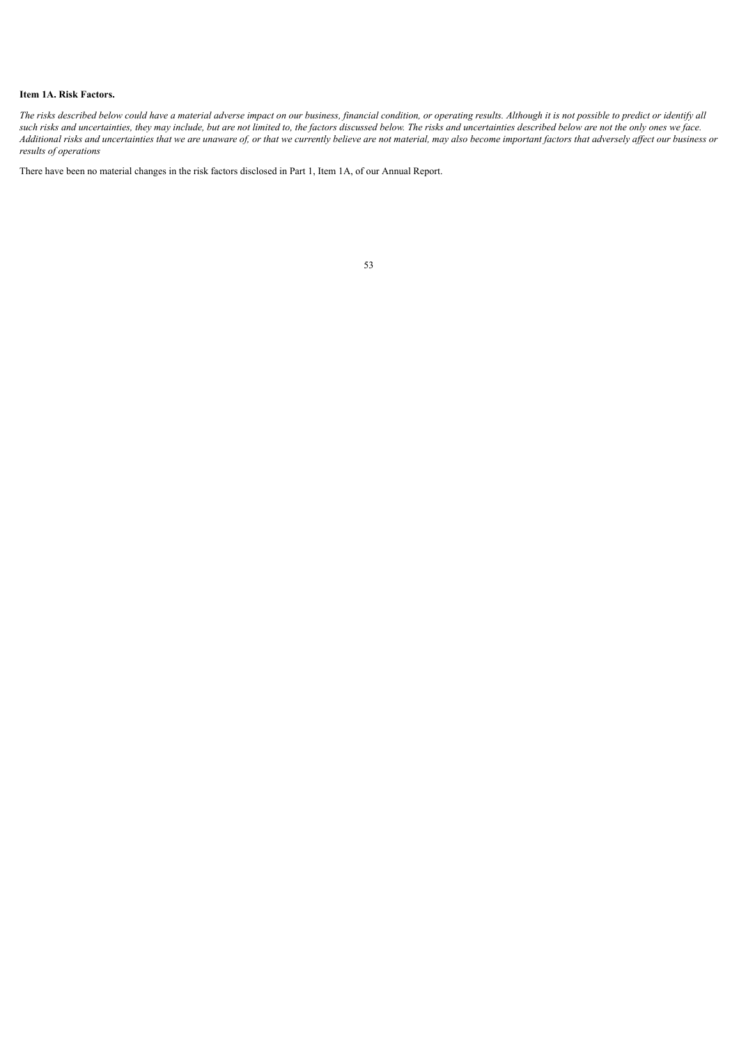**Item 1A. Risk Factors.**

*The risks described below could have a material adverse impact on our business, financial condition, or operating results. Although it is not possible to predict or identify all such risks and uncertainties, they may include, but are not limited to, the factors discussed below. The risks and uncertainties described below are not the only ones we face. Additional risks and uncertainties that we are unaware of, or that we currently believe are not material, may also become important factors that adversely affect our business or results of operations*

There have been no material changes in the risk factors disclosed in Part 1, Item 1A, of our Annual Report.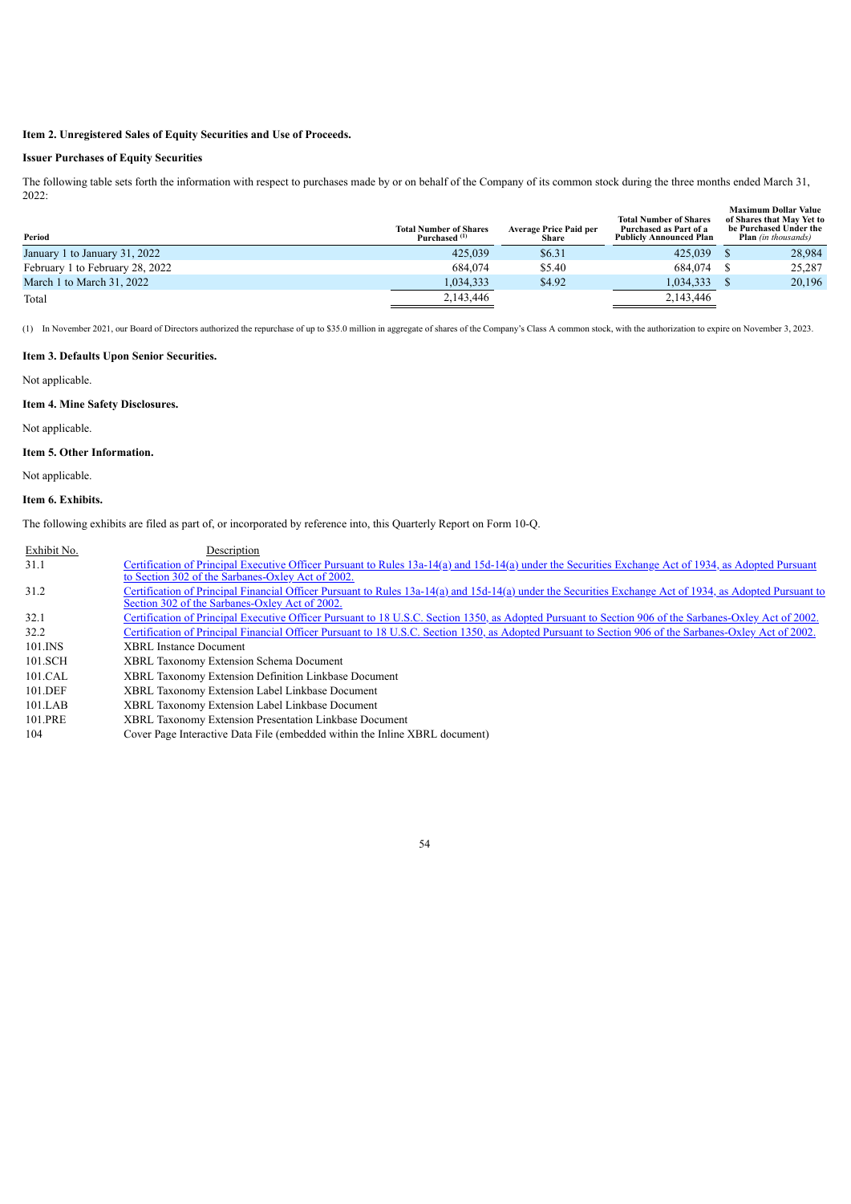**Item 2. Unregistered Sales of Equity Securities and Use of Proceeds.**

**Issuer Purchases of Equity Securities**

The following table sets forth the information with respect to purchases made by or on behalf of the Company of its common stock during the three months ended March 31, 2022:

| Period | Total Number of Shares Purchased [(1)] | Average Price Paid per Share | Total Number of Shares Purchased as Part of a Publicly Announced Plan | Maximum Dollar Value of Shares that May Yet to be Purchased Under the Plan *(in thousands)* |
|---|---|---|---|---|
| January 1 to January 31, 2022 | 425,039 | $6.31 | 425,039 | $ 28,984 |
| February 1 to February 28, 2022 | 684,074 | $5.40 | 684,074 | $ 25,287 |
| March 1 to March 31, 2022 | 1,034,333 | $4.92 | 1,034,333 | $ 20,196 |
| Total | 2,143,446 | | 2,143,446 | |

(1) In November 2021, our Board of Directors authorized the repurchase of up to $35.0 million in aggregate of shares of the Company's Class A common stock, with the authorization to expire on November 3, 2023.

**Item 3. Defaults Upon Senior Securities.**

Not applicable.

**Item 4. Mine Safety Disclosures.**

Not applicable.

**Item 5. Other Information.**

Not applicable.

**Item 6. Exhibits.**

The following exhibits are filed as part of, or incorporated by reference into, this Quarterly Report on Form 10-Q.

| Exhibit No. | Description |
|---|---|
| 31.1 | Certification of Principal Executive Officer Pursuant to Rules 13a-14(a) and 15d-14(a) under the Securities Exchange Act of 1934, as Adopted Pursuant to Section 302 of the Sarbanes-Oxley Act of 2002. |
| 31.2 | Certification of Principal Financial Officer Pursuant to Rules 13a-14(a) and 15d-14(a) under the Securities Exchange Act of 1934, as Adopted Pursuant to Section 302 of the Sarbanes-Oxley Act of 2002. |
| 32.1 | Certification of Principal Executive Officer Pursuant to 18 U.S.C. Section 1350, as Adopted Pursuant to Section 906 of the Sarbanes-Oxley Act of 2002. |
| 32.2 | Certification of Principal Financial Officer Pursuant to 18 U.S.C. Section 1350, as Adopted Pursuant to Section 906 of the Sarbanes-Oxley Act of 2002. |
| 101.INS | XBRL Instance Document |
| 101.SCH | XBRL Taxonomy Extension Schema Document |
| 101.CAL | XBRL Taxonomy Extension Definition Linkbase Document |
| 101.DEF | XBRL Taxonomy Extension Label Linkbase Document |
| 101.LAB | XBRL Taxonomy Extension Label Linkbase Document |
| 101.PRE | XBRL Taxonomy Extension Presentation Linkbase Document |
| 104 | Cover Page Interactive Data File (embedded within the Inline XBRL document) |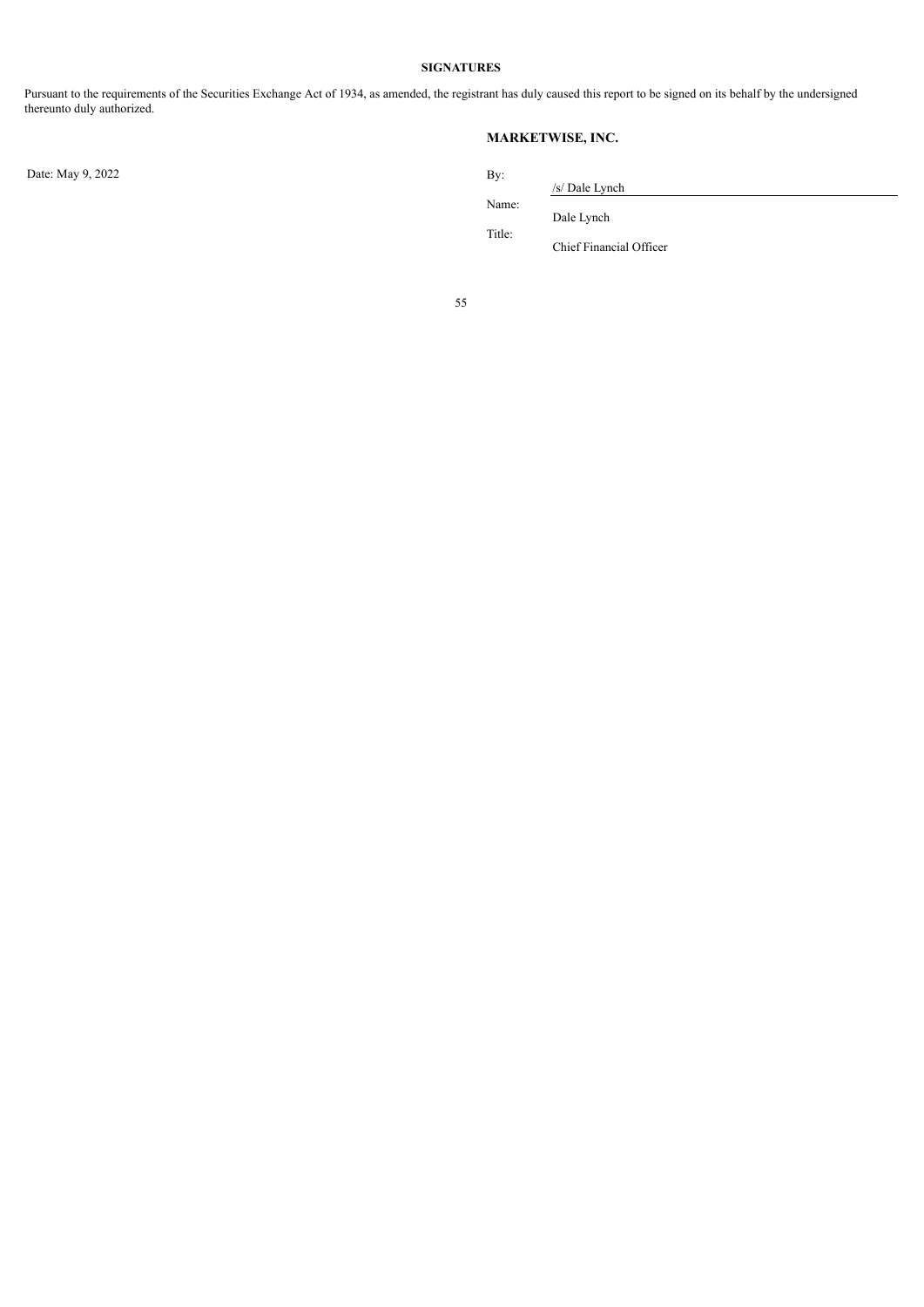**SIGNATURES**

Pursuant to the requirements of the Securities Exchange Act of 1934, as amended, the registrant has duly caused this report to be signed on its behalf by the undersigned thereunto duly authorized.

**MARKETWISE, INC.**

| | | |
|---|---|---|
| Date: May 9, 2022 | By: | /s/ Dale Lynch |
| | Name: | Dale Lynch |
| | Title: | Chief Financial Officer |